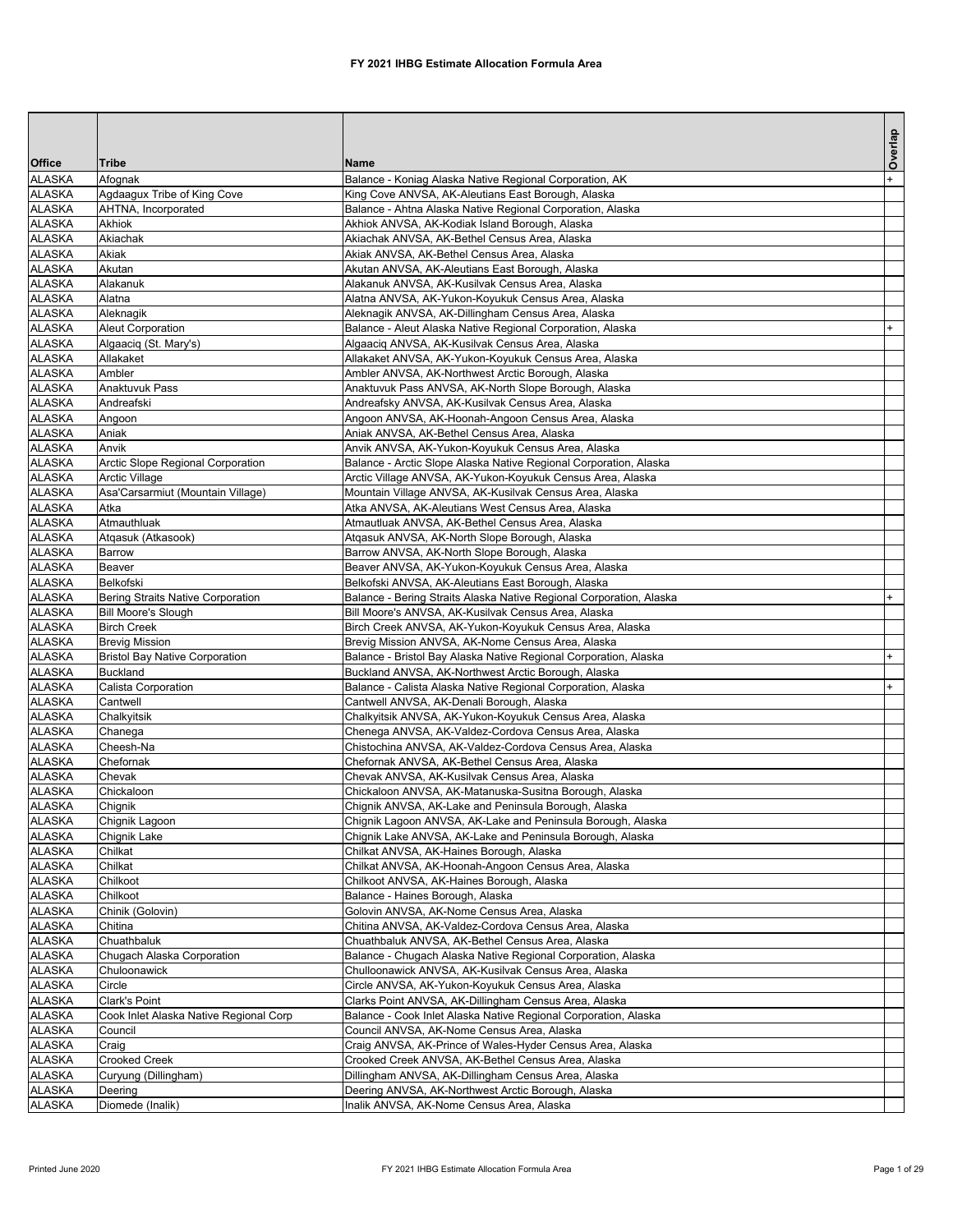# FY 2021 IHBG Estimate Allocation Formula Area

| Office | Tribe | Name | Overlap |
|---|---|---|---|
| ALASKA | Afognak | Balance - Koniag Alaska Native Regional Corporation, AK | + |
| ALASKA | Agdaagux Tribe of King Cove | King Cove ANVSA, AK-Aleutians East Borough, Alaska | |
| ALASKA | AHTNA, Incorporated | Balance - Ahtna Alaska Native Regional Corporation, Alaska | |
| ALASKA | Akhiok | Akhiok ANVSA, AK-Kodiak Island Borough, Alaska | |
| ALASKA | Akiachak | Akiachak ANVSA, AK-Bethel Census Area, Alaska | |
| ALASKA | Akiak | Akiak ANVSA, AK-Bethel Census Area, Alaska | |
| ALASKA | Akutan | Akutan ANVSA, AK-Aleutians East Borough, Alaska | |
| ALASKA | Alakanuk | Alakanuk ANVSA, AK-Kusilvak Census Area, Alaska | |
| ALASKA | Alatna | Alatna ANVSA, AK-Yukon-Koyukuk Census Area, Alaska | |
| ALASKA | Aleknagik | Aleknagik ANVSA, AK-Dillingham Census Area, Alaska | |
| ALASKA | Aleut Corporation | Balance - Aleut Alaska Native Regional Corporation, Alaska | + |
| ALASKA | Algaaciq (St. Mary's) | Algaaciq ANVSA, AK-Kusilvak Census Area, Alaska | |
| ALASKA | Allakaket | Allakaket ANVSA, AK-Yukon-Koyukuk Census Area, Alaska | |
| ALASKA | Ambler | Ambler ANVSA, AK-Northwest Arctic Borough, Alaska | |
| ALASKA | Anaktuvuk Pass | Anaktuvuk Pass ANVSA, AK-North Slope Borough, Alaska | |
| ALASKA | Andreafski | Andreafsky ANVSA, AK-Kusilvak Census Area, Alaska | |
| ALASKA | Angoon | Angoon ANVSA, AK-Hoonah-Angoon Census Area, Alaska | |
| ALASKA | Aniak | Aniak ANVSA, AK-Bethel Census Area, Alaska | |
| ALASKA | Anvik | Anvik ANVSA, AK-Yukon-Koyukuk Census Area, Alaska | |
| ALASKA | Arctic Slope Regional Corporation | Balance - Arctic Slope Alaska Native Regional Corporation, Alaska | |
| ALASKA | Arctic Village | Arctic Village ANVSA, AK-Yukon-Koyukuk Census Area, Alaska | |
| ALASKA | Asa'Carsarmiut (Mountain Village) | Mountain Village ANVSA, AK-Kusilvak Census Area, Alaska | |
| ALASKA | Atka | Atka ANVSA, AK-Aleutians West Census Area, Alaska | |
| ALASKA | Atmauthluak | Atmautluak ANVSA, AK-Bethel Census Area, Alaska | |
| ALASKA | Atqasuk (Atkasook) | Atqasuk ANVSA, AK-North Slope Borough, Alaska | |
| ALASKA | Barrow | Barrow ANVSA, AK-North Slope Borough, Alaska | |
| ALASKA | Beaver | Beaver ANVSA, AK-Yukon-Koyukuk Census Area, Alaska | |
| ALASKA | Belkofski | Belkofski ANVSA, AK-Aleutians East Borough, Alaska | |
| ALASKA | Bering Straits Native Corporation | Balance - Bering Straits Alaska Native Regional Corporation, Alaska | + |
| ALASKA | Bill Moore's Slough | Bill Moore's ANVSA, AK-Kusilvak Census Area, Alaska | |
| ALASKA | Birch Creek | Birch Creek ANVSA, AK-Yukon-Koyukuk Census Area, Alaska | |
| ALASKA | Brevig Mission | Brevig Mission ANVSA, AK-Nome Census Area, Alaska | |
| ALASKA | Bristol Bay Native Corporation | Balance - Bristol Bay Alaska Native Regional Corporation, Alaska | + |
| ALASKA | Buckland | Buckland ANVSA, AK-Northwest Arctic Borough, Alaska | |
| ALASKA | Calista Corporation | Balance - Calista Alaska Native Regional Corporation, Alaska | + |
| ALASKA | Cantwell | Cantwell ANVSA, AK-Denali Borough, Alaska | |
| ALASKA | Chalkyitsik | Chalkyitsik ANVSA, AK-Yukon-Koyukuk Census Area, Alaska | |
| ALASKA | Chanega | Chenega ANVSA, AK-Valdez-Cordova Census Area, Alaska | |
| ALASKA | Cheesh-Na | Chistochina ANVSA, AK-Valdez-Cordova Census Area, Alaska | |
| ALASKA | Chefornak | Chefornak ANVSA, AK-Bethel Census Area, Alaska | |
| ALASKA | Chevak | Chevak ANVSA, AK-Kusilvak Census Area, Alaska | |
| ALASKA | Chickaloon | Chickaloon ANVSA, AK-Matanuska-Susitna Borough, Alaska | |
| ALASKA | Chignik | Chignik ANVSA, AK-Lake and Peninsula Borough, Alaska | |
| ALASKA | Chignik Lagoon | Chignik Lagoon ANVSA, AK-Lake and Peninsula Borough, Alaska | |
| ALASKA | Chignik Lake | Chignik Lake ANVSA, AK-Lake and Peninsula Borough, Alaska | |
| ALASKA | Chilkat | Chilkat ANVSA, AK-Haines Borough, Alaska | |
| ALASKA | Chilkat | Chilkat ANVSA, AK-Hoonah-Angoon Census Area, Alaska | |
| ALASKA | Chilkoot | Chilkoot ANVSA, AK-Haines Borough, Alaska | |
| ALASKA | Chilkoot | Balance - Haines Borough, Alaska | |
| ALASKA | Chinik (Golovin) | Golovin ANVSA, AK-Nome Census Area, Alaska | |
| ALASKA | Chitina | Chitina ANVSA, AK-Valdez-Cordova Census Area, Alaska | |
| ALASKA | Chuathbaluk | Chuathbaluk ANVSA, AK-Bethel Census Area, Alaska | |
| ALASKA | Chugach Alaska Corporation | Balance - Chugach Alaska Native Regional Corporation, Alaska | |
| ALASKA | Chuloonawick | Chulloonawick ANVSA, AK-Kusilvak Census Area, Alaska | |
| ALASKA | Circle | Circle ANVSA, AK-Yukon-Koyukuk Census Area, Alaska | |
| ALASKA | Clark's Point | Clarks Point ANVSA, AK-Dillingham Census Area, Alaska | |
| ALASKA | Cook Inlet Alaska Native Regional Corp | Balance - Cook Inlet Alaska Native Regional Corporation, Alaska | |
| ALASKA | Council | Council ANVSA, AK-Nome Census Area, Alaska | |
| ALASKA | Craig | Craig ANVSA, AK-Prince of Wales-Hyder Census Area, Alaska | |
| ALASKA | Crooked Creek | Crooked Creek ANVSA, AK-Bethel Census Area, Alaska | |
| ALASKA | Curyung (Dillingham) | Dillingham ANVSA, AK-Dillingham Census Area, Alaska | |
| ALASKA | Deering | Deering ANVSA, AK-Northwest Arctic Borough, Alaska | |
| ALASKA | Diomede (Inalik) | Inalik ANVSA, AK-Nome Census Area, Alaska | |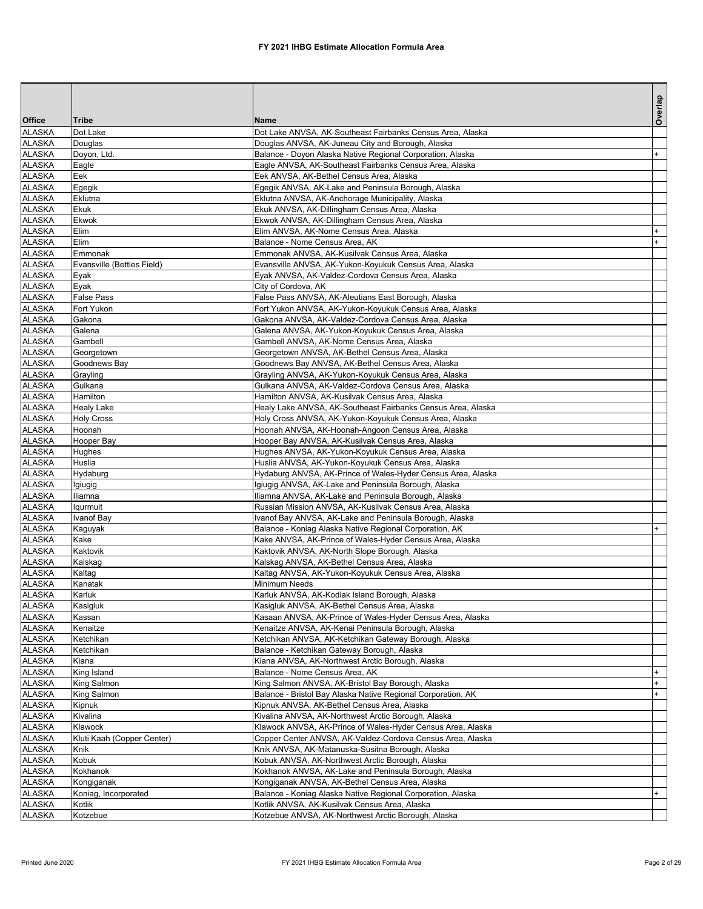# FY 2021 IHBG Estimate Allocation Formula Area

| Office | Tribe | Name | Overlap |
|---|---|---|---|
| ALASKA | Dot Lake | Dot Lake ANVSA, AK-Southeast Fairbanks Census Area, Alaska | |
| ALASKA | Douglas | Douglas ANVSA, AK-Juneau City and Borough, Alaska | |
| ALASKA | Doyon, Ltd. | Balance - Doyon Alaska Native Regional Corporation, Alaska | + |
| ALASKA | Eagle | Eagle ANVSA, AK-Southeast Fairbanks Census Area, Alaska | |
| ALASKA | Eek | Eek ANVSA, AK-Bethel Census Area, Alaska | |
| ALASKA | Egegik | Egegik ANVSA, AK-Lake and Peninsula Borough, Alaska | |
| ALASKA | Eklutna | Eklutna ANVSA, AK-Anchorage Municipality, Alaska | |
| ALASKA | Ekuk | Ekuk ANVSA, AK-Dillingham Census Area, Alaska | |
| ALASKA | Ekwok | Ekwok ANVSA, AK-Dillingham Census Area, Alaska | |
| ALASKA | Elim | Elim ANVSA, AK-Nome Census Area, Alaska | + |
| ALASKA | Elim | Balance - Nome Census Area, AK | + |
| ALASKA | Emmonak | Emmonak ANVSA, AK-Kusilvak Census Area, Alaska | |
| ALASKA | Evansville (Bettles Field) | Evansville ANVSA, AK-Yukon-Koyukuk Census Area, Alaska | |
| ALASKA | Eyak | Eyak ANVSA, AK-Valdez-Cordova Census Area, Alaska | |
| ALASKA | Eyak | City of Cordova, AK | |
| ALASKA | False Pass | False Pass ANVSA, AK-Aleutians East Borough, Alaska | |
| ALASKA | Fort Yukon | Fort Yukon ANVSA, AK-Yukon-Koyukuk Census Area, Alaska | |
| ALASKA | Gakona | Gakona ANVSA, AK-Valdez-Cordova Census Area, Alaska | |
| ALASKA | Galena | Galena ANVSA, AK-Yukon-Koyukuk Census Area, Alaska | |
| ALASKA | Gambell | Gambell ANVSA, AK-Nome Census Area, Alaska | |
| ALASKA | Georgetown | Georgetown ANVSA, AK-Bethel Census Area, Alaska | |
| ALASKA | Goodnews Bay | Goodnews Bay ANVSA, AK-Bethel Census Area, Alaska | |
| ALASKA | Grayling | Grayling ANVSA, AK-Yukon-Koyukuk Census Area, Alaska | |
| ALASKA | Gulkana | Gulkana ANVSA, AK-Valdez-Cordova Census Area, Alaska | |
| ALASKA | Hamilton | Hamilton ANVSA, AK-Kusilvak Census Area, Alaska | |
| ALASKA | Healy Lake | Healy Lake ANVSA, AK-Southeast Fairbanks Census Area, Alaska | |
| ALASKA | Holy Cross | Holy Cross ANVSA, AK-Yukon-Koyukuk Census Area, Alaska | |
| ALASKA | Hoonah | Hoonah ANVSA, AK-Hoonah-Angoon Census Area, Alaska | |
| ALASKA | Hooper Bay | Hooper Bay ANVSA, AK-Kusilvak Census Area, Alaska | |
| ALASKA | Hughes | Hughes ANVSA, AK-Yukon-Koyukuk Census Area, Alaska | |
| ALASKA | Huslia | Huslia ANVSA, AK-Yukon-Koyukuk Census Area, Alaska | |
| ALASKA | Hydaburg | Hydaburg ANVSA, AK-Prince of Wales-Hyder Census Area, Alaska | |
| ALASKA | Igiugig | Igiugig ANVSA, AK-Lake and Peninsula Borough, Alaska | |
| ALASKA | Iliamna | Iliamna ANVSA, AK-Lake and Peninsula Borough, Alaska | |
| ALASKA | Iqurmuit | Russian Mission ANVSA, AK-Kusilvak Census Area, Alaska | |
| ALASKA | Ivanof Bay | Ivanof Bay ANVSA, AK-Lake and Peninsula Borough, Alaska | |
| ALASKA | Kaguyak | Balance - Koniag Alaska Native Regional Corporation, AK | + |
| ALASKA | Kake | Kake ANVSA, AK-Prince of Wales-Hyder Census Area, Alaska | |
| ALASKA | Kaktovik | Kaktovik ANVSA, AK-North Slope Borough, Alaska | |
| ALASKA | Kalskag | Kalskag ANVSA, AK-Bethel Census Area, Alaska | |
| ALASKA | Kaltag | Kaltag ANVSA, AK-Yukon-Koyukuk Census Area, Alaska | |
| ALASKA | Kanatak | Minimum Needs | |
| ALASKA | Karluk | Karluk ANVSA, AK-Kodiak Island Borough, Alaska | |
| ALASKA | Kasigluk | Kasigluk ANVSA, AK-Bethel Census Area, Alaska | |
| ALASKA | Kassan | Kasaan ANVSA, AK-Prince of Wales-Hyder Census Area, Alaska | |
| ALASKA | Kenaitze | Kenaitze ANVSA, AK-Kenai Peninsula Borough, Alaska | |
| ALASKA | Ketchikan | Ketchikan ANVSA, AK-Ketchikan Gateway Borough, Alaska | |
| ALASKA | Ketchikan | Balance - Ketchikan Gateway Borough, Alaska | |
| ALASKA | Kiana | Kiana ANVSA, AK-Northwest Arctic Borough, Alaska | |
| ALASKA | King Island | Balance - Nome Census Area, AK | + |
| ALASKA | King Salmon | King Salmon ANVSA, AK-Bristol Bay Borough, Alaska | + |
| ALASKA | King Salmon | Balance - Bristol Bay Alaska Native Regional Corporation, AK | + |
| ALASKA | Kipnuk | Kipnuk ANVSA, AK-Bethel Census Area, Alaska | |
| ALASKA | Kivalina | Kivalina ANVSA, AK-Northwest Arctic Borough, Alaska | |
| ALASKA | Klawock | Klawock ANVSA, AK-Prince of Wales-Hyder Census Area, Alaska | |
| ALASKA | Kluti Kaah (Copper Center) | Copper Center ANVSA, AK-Valdez-Cordova Census Area, Alaska | |
| ALASKA | Knik | Knik ANVSA, AK-Matanuska-Susitna Borough, Alaska | |
| ALASKA | Kobuk | Kobuk ANVSA, AK-Northwest Arctic Borough, Alaska | |
| ALASKA | Kokhanok | Kokhanok ANVSA, AK-Lake and Peninsula Borough, Alaska | |
| ALASKA | Kongiganak | Kongiganak ANVSA, AK-Bethel Census Area, Alaska | |
| ALASKA | Koniag, Incorporated | Balance - Koniag Alaska Native Regional Corporation, Alaska | + |
| ALASKA | Kotlik | Kotlik ANVSA, AK-Kusilvak Census Area, Alaska | |
| ALASKA | Kotzebue | Kotzebue ANVSA, AK-Northwest Arctic Borough, Alaska | |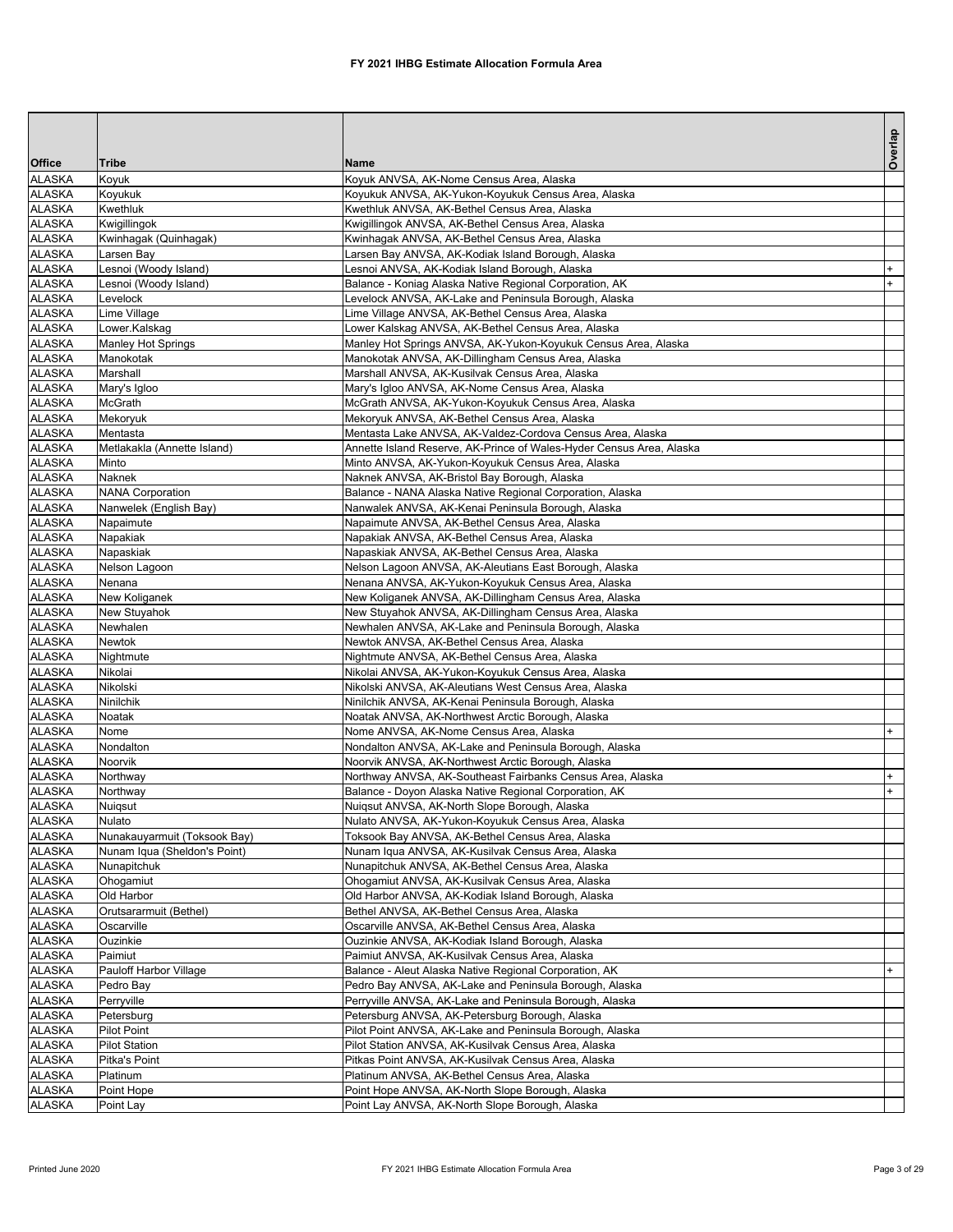# FY 2021 IHBG Estimate Allocation Formula Area

| Office | Tribe | Name | Overlap |
|---|---|---|---|
| ALASKA | Koyuk | Koyuk ANVSA, AK-Nome Census Area, Alaska | |
| ALASKA | Koyukuk | Koyukuk ANVSA, AK-Yukon-Koyukuk Census Area, Alaska | |
| ALASKA | Kwethluk | Kwethluk ANVSA, AK-Bethel Census Area, Alaska | |
| ALASKA | Kwigillingok | Kwigillingok ANVSA, AK-Bethel Census Area, Alaska | |
| ALASKA | Kwinhagak (Quinhagak) | Kwinhagak ANVSA, AK-Bethel Census Area, Alaska | |
| ALASKA | Larsen Bay | Larsen Bay ANVSA, AK-Kodiak Island Borough, Alaska | |
| ALASKA | Lesnoi (Woody Island) | Lesnoi ANVSA, AK-Kodiak Island Borough, Alaska | + |
| ALASKA | Lesnoi (Woody Island) | Balance - Koniag Alaska Native Regional Corporation, AK | + |
| ALASKA | Levelock | Levelock ANVSA, AK-Lake and Peninsula Borough, Alaska | |
| ALASKA | Lime Village | Lime Village ANVSA, AK-Bethel Census Area, Alaska | |
| ALASKA | Lower.Kalskag | Lower Kalskag ANVSA, AK-Bethel Census Area, Alaska | |
| ALASKA | Manley Hot Springs | Manley Hot Springs ANVSA, AK-Yukon-Koyukuk Census Area, Alaska | |
| ALASKA | Manokotak | Manokotak ANVSA, AK-Dillingham Census Area, Alaska | |
| ALASKA | Marshall | Marshall ANVSA, AK-Kusilvak Census Area, Alaska | |
| ALASKA | Mary's Igloo | Mary's Igloo ANVSA, AK-Nome Census Area, Alaska | |
| ALASKA | McGrath | McGrath ANVSA, AK-Yukon-Koyukuk Census Area, Alaska | |
| ALASKA | Mekoryuk | Mekoryuk ANVSA, AK-Bethel Census Area, Alaska | |
| ALASKA | Mentasta | Mentasta Lake ANVSA, AK-Valdez-Cordova Census Area, Alaska | |
| ALASKA | Metlakakla (Annette Island) | Annette Island Reserve, AK-Prince of Wales-Hyder Census Area, Alaska | |
| ALASKA | Minto | Minto ANVSA, AK-Yukon-Koyukuk Census Area, Alaska | |
| ALASKA | Naknek | Naknek ANVSA, AK-Bristol Bay Borough, Alaska | |
| ALASKA | NANA Corporation | Balance - NANA Alaska Native Regional Corporation, Alaska | |
| ALASKA | Nanwelek (English Bay) | Nanwalek ANVSA, AK-Kenai Peninsula Borough, Alaska | |
| ALASKA | Napaimute | Napaimute ANVSA, AK-Bethel Census Area, Alaska | |
| ALASKA | Napakiak | Napakiak ANVSA, AK-Bethel Census Area, Alaska | |
| ALASKA | Napaskiak | Napaskiak ANVSA, AK-Bethel Census Area, Alaska | |
| ALASKA | Nelson Lagoon | Nelson Lagoon ANVSA, AK-Aleutians East Borough, Alaska | |
| ALASKA | Nenana | Nenana ANVSA, AK-Yukon-Koyukuk Census Area, Alaska | |
| ALASKA | New Koliganek | New Koliganek ANVSA, AK-Dillingham Census Area, Alaska | |
| ALASKA | New Stuyahok | New Stuyahok ANVSA, AK-Dillingham Census Area, Alaska | |
| ALASKA | Newhalen | Newhalen ANVSA, AK-Lake and Peninsula Borough, Alaska | |
| ALASKA | Newtok | Newtok ANVSA, AK-Bethel Census Area, Alaska | |
| ALASKA | Nightmute | Nightmute ANVSA, AK-Bethel Census Area, Alaska | |
| ALASKA | Nikolai | Nikolai ANVSA, AK-Yukon-Koyukuk Census Area, Alaska | |
| ALASKA | Nikolski | Nikolski ANVSA, AK-Aleutians West Census Area, Alaska | |
| ALASKA | Ninilchik | Ninilchik ANVSA, AK-Kenai Peninsula Borough, Alaska | |
| ALASKA | Noatak | Noatak ANVSA, AK-Northwest Arctic Borough, Alaska | |
| ALASKA | Nome | Nome ANVSA, AK-Nome Census Area, Alaska | + |
| ALASKA | Nondalton | Nondalton ANVSA, AK-Lake and Peninsula Borough, Alaska | |
| ALASKA | Noorvik | Noorvik ANVSA, AK-Northwest Arctic Borough, Alaska | |
| ALASKA | Northway | Northway ANVSA, AK-Southeast Fairbanks Census Area, Alaska | + |
| ALASKA | Northway | Balance - Doyon Alaska Native Regional Corporation, AK | + |
| ALASKA | Nuiqsut | Nuiqsut ANVSA, AK-North Slope Borough, Alaska | |
| ALASKA | Nulato | Nulato ANVSA, AK-Yukon-Koyukuk Census Area, Alaska | |
| ALASKA | Nunakauyarmuit (Toksook Bay) | Toksook Bay ANVSA, AK-Bethel Census Area, Alaska | |
| ALASKA | Nunam Iqua (Sheldon's Point) | Nunam Iqua ANVSA, AK-Kusilvak Census Area, Alaska | |
| ALASKA | Nunapitchuk | Nunapitchuk ANVSA, AK-Bethel Census Area, Alaska | |
| ALASKA | Ohogamiut | Ohogamiut ANVSA, AK-Kusilvak Census Area, Alaska | |
| ALASKA | Old Harbor | Old Harbor ANVSA, AK-Kodiak Island Borough, Alaska | |
| ALASKA | Orutsararmuit (Bethel) | Bethel ANVSA, AK-Bethel Census Area, Alaska | |
| ALASKA | Oscarville | Oscarville ANVSA, AK-Bethel Census Area, Alaska | |
| ALASKA | Ouzinkie | Ouzinkie ANVSA, AK-Kodiak Island Borough, Alaska | |
| ALASKA | Paimiut | Paimiut ANVSA, AK-Kusilvak Census Area, Alaska | |
| ALASKA | Pauloff Harbor Village | Balance - Aleut Alaska Native Regional Corporation, AK | + |
| ALASKA | Pedro Bay | Pedro Bay ANVSA, AK-Lake and Peninsula Borough, Alaska | |
| ALASKA | Perryville | Perryville ANVSA, AK-Lake and Peninsula Borough, Alaska | |
| ALASKA | Petersburg | Petersburg ANVSA, AK-Petersburg Borough, Alaska | |
| ALASKA | Pilot Point | Pilot Point ANVSA, AK-Lake and Peninsula Borough, Alaska | |
| ALASKA | Pilot Station | Pilot Station ANVSA, AK-Kusilvak Census Area, Alaska | |
| ALASKA | Pitka's Point | Pitkas Point ANVSA, AK-Kusilvak Census Area, Alaska | |
| ALASKA | Platinum | Platinum ANVSA, AK-Bethel Census Area, Alaska | |
| ALASKA | Point Hope | Point Hope ANVSA, AK-North Slope Borough, Alaska | |
| ALASKA | Point Lay | Point Lay ANVSA, AK-North Slope Borough, Alaska | |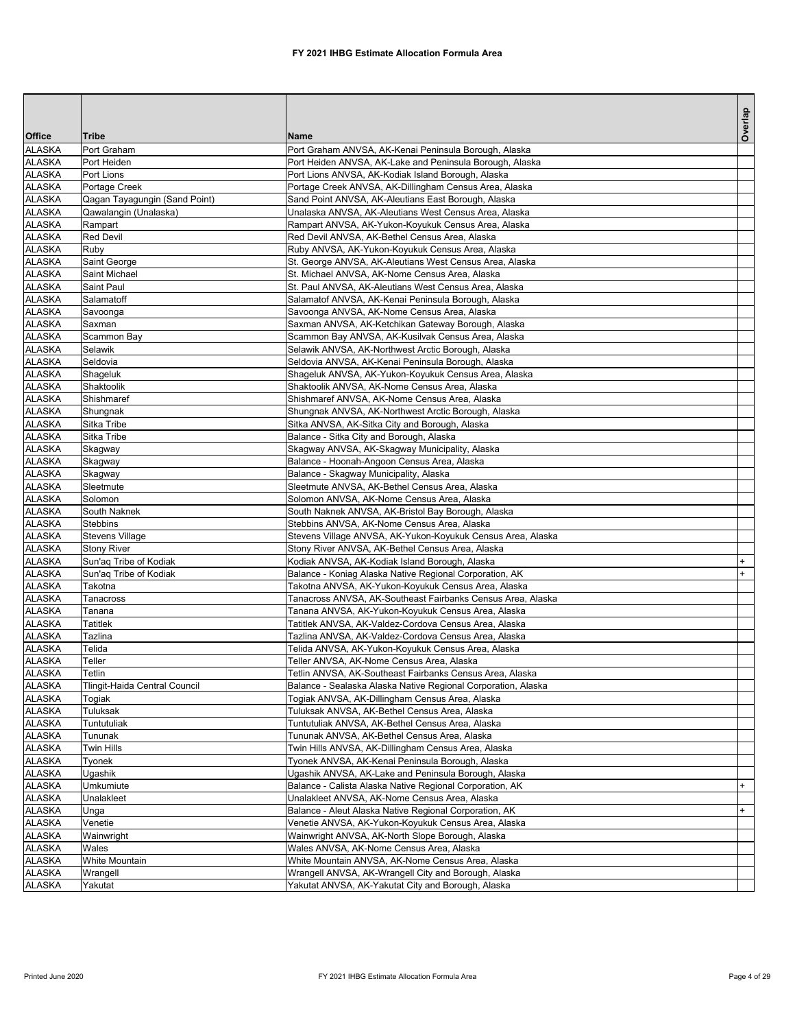# FY 2021 IHBG Estimate Allocation Formula Area

| Office | Tribe | Name | Overlap |
|---|---|---|---|
| ALASKA | Port Graham | Port Graham ANVSA, AK-Kenai Peninsula Borough, Alaska | |
| ALASKA | Port Heiden | Port Heiden ANVSA, AK-Lake and Peninsula Borough, Alaska | |
| ALASKA | Port Lions | Port Lions ANVSA, AK-Kodiak Island Borough, Alaska | |
| ALASKA | Portage Creek | Portage Creek ANVSA, AK-Dillingham Census Area, Alaska | |
| ALASKA | Qagan Tayagungin (Sand Point) | Sand Point ANVSA, AK-Aleutians East Borough, Alaska | |
| ALASKA | Qawalangin (Unalaska) | Unalaska ANVSA, AK-Aleutians West Census Area, Alaska | |
| ALASKA | Rampart | Rampart ANVSA, AK-Yukon-Koyukuk Census Area, Alaska | |
| ALASKA | Red Devil | Red Devil ANVSA, AK-Bethel Census Area, Alaska | |
| ALASKA | Ruby | Ruby ANVSA, AK-Yukon-Koyukuk Census Area, Alaska | |
| ALASKA | Saint George | St. George ANVSA, AK-Aleutians West Census Area, Alaska | |
| ALASKA | Saint Michael | St. Michael ANVSA, AK-Nome Census Area, Alaska | |
| ALASKA | Saint Paul | St. Paul ANVSA, AK-Aleutians West Census Area, Alaska | |
| ALASKA | Salamatoff | Salamatof ANVSA, AK-Kenai Peninsula Borough, Alaska | |
| ALASKA | Savoonga | Savoonga ANVSA, AK-Nome Census Area, Alaska | |
| ALASKA | Saxman | Saxman ANVSA, AK-Ketchikan Gateway Borough, Alaska | |
| ALASKA | Scammon Bay | Scammon Bay ANVSA, AK-Kusilvak Census Area, Alaska | |
| ALASKA | Selawik | Selawik ANVSA, AK-Northwest Arctic Borough, Alaska | |
| ALASKA | Seldovia | Seldovia ANVSA, AK-Kenai Peninsula Borough, Alaska | |
| ALASKA | Shageluk | Shageluk ANVSA, AK-Yukon-Koyukuk Census Area, Alaska | |
| ALASKA | Shaktoolik | Shaktoolik ANVSA, AK-Nome Census Area, Alaska | |
| ALASKA | Shishmaref | Shishmaref ANVSA, AK-Nome Census Area, Alaska | |
| ALASKA | Shungnak | Shungnak ANVSA, AK-Northwest Arctic Borough, Alaska | |
| ALASKA | Sitka Tribe | Sitka ANVSA, AK-Sitka City and Borough, Alaska | |
| ALASKA | Sitka Tribe | Balance - Sitka City and Borough, Alaska | |
| ALASKA | Skagway | Skagway ANVSA, AK-Skagway Municipality, Alaska | |
| ALASKA | Skagway | Balance - Hoonah-Angoon Census Area, Alaska | |
| ALASKA | Skagway | Balance - Skagway Municipality, Alaska | |
| ALASKA | Sleetmute | Sleetmute ANVSA, AK-Bethel Census Area, Alaska | |
| ALASKA | Solomon | Solomon ANVSA, AK-Nome Census Area, Alaska | |
| ALASKA | South Naknek | South Naknek ANVSA, AK-Bristol Bay Borough, Alaska | |
| ALASKA | Stebbins | Stebbins ANVSA, AK-Nome Census Area, Alaska | |
| ALASKA | Stevens Village | Stevens Village ANVSA, AK-Yukon-Koyukuk Census Area, Alaska | |
| ALASKA | Stony River | Stony River ANVSA, AK-Bethel Census Area, Alaska | |
| ALASKA | Sun'aq Tribe of Kodiak | Kodiak ANVSA, AK-Kodiak Island Borough, Alaska | + |
| ALASKA | Sun'aq Tribe of Kodiak | Balance - Koniag Alaska Native Regional Corporation, AK | + |
| ALASKA | Takotna | Takotna ANVSA, AK-Yukon-Koyukuk Census Area, Alaska | |
| ALASKA | Tanacross | Tanacross ANVSA, AK-Southeast Fairbanks Census Area, Alaska | |
| ALASKA | Tanana | Tanana ANVSA, AK-Yukon-Koyukuk Census Area, Alaska | |
| ALASKA | Tatitlek | Tatitlek ANVSA, AK-Valdez-Cordova Census Area, Alaska | |
| ALASKA | Tazlina | Tazlina ANVSA, AK-Valdez-Cordova Census Area, Alaska | |
| ALASKA | Telida | Telida ANVSA, AK-Yukon-Koyukuk Census Area, Alaska | |
| ALASKA | Teller | Teller ANVSA, AK-Nome Census Area, Alaska | |
| ALASKA | Tetlin | Tetlin ANVSA, AK-Southeast Fairbanks Census Area, Alaska | |
| ALASKA | Tlingit-Haida Central Council | Balance - Sealaska Alaska Native Regional Corporation, Alaska | |
| ALASKA | Togiak | Togiak ANVSA, AK-Dillingham Census Area, Alaska | |
| ALASKA | Tuluksak | Tuluksak ANVSA, AK-Bethel Census Area, Alaska | |
| ALASKA | Tuntutuliak | Tuntutuliak ANVSA, AK-Bethel Census Area, Alaska | |
| ALASKA | Tununak | Tununak ANVSA, AK-Bethel Census Area, Alaska | |
| ALASKA | Twin Hills | Twin Hills ANVSA, AK-Dillingham Census Area, Alaska | |
| ALASKA | Tyonek | Tyonek ANVSA, AK-Kenai Peninsula Borough, Alaska | |
| ALASKA | Ugashik | Ugashik ANVSA, AK-Lake and Peninsula Borough, Alaska | |
| ALASKA | Umkumiute | Balance - Calista Alaska Native Regional Corporation, AK | + |
| ALASKA | Unalakleet | Unalakleet ANVSA, AK-Nome Census Area, Alaska | |
| ALASKA | Unga | Balance - Aleut Alaska Native Regional Corporation, AK | + |
| ALASKA | Venetie | Venetie ANVSA, AK-Yukon-Koyukuk Census Area, Alaska | |
| ALASKA | Wainwright | Wainwright ANVSA, AK-North Slope Borough, Alaska | |
| ALASKA | Wales | Wales ANVSA, AK-Nome Census Area, Alaska | |
| ALASKA | White Mountain | White Mountain ANVSA, AK-Nome Census Area, Alaska | |
| ALASKA | Wrangell | Wrangell ANVSA, AK-Wrangell City and Borough, Alaska | |
| ALASKA | Yakutat | Yakutat ANVSA, AK-Yakutat City and Borough, Alaska | |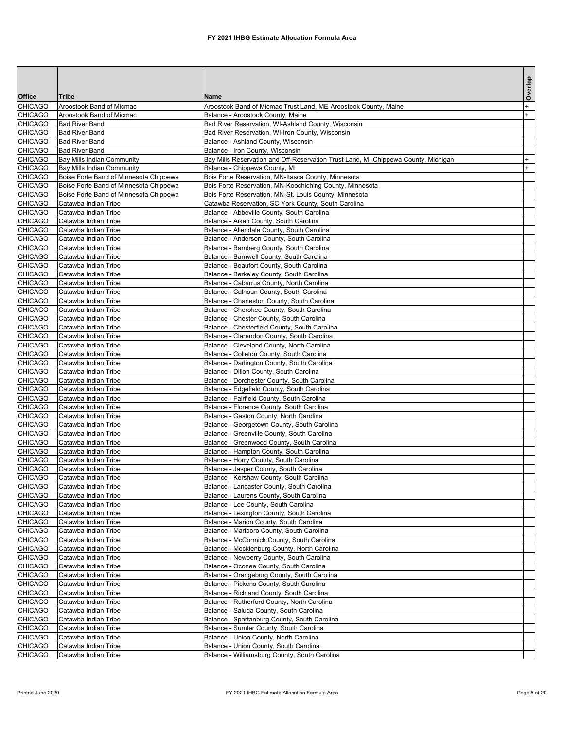# FY 2021 IHBG Estimate Allocation Formula Area

| Office | Tribe | Name | Overlap |
|---|---|---|---|
| CHICAGO | Aroostook Band of Micmac | Aroostook Band of Micmac Trust Land, ME-Aroostook County, Maine | + |
| CHICAGO | Aroostook Band of Micmac | Balance - Aroostook County, Maine | + |
| CHICAGO | Bad River Band | Bad River Reservation, WI-Ashland County, Wisconsin | |
| CHICAGO | Bad River Band | Bad River Reservation, WI-Iron County, Wisconsin | |
| CHICAGO | Bad River Band | Balance - Ashland County, Wisconsin | |
| CHICAGO | Bad River Band | Balance - Iron County, Wisconsin | |
| CHICAGO | Bay Mills Indian Community | Bay Mills Reservation and Off-Reservation Trust Land, MI-Chippewa County, Michigan | + |
| CHICAGO | Bay Mills Indian Community | Balance - Chippewa County, MI | + |
| CHICAGO | Boise Forte Band of Minnesota Chippewa | Bois Forte Reservation, MN-Itasca County, Minnesota | |
| CHICAGO | Boise Forte Band of Minnesota Chippewa | Bois Forte Reservation, MN-Koochiching County, Minnesota | |
| CHICAGO | Boise Forte Band of Minnesota Chippewa | Bois Forte Reservation, MN-St. Louis County, Minnesota | |
| CHICAGO | Catawba Indian Tribe | Catawba Reservation, SC-York County, South Carolina | |
| CHICAGO | Catawba Indian Tribe | Balance - Abbeville County, South Carolina | |
| CHICAGO | Catawba Indian Tribe | Balance - Aiken County, South Carolina | |
| CHICAGO | Catawba Indian Tribe | Balance - Allendale County, South Carolina | |
| CHICAGO | Catawba Indian Tribe | Balance - Anderson County, South Carolina | |
| CHICAGO | Catawba Indian Tribe | Balance - Bamberg County, South Carolina | |
| CHICAGO | Catawba Indian Tribe | Balance - Barnwell County, South Carolina | |
| CHICAGO | Catawba Indian Tribe | Balance - Beaufort County, South Carolina | |
| CHICAGO | Catawba Indian Tribe | Balance - Berkeley County, South Carolina | |
| CHICAGO | Catawba Indian Tribe | Balance - Cabarrus County, North Carolina | |
| CHICAGO | Catawba Indian Tribe | Balance - Calhoun County, South Carolina | |
| CHICAGO | Catawba Indian Tribe | Balance - Charleston County, South Carolina | |
| CHICAGO | Catawba Indian Tribe | Balance - Cherokee County, South Carolina | |
| CHICAGO | Catawba Indian Tribe | Balance - Chester County, South Carolina | |
| CHICAGO | Catawba Indian Tribe | Balance - Chesterfield County, South Carolina | |
| CHICAGO | Catawba Indian Tribe | Balance - Clarendon County, South Carolina | |
| CHICAGO | Catawba Indian Tribe | Balance - Cleveland County, North Carolina | |
| CHICAGO | Catawba Indian Tribe | Balance - Colleton County, South Carolina | |
| CHICAGO | Catawba Indian Tribe | Balance - Darlington County, South Carolina | |
| CHICAGO | Catawba Indian Tribe | Balance - Dillon County, South Carolina | |
| CHICAGO | Catawba Indian Tribe | Balance - Dorchester County, South Carolina | |
| CHICAGO | Catawba Indian Tribe | Balance - Edgefield County, South Carolina | |
| CHICAGO | Catawba Indian Tribe | Balance - Fairfield County, South Carolina | |
| CHICAGO | Catawba Indian Tribe | Balance - Florence County, South Carolina | |
| CHICAGO | Catawba Indian Tribe | Balance - Gaston County, North Carolina | |
| CHICAGO | Catawba Indian Tribe | Balance - Georgetown County, South Carolina | |
| CHICAGO | Catawba Indian Tribe | Balance - Greenville County, South Carolina | |
| CHICAGO | Catawba Indian Tribe | Balance - Greenwood County, South Carolina | |
| CHICAGO | Catawba Indian Tribe | Balance - Hampton County, South Carolina | |
| CHICAGO | Catawba Indian Tribe | Balance - Horry County, South Carolina | |
| CHICAGO | Catawba Indian Tribe | Balance - Jasper County, South Carolina | |
| CHICAGO | Catawba Indian Tribe | Balance - Kershaw County, South Carolina | |
| CHICAGO | Catawba Indian Tribe | Balance - Lancaster County, South Carolina | |
| CHICAGO | Catawba Indian Tribe | Balance - Laurens County, South Carolina | |
| CHICAGO | Catawba Indian Tribe | Balance - Lee County, South Carolina | |
| CHICAGO | Catawba Indian Tribe | Balance - Lexington County, South Carolina | |
| CHICAGO | Catawba Indian Tribe | Balance - Marion County, South Carolina | |
| CHICAGO | Catawba Indian Tribe | Balance - Marlboro County, South Carolina | |
| CHICAGO | Catawba Indian Tribe | Balance - McCormick County, South Carolina | |
| CHICAGO | Catawba Indian Tribe | Balance - Mecklenburg County, North Carolina | |
| CHICAGO | Catawba Indian Tribe | Balance - Newberry County, South Carolina | |
| CHICAGO | Catawba Indian Tribe | Balance - Oconee County, South Carolina | |
| CHICAGO | Catawba Indian Tribe | Balance - Orangeburg County, South Carolina | |
| CHICAGO | Catawba Indian Tribe | Balance - Pickens County, South Carolina | |
| CHICAGO | Catawba Indian Tribe | Balance - Richland County, South Carolina | |
| CHICAGO | Catawba Indian Tribe | Balance - Rutherford County, North Carolina | |
| CHICAGO | Catawba Indian Tribe | Balance - Saluda County, South Carolina | |
| CHICAGO | Catawba Indian Tribe | Balance - Spartanburg County, South Carolina | |
| CHICAGO | Catawba Indian Tribe | Balance - Sumter County, South Carolina | |
| CHICAGO | Catawba Indian Tribe | Balance - Union County, North Carolina | |
| CHICAGO | Catawba Indian Tribe | Balance - Union County, South Carolina | |
| CHICAGO | Catawba Indian Tribe | Balance - Williamsburg County, South Carolina | |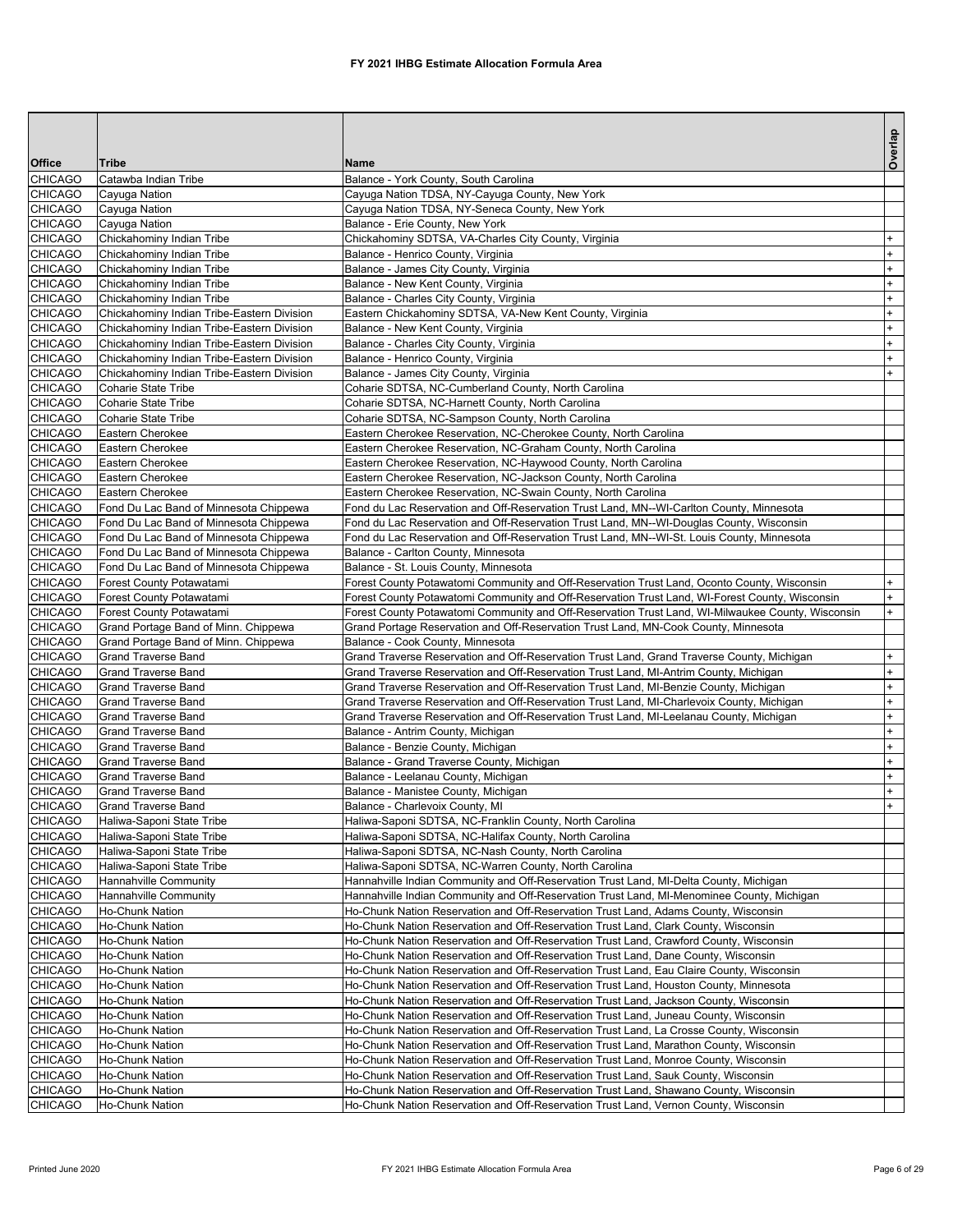# FY 2021 IHBG Estimate Allocation Formula Area

| Office | Tribe | Name | Overlap |
|---|---|---|---|
| CHICAGO | Catawba Indian Tribe | Balance - York County, South Carolina | |
| CHICAGO | Cayuga Nation | Cayuga Nation TDSA, NY-Cayuga County, New York | |
| CHICAGO | Cayuga Nation | Cayuga Nation TDSA, NY-Seneca County, New York | |
| CHICAGO | Cayuga Nation | Balance - Erie County, New York | |
| CHICAGO | Chickahominy Indian Tribe | Chickahominy SDTSA, VA-Charles City County, Virginia | + |
| CHICAGO | Chickahominy Indian Tribe | Balance - Henrico County, Virginia | + |
| CHICAGO | Chickahominy Indian Tribe | Balance - James City County, Virginia | + |
| CHICAGO | Chickahominy Indian Tribe | Balance - New Kent County, Virginia | + |
| CHICAGO | Chickahominy Indian Tribe | Balance - Charles City County, Virginia | + |
| CHICAGO | Chickahominy Indian Tribe-Eastern Division | Eastern Chickahominy SDTSA, VA-New Kent County, Virginia | + |
| CHICAGO | Chickahominy Indian Tribe-Eastern Division | Balance - New Kent County, Virginia | + |
| CHICAGO | Chickahominy Indian Tribe-Eastern Division | Balance - Charles City County, Virginia | + |
| CHICAGO | Chickahominy Indian Tribe-Eastern Division | Balance - Henrico County, Virginia | + |
| CHICAGO | Chickahominy Indian Tribe-Eastern Division | Balance - James City County, Virginia | + |
| CHICAGO | Coharie State Tribe | Coharie SDTSA, NC-Cumberland County, North Carolina | |
| CHICAGO | Coharie State Tribe | Coharie SDTSA, NC-Harnett County, North Carolina | |
| CHICAGO | Coharie State Tribe | Coharie SDTSA, NC-Sampson County, North Carolina | |
| CHICAGO | Eastern Cherokee | Eastern Cherokee Reservation, NC-Cherokee County, North Carolina | |
| CHICAGO | Eastern Cherokee | Eastern Cherokee Reservation, NC-Graham County, North Carolina | |
| CHICAGO | Eastern Cherokee | Eastern Cherokee Reservation, NC-Haywood County, North Carolina | |
| CHICAGO | Eastern Cherokee | Eastern Cherokee Reservation, NC-Jackson County, North Carolina | |
| CHICAGO | Eastern Cherokee | Eastern Cherokee Reservation, NC-Swain County, North Carolina | |
| CHICAGO | Fond Du Lac Band of Minnesota Chippewa | Fond du Lac Reservation and Off-Reservation Trust Land, MN--WI-Carlton County, Minnesota | |
| CHICAGO | Fond Du Lac Band of Minnesota Chippewa | Fond du Lac Reservation and Off-Reservation Trust Land, MN--WI-Douglas County, Wisconsin | |
| CHICAGO | Fond Du Lac Band of Minnesota Chippewa | Fond du Lac Reservation and Off-Reservation Trust Land, MN--WI-St. Louis County, Minnesota | |
| CHICAGO | Fond Du Lac Band of Minnesota Chippewa | Balance - Carlton County, Minnesota | |
| CHICAGO | Fond Du Lac Band of Minnesota Chippewa | Balance - St. Louis County, Minnesota | |
| CHICAGO | Forest County Potawatami | Forest County Potawatomi Community and Off-Reservation Trust Land, Oconto County, Wisconsin | + |
| CHICAGO | Forest County Potawatami | Forest County Potawatomi Community and Off-Reservation Trust Land, WI-Forest County, Wisconsin | + |
| CHICAGO | Forest County Potawatami | Forest County Potawatomi Community and Off-Reservation Trust Land, WI-Milwaukee County, Wisconsin | + |
| CHICAGO | Grand Portage Band of Minn. Chippewa | Grand Portage Reservation and Off-Reservation Trust Land, MN-Cook County, Minnesota | |
| CHICAGO | Grand Portage Band of Minn. Chippewa | Balance - Cook County, Minnesota | |
| CHICAGO | Grand Traverse Band | Grand Traverse Reservation and Off-Reservation Trust Land, Grand Traverse County, Michigan | + |
| CHICAGO | Grand Traverse Band | Grand Traverse Reservation and Off-Reservation Trust Land, MI-Antrim County, Michigan | + |
| CHICAGO | Grand Traverse Band | Grand Traverse Reservation and Off-Reservation Trust Land, MI-Benzie County, Michigan | + |
| CHICAGO | Grand Traverse Band | Grand Traverse Reservation and Off-Reservation Trust Land, MI-Charlevoix County, Michigan | + |
| CHICAGO | Grand Traverse Band | Grand Traverse Reservation and Off-Reservation Trust Land, MI-Leelanau County, Michigan | + |
| CHICAGO | Grand Traverse Band | Balance - Antrim County, Michigan | + |
| CHICAGO | Grand Traverse Band | Balance - Benzie County, Michigan | + |
| CHICAGO | Grand Traverse Band | Balance - Grand Traverse County, Michigan | + |
| CHICAGO | Grand Traverse Band | Balance - Leelanau County, Michigan | + |
| CHICAGO | Grand Traverse Band | Balance - Manistee County, Michigan | + |
| CHICAGO | Grand Traverse Band | Balance - Charlevoix County, MI | + |
| CHICAGO | Haliwa-Saponi State Tribe | Haliwa-Saponi SDTSA, NC-Franklin County, North Carolina | |
| CHICAGO | Haliwa-Saponi State Tribe | Haliwa-Saponi SDTSA, NC-Halifax County, North Carolina | |
| CHICAGO | Haliwa-Saponi State Tribe | Haliwa-Saponi SDTSA, NC-Nash County, North Carolina | |
| CHICAGO | Haliwa-Saponi State Tribe | Haliwa-Saponi SDTSA, NC-Warren County, North Carolina | |
| CHICAGO | Hannahville Community | Hannahville Indian Community and Off-Reservation Trust Land, MI-Delta County, Michigan | |
| CHICAGO | Hannahville Community | Hannahville Indian Community and Off-Reservation Trust Land, MI-Menominee County, Michigan | |
| CHICAGO | Ho-Chunk Nation | Ho-Chunk Nation Reservation and Off-Reservation Trust Land, Adams County, Wisconsin | |
| CHICAGO | Ho-Chunk Nation | Ho-Chunk Nation Reservation and Off-Reservation Trust Land, Clark County, Wisconsin | |
| CHICAGO | Ho-Chunk Nation | Ho-Chunk Nation Reservation and Off-Reservation Trust Land, Crawford County, Wisconsin | |
| CHICAGO | Ho-Chunk Nation | Ho-Chunk Nation Reservation and Off-Reservation Trust Land, Dane County, Wisconsin | |
| CHICAGO | Ho-Chunk Nation | Ho-Chunk Nation Reservation and Off-Reservation Trust Land, Eau Claire County, Wisconsin | |
| CHICAGO | Ho-Chunk Nation | Ho-Chunk Nation Reservation and Off-Reservation Trust Land, Houston County, Minnesota | |
| CHICAGO | Ho-Chunk Nation | Ho-Chunk Nation Reservation and Off-Reservation Trust Land, Jackson County, Wisconsin | |
| CHICAGO | Ho-Chunk Nation | Ho-Chunk Nation Reservation and Off-Reservation Trust Land, Juneau County, Wisconsin | |
| CHICAGO | Ho-Chunk Nation | Ho-Chunk Nation Reservation and Off-Reservation Trust Land, La Crosse County, Wisconsin | |
| CHICAGO | Ho-Chunk Nation | Ho-Chunk Nation Reservation and Off-Reservation Trust Land, Marathon County, Wisconsin | |
| CHICAGO | Ho-Chunk Nation | Ho-Chunk Nation Reservation and Off-Reservation Trust Land, Monroe County, Wisconsin | |
| CHICAGO | Ho-Chunk Nation | Ho-Chunk Nation Reservation and Off-Reservation Trust Land, Sauk County, Wisconsin | |
| CHICAGO | Ho-Chunk Nation | Ho-Chunk Nation Reservation and Off-Reservation Trust Land, Shawano County, Wisconsin | |
| CHICAGO | Ho-Chunk Nation | Ho-Chunk Nation Reservation and Off-Reservation Trust Land, Vernon County, Wisconsin | |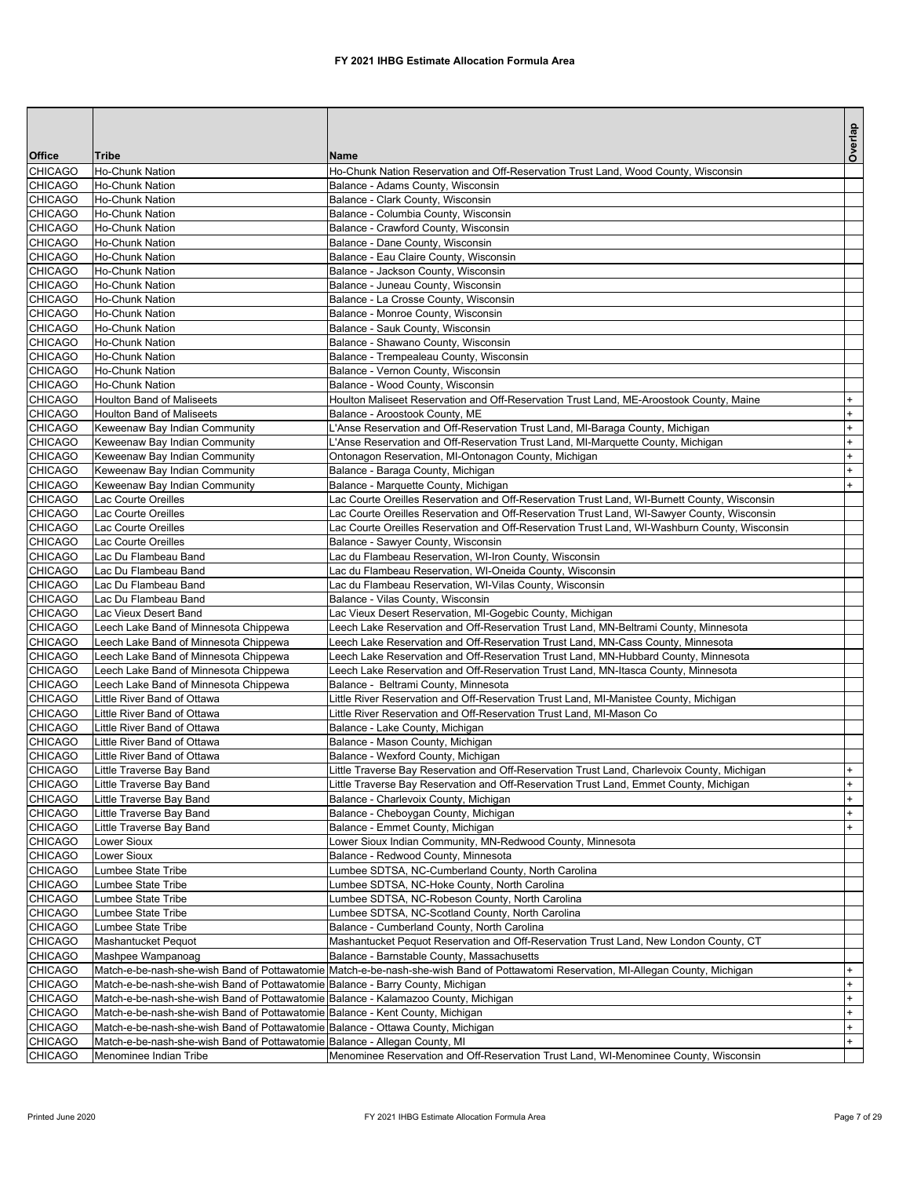# FY 2021 IHBG Estimate Allocation Formula Area

| Office | Tribe | Name | Overlap |
|---|---|---|---|
| CHICAGO | Ho-Chunk Nation | Ho-Chunk Nation Reservation and Off-Reservation Trust Land, Wood County, Wisconsin | |
| CHICAGO | Ho-Chunk Nation | Balance - Adams County, Wisconsin | |
| CHICAGO | Ho-Chunk Nation | Balance - Clark County, Wisconsin | |
| CHICAGO | Ho-Chunk Nation | Balance - Columbia County, Wisconsin | |
| CHICAGO | Ho-Chunk Nation | Balance - Crawford County, Wisconsin | |
| CHICAGO | Ho-Chunk Nation | Balance - Dane County, Wisconsin | |
| CHICAGO | Ho-Chunk Nation | Balance - Eau Claire County, Wisconsin | |
| CHICAGO | Ho-Chunk Nation | Balance - Jackson County, Wisconsin | |
| CHICAGO | Ho-Chunk Nation | Balance - Juneau County, Wisconsin | |
| CHICAGO | Ho-Chunk Nation | Balance - La Crosse County, Wisconsin | |
| CHICAGO | Ho-Chunk Nation | Balance - Monroe County, Wisconsin | |
| CHICAGO | Ho-Chunk Nation | Balance - Sauk County, Wisconsin | |
| CHICAGO | Ho-Chunk Nation | Balance - Shawano County, Wisconsin | |
| CHICAGO | Ho-Chunk Nation | Balance - Trempealeau County, Wisconsin | |
| CHICAGO | Ho-Chunk Nation | Balance - Vernon County, Wisconsin | |
| CHICAGO | Ho-Chunk Nation | Balance - Wood County, Wisconsin | |
| CHICAGO | Houlton Band of Maliseets | Houlton Maliseet Reservation and Off-Reservation Trust Land, ME-Aroostook County, Maine | + |
| CHICAGO | Houlton Band of Maliseets | Balance - Aroostook County, ME | + |
| CHICAGO | Keweenaw Bay Indian Community | L'Anse Reservation and Off-Reservation Trust Land, MI-Baraga County, Michigan | + |
| CHICAGO | Keweenaw Bay Indian Community | L'Anse Reservation and Off-Reservation Trust Land, MI-Marquette County, Michigan | + |
| CHICAGO | Keweenaw Bay Indian Community | Ontonagon Reservation, MI-Ontonagon County, Michigan | + |
| CHICAGO | Keweenaw Bay Indian Community | Balance - Baraga County, Michigan | + |
| CHICAGO | Keweenaw Bay Indian Community | Balance - Marquette County, Michigan | + |
| CHICAGO | Lac Courte Oreilles | Lac Courte Oreilles Reservation and Off-Reservation Trust Land, WI-Burnett County, Wisconsin | |
| CHICAGO | Lac Courte Oreilles | Lac Courte Oreilles Reservation and Off-Reservation Trust Land, WI-Sawyer County, Wisconsin | |
| CHICAGO | Lac Courte Oreilles | Lac Courte Oreilles Reservation and Off-Reservation Trust Land, WI-Washburn County, Wisconsin | |
| CHICAGO | Lac Courte Oreilles | Balance - Sawyer County, Wisconsin | |
| CHICAGO | Lac Du Flambeau Band | Lac du Flambeau Reservation, WI-Iron County, Wisconsin | |
| CHICAGO | Lac Du Flambeau Band | Lac du Flambeau Reservation, WI-Oneida County, Wisconsin | |
| CHICAGO | Lac Du Flambeau Band | Lac du Flambeau Reservation, WI-Vilas County, Wisconsin | |
| CHICAGO | Lac Du Flambeau Band | Balance - Vilas County, Wisconsin | |
| CHICAGO | Lac Vieux Desert Band | Lac Vieux Desert Reservation, MI-Gogebic County, Michigan | |
| CHICAGO | Leech Lake Band of Minnesota Chippewa | Leech Lake Reservation and Off-Reservation Trust Land, MN-Beltrami County, Minnesota | |
| CHICAGO | Leech Lake Band of Minnesota Chippewa | Leech Lake Reservation and Off-Reservation Trust Land, MN-Cass County, Minnesota | |
| CHICAGO | Leech Lake Band of Minnesota Chippewa | Leech Lake Reservation and Off-Reservation Trust Land, MN-Hubbard County, Minnesota | |
| CHICAGO | Leech Lake Band of Minnesota Chippewa | Leech Lake Reservation and Off-Reservation Trust Land, MN-Itasca County, Minnesota | |
| CHICAGO | Leech Lake Band of Minnesota Chippewa | Balance - Beltrami County, Minnesota | |
| CHICAGO | Little River Band of Ottawa | Little River Reservation and Off-Reservation Trust Land, MI-Manistee County, Michigan | |
| CHICAGO | Little River Band of Ottawa | Little River Reservation and Off-Reservation Trust Land, MI-Mason Co | |
| CHICAGO | Little River Band of Ottawa | Balance - Lake County, Michigan | |
| CHICAGO | Little River Band of Ottawa | Balance - Mason County, Michigan | |
| CHICAGO | Little River Band of Ottawa | Balance - Wexford County, Michigan | |
| CHICAGO | Little Traverse Bay Band | Little Traverse Bay Reservation and Off-Reservation Trust Land, Charlevoix County, Michigan | + |
| CHICAGO | Little Traverse Bay Band | Little Traverse Bay Reservation and Off-Reservation Trust Land, Emmet County, Michigan | + |
| CHICAGO | Little Traverse Bay Band | Balance - Charlevoix County, Michigan | + |
| CHICAGO | Little Traverse Bay Band | Balance - Cheboygan County, Michigan | + |
| CHICAGO | Little Traverse Bay Band | Balance - Emmet County, Michigan | + |
| CHICAGO | Lower Sioux | Lower Sioux Indian Community, MN-Redwood County, Minnesota | |
| CHICAGO | Lower Sioux | Balance - Redwood County, Minnesota | |
| CHICAGO | Lumbee State Tribe | Lumbee SDTSA, NC-Cumberland County, North Carolina | |
| CHICAGO | Lumbee State Tribe | Lumbee SDTSA, NC-Hoke County, North Carolina | |
| CHICAGO | Lumbee State Tribe | Lumbee SDTSA, NC-Robeson County, North Carolina | |
| CHICAGO | Lumbee State Tribe | Lumbee SDTSA, NC-Scotland County, North Carolina | |
| CHICAGO | Lumbee State Tribe | Balance - Cumberland County, North Carolina | |
| CHICAGO | Mashantucket Pequot | Mashantucket Pequot Reservation and Off-Reservation Trust Land, New London County, CT | |
| CHICAGO | Mashpee Wampanoag | Balance - Barnstable County, Massachusetts | |
| CHICAGO | Match-e-be-nash-she-wish Band of Pottawatomie | Match-e-be-nash-she-wish Band of Pottawatomi Reservation, MI-Allegan County, Michigan | + |
| CHICAGO | Match-e-be-nash-she-wish Band of Pottawatomie | Balance - Barry County, Michigan | + |
| CHICAGO | Match-e-be-nash-she-wish Band of Pottawatomie | Balance - Kalamazoo County, Michigan | + |
| CHICAGO | Match-e-be-nash-she-wish Band of Pottawatomie | Balance - Kent County, Michigan | + |
| CHICAGO | Match-e-be-nash-she-wish Band of Pottawatomie | Balance - Ottawa County, Michigan | + |
| CHICAGO | Match-e-be-nash-she-wish Band of Pottawatomie | Balance - Allegan County, MI | + |
| CHICAGO | Menominee Indian Tribe | Menominee Reservation and Off-Reservation Trust Land, WI-Menominee County, Wisconsin | |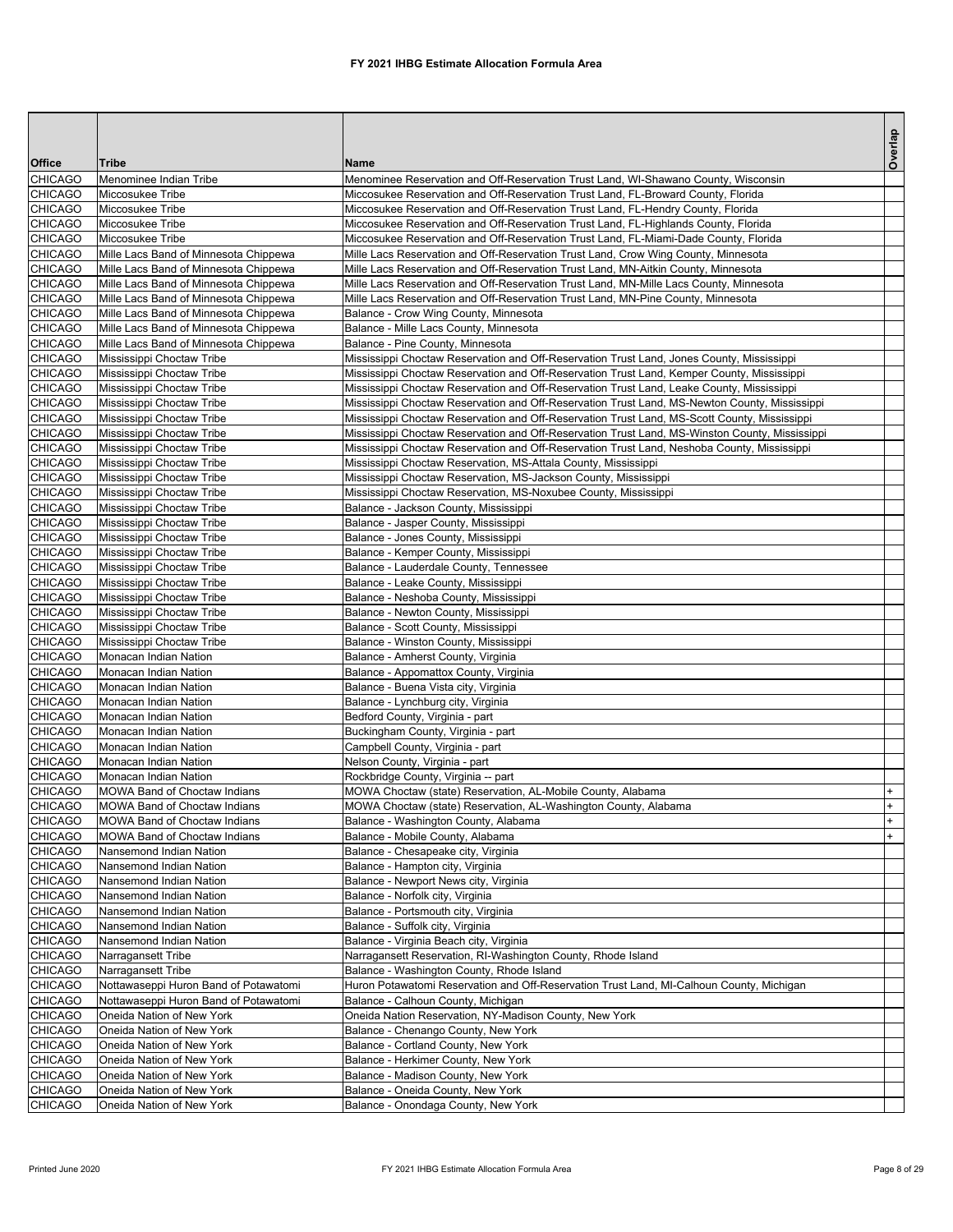# FY 2021 IHBG Estimate Allocation Formula Area

| Office | Tribe | Name | Overlap |
|---|---|---|---|
| CHICAGO | Menominee Indian Tribe | Menominee Reservation and Off-Reservation Trust Land, WI-Shawano County, Wisconsin | |
| CHICAGO | Miccosukee Tribe | Miccosukee Reservation and Off-Reservation Trust Land, FL-Broward County, Florida | |
| CHICAGO | Miccosukee Tribe | Miccosukee Reservation and Off-Reservation Trust Land, FL-Hendry County, Florida | |
| CHICAGO | Miccosukee Tribe | Miccosukee Reservation and Off-Reservation Trust Land, FL-Highlands County, Florida | |
| CHICAGO | Miccosukee Tribe | Miccosukee Reservation and Off-Reservation Trust Land, FL-Miami-Dade County, Florida | |
| CHICAGO | Mille Lacs Band of Minnesota Chippewa | Mille Lacs Reservation and Off-Reservation Trust Land, Crow Wing County, Minnesota | |
| CHICAGO | Mille Lacs Band of Minnesota Chippewa | Mille Lacs Reservation and Off-Reservation Trust Land, MN-Aitkin County, Minnesota | |
| CHICAGO | Mille Lacs Band of Minnesota Chippewa | Mille Lacs Reservation and Off-Reservation Trust Land, MN-Mille Lacs County, Minnesota | |
| CHICAGO | Mille Lacs Band of Minnesota Chippewa | Mille Lacs Reservation and Off-Reservation Trust Land, MN-Pine County, Minnesota | |
| CHICAGO | Mille Lacs Band of Minnesota Chippewa | Balance - Crow Wing County, Minnesota | |
| CHICAGO | Mille Lacs Band of Minnesota Chippewa | Balance - Mille Lacs County, Minnesota | |
| CHICAGO | Mille Lacs Band of Minnesota Chippewa | Balance - Pine County, Minnesota | |
| CHICAGO | Mississippi Choctaw Tribe | Mississippi Choctaw Reservation and Off-Reservation Trust Land, Jones County, Mississippi | |
| CHICAGO | Mississippi Choctaw Tribe | Mississippi Choctaw Reservation and Off-Reservation Trust Land, Kemper County, Mississippi | |
| CHICAGO | Mississippi Choctaw Tribe | Mississippi Choctaw Reservation and Off-Reservation Trust Land, Leake County, Mississippi | |
| CHICAGO | Mississippi Choctaw Tribe | Mississippi Choctaw Reservation and Off-Reservation Trust Land, MS-Newton County, Mississippi | |
| CHICAGO | Mississippi Choctaw Tribe | Mississippi Choctaw Reservation and Off-Reservation Trust Land, MS-Scott County, Mississippi | |
| CHICAGO | Mississippi Choctaw Tribe | Mississippi Choctaw Reservation and Off-Reservation Trust Land, MS-Winston County, Mississippi | |
| CHICAGO | Mississippi Choctaw Tribe | Mississippi Choctaw Reservation and Off-Reservation Trust Land, Neshoba County, Mississippi | |
| CHICAGO | Mississippi Choctaw Tribe | Mississippi Choctaw Reservation, MS-Attala County, Mississippi | |
| CHICAGO | Mississippi Choctaw Tribe | Mississippi Choctaw Reservation, MS-Jackson County, Mississippi | |
| CHICAGO | Mississippi Choctaw Tribe | Mississippi Choctaw Reservation, MS-Noxubee County, Mississippi | |
| CHICAGO | Mississippi Choctaw Tribe | Balance - Jackson County, Mississippi | |
| CHICAGO | Mississippi Choctaw Tribe | Balance - Jasper County, Mississippi | |
| CHICAGO | Mississippi Choctaw Tribe | Balance - Jones County, Mississippi | |
| CHICAGO | Mississippi Choctaw Tribe | Balance - Kemper County, Mississippi | |
| CHICAGO | Mississippi Choctaw Tribe | Balance - Lauderdale County, Tennessee | |
| CHICAGO | Mississippi Choctaw Tribe | Balance - Leake County, Mississippi | |
| CHICAGO | Mississippi Choctaw Tribe | Balance - Neshoba County, Mississippi | |
| CHICAGO | Mississippi Choctaw Tribe | Balance - Newton County, Mississippi | |
| CHICAGO | Mississippi Choctaw Tribe | Balance - Scott County, Mississippi | |
| CHICAGO | Mississippi Choctaw Tribe | Balance - Winston County, Mississippi | |
| CHICAGO | Monacan Indian Nation | Balance - Amherst County, Virginia | |
| CHICAGO | Monacan Indian Nation | Balance - Appomattox County, Virginia | |
| CHICAGO | Monacan Indian Nation | Balance - Buena Vista city, Virginia | |
| CHICAGO | Monacan Indian Nation | Balance - Lynchburg city, Virginia | |
| CHICAGO | Monacan Indian Nation | Bedford County, Virginia - part | |
| CHICAGO | Monacan Indian Nation | Buckingham County, Virginia - part | |
| CHICAGO | Monacan Indian Nation | Campbell County, Virginia - part | |
| CHICAGO | Monacan Indian Nation | Nelson County, Virginia - part | |
| CHICAGO | Monacan Indian Nation | Rockbridge County, Virginia -- part | |
| CHICAGO | MOWA Band of Choctaw Indians | MOWA Choctaw (state) Reservation, AL-Mobile County, Alabama | + |
| CHICAGO | MOWA Band of Choctaw Indians | MOWA Choctaw (state) Reservation, AL-Washington County, Alabama | + |
| CHICAGO | MOWA Band of Choctaw Indians | Balance - Washington County, Alabama | + |
| CHICAGO | MOWA Band of Choctaw Indians | Balance - Mobile County, Alabama | + |
| CHICAGO | Nansemond Indian Nation | Balance - Chesapeake city, Virginia | |
| CHICAGO | Nansemond Indian Nation | Balance - Hampton city, Virginia | |
| CHICAGO | Nansemond Indian Nation | Balance - Newport News city, Virginia | |
| CHICAGO | Nansemond Indian Nation | Balance - Norfolk city, Virginia | |
| CHICAGO | Nansemond Indian Nation | Balance - Portsmouth city, Virginia | |
| CHICAGO | Nansemond Indian Nation | Balance - Suffolk city, Virginia | |
| CHICAGO | Nansemond Indian Nation | Balance - Virginia Beach city, Virginia | |
| CHICAGO | Narragansett Tribe | Narragansett Reservation, RI-Washington County, Rhode Island | |
| CHICAGO | Narragansett Tribe | Balance - Washington County, Rhode Island | |
| CHICAGO | Nottawaseppi Huron Band of Potawatomi | Huron Potawatomi Reservation and Off-Reservation Trust Land, MI-Calhoun County, Michigan | |
| CHICAGO | Nottawaseppi Huron Band of Potawatomi | Balance - Calhoun County, Michigan | |
| CHICAGO | Oneida Nation of New York | Oneida Nation Reservation, NY-Madison County, New York | |
| CHICAGO | Oneida Nation of New York | Balance - Chenango County, New York | |
| CHICAGO | Oneida Nation of New York | Balance - Cortland County, New York | |
| CHICAGO | Oneida Nation of New York | Balance - Herkimer County, New York | |
| CHICAGO | Oneida Nation of New York | Balance - Madison County, New York | |
| CHICAGO | Oneida Nation of New York | Balance - Oneida County, New York | |
| CHICAGO | Oneida Nation of New York | Balance - Onondaga County, New York | |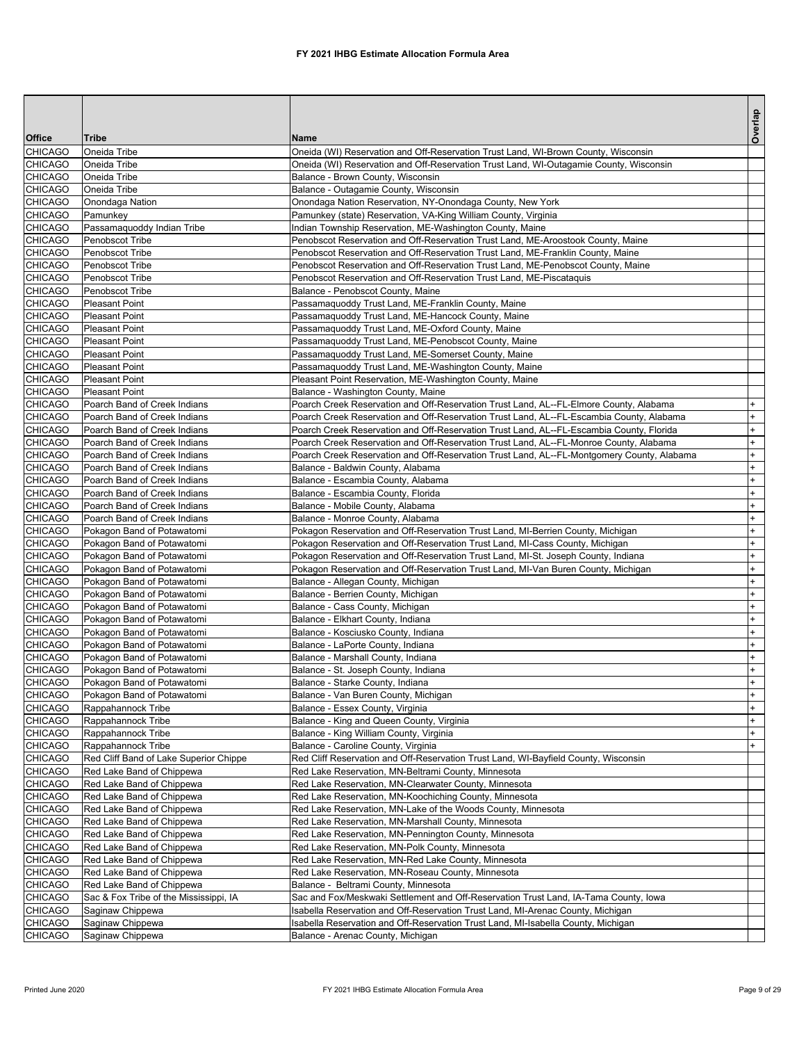# FY 2021 IHBG Estimate Allocation Formula Area

| Office | Tribe | Name | Overlap |
|---|---|---|---|
| CHICAGO | Oneida Tribe | Oneida (WI) Reservation and Off-Reservation Trust Land, WI-Brown County, Wisconsin | |
| CHICAGO | Oneida Tribe | Oneida (WI) Reservation and Off-Reservation Trust Land, WI-Outagamie County, Wisconsin | |
| CHICAGO | Oneida Tribe | Balance - Brown County, Wisconsin | |
| CHICAGO | Oneida Tribe | Balance - Outagamie County, Wisconsin | |
| CHICAGO | Onondaga Nation | Onondaga Nation Reservation, NY-Onondaga County, New York | |
| CHICAGO | Pamunkey | Pamunkey (state) Reservation, VA-King William County, Virginia | |
| CHICAGO | Passamaquoddy Indian Tribe | Indian Township Reservation, ME-Washington County, Maine | |
| CHICAGO | Penobscot Tribe | Penobscot Reservation and Off-Reservation Trust Land, ME-Aroostook County, Maine | |
| CHICAGO | Penobscot Tribe | Penobscot Reservation and Off-Reservation Trust Land, ME-Franklin County, Maine | |
| CHICAGO | Penobscot Tribe | Penobscot Reservation and Off-Reservation Trust Land, ME-Penobscot County, Maine | |
| CHICAGO | Penobscot Tribe | Penobscot Reservation and Off-Reservation Trust Land, ME-Piscataquis | |
| CHICAGO | Penobscot Tribe | Balance - Penobscot County, Maine | |
| CHICAGO | Pleasant Point | Passamaquoddy Trust Land, ME-Franklin County, Maine | |
| CHICAGO | Pleasant Point | Passamaquoddy Trust Land, ME-Hancock County, Maine | |
| CHICAGO | Pleasant Point | Passamaquoddy Trust Land, ME-Oxford County, Maine | |
| CHICAGO | Pleasant Point | Passamaquoddy Trust Land, ME-Penobscot County, Maine | |
| CHICAGO | Pleasant Point | Passamaquoddy Trust Land, ME-Somerset County, Maine | |
| CHICAGO | Pleasant Point | Passamaquoddy Trust Land, ME-Washington County, Maine | |
| CHICAGO | Pleasant Point | Pleasant Point Reservation, ME-Washington County, Maine | |
| CHICAGO | Pleasant Point | Balance - Washington County, Maine | |
| CHICAGO | Poarch Band of Creek Indians | Poarch Creek Reservation and Off-Reservation Trust Land, AL--FL-Elmore County, Alabama | + |
| CHICAGO | Poarch Band of Creek Indians | Poarch Creek Reservation and Off-Reservation Trust Land, AL--FL-Escambia County, Alabama | + |
| CHICAGO | Poarch Band of Creek Indians | Poarch Creek Reservation and Off-Reservation Trust Land, AL--FL-Escambia County, Florida | + |
| CHICAGO | Poarch Band of Creek Indians | Poarch Creek Reservation and Off-Reservation Trust Land, AL--FL-Monroe County, Alabama | + |
| CHICAGO | Poarch Band of Creek Indians | Poarch Creek Reservation and Off-Reservation Trust Land, AL--FL-Montgomery County, Alabama | + |
| CHICAGO | Poarch Band of Creek Indians | Balance - Baldwin County, Alabama | + |
| CHICAGO | Poarch Band of Creek Indians | Balance - Escambia County, Alabama | + |
| CHICAGO | Poarch Band of Creek Indians | Balance - Escambia County, Florida | + |
| CHICAGO | Poarch Band of Creek Indians | Balance - Mobile County, Alabama | + |
| CHICAGO | Poarch Band of Creek Indians | Balance - Monroe County, Alabama | + |
| CHICAGO | Pokagon Band of Potawatomi | Pokagon Reservation and Off-Reservation Trust Land, MI-Berrien County, Michigan | + |
| CHICAGO | Pokagon Band of Potawatomi | Pokagon Reservation and Off-Reservation Trust Land, MI-Cass County, Michigan | + |
| CHICAGO | Pokagon Band of Potawatomi | Pokagon Reservation and Off-Reservation Trust Land, MI-St. Joseph County, Indiana | + |
| CHICAGO | Pokagon Band of Potawatomi | Pokagon Reservation and Off-Reservation Trust Land, MI-Van Buren County, Michigan | + |
| CHICAGO | Pokagon Band of Potawatomi | Balance - Allegan County, Michigan | + |
| CHICAGO | Pokagon Band of Potawatomi | Balance - Berrien County, Michigan | + |
| CHICAGO | Pokagon Band of Potawatomi | Balance - Cass County, Michigan | + |
| CHICAGO | Pokagon Band of Potawatomi | Balance - Elkhart County, Indiana | + |
| CHICAGO | Pokagon Band of Potawatomi | Balance - Kosciusko County, Indiana | + |
| CHICAGO | Pokagon Band of Potawatomi | Balance - LaPorte County, Indiana | + |
| CHICAGO | Pokagon Band of Potawatomi | Balance - Marshall County, Indiana | + |
| CHICAGO | Pokagon Band of Potawatomi | Balance - St. Joseph County, Indiana | + |
| CHICAGO | Pokagon Band of Potawatomi | Balance - Starke County, Indiana | + |
| CHICAGO | Pokagon Band of Potawatomi | Balance - Van Buren County, Michigan | + |
| CHICAGO | Rappahannock Tribe | Balance - Essex County, Virginia | + |
| CHICAGO | Rappahannock Tribe | Balance - King and Queen County, Virginia | + |
| CHICAGO | Rappahannock Tribe | Balance - King William County, Virginia | + |
| CHICAGO | Rappahannock Tribe | Balance - Caroline County, Virginia | + |
| CHICAGO | Red Cliff Band of Lake Superior Chippe | Red Cliff Reservation and Off-Reservation Trust Land, WI-Bayfield County, Wisconsin | |
| CHICAGO | Red Lake Band of Chippewa | Red Lake Reservation, MN-Beltrami County, Minnesota | |
| CHICAGO | Red Lake Band of Chippewa | Red Lake Reservation, MN-Clearwater County, Minnesota | |
| CHICAGO | Red Lake Band of Chippewa | Red Lake Reservation, MN-Koochiching County, Minnesota | |
| CHICAGO | Red Lake Band of Chippewa | Red Lake Reservation, MN-Lake of the Woods County, Minnesota | |
| CHICAGO | Red Lake Band of Chippewa | Red Lake Reservation, MN-Marshall County, Minnesota | |
| CHICAGO | Red Lake Band of Chippewa | Red Lake Reservation, MN-Pennington County, Minnesota | |
| CHICAGO | Red Lake Band of Chippewa | Red Lake Reservation, MN-Polk County, Minnesota | |
| CHICAGO | Red Lake Band of Chippewa | Red Lake Reservation, MN-Red Lake County, Minnesota | |
| CHICAGO | Red Lake Band of Chippewa | Red Lake Reservation, MN-Roseau County, Minnesota | |
| CHICAGO | Red Lake Band of Chippewa | Balance - Beltrami County, Minnesota | |
| CHICAGO | Sac & Fox Tribe of the Mississippi, IA | Sac and Fox/Meskwaki Settlement and Off-Reservation Trust Land, IA-Tama County, Iowa | |
| CHICAGO | Saginaw Chippewa | Isabella Reservation and Off-Reservation Trust Land, MI-Arenac County, Michigan | |
| CHICAGO | Saginaw Chippewa | Isabella Reservation and Off-Reservation Trust Land, MI-Isabella County, Michigan | |
| CHICAGO | Saginaw Chippewa | Balance - Arenac County, Michigan | |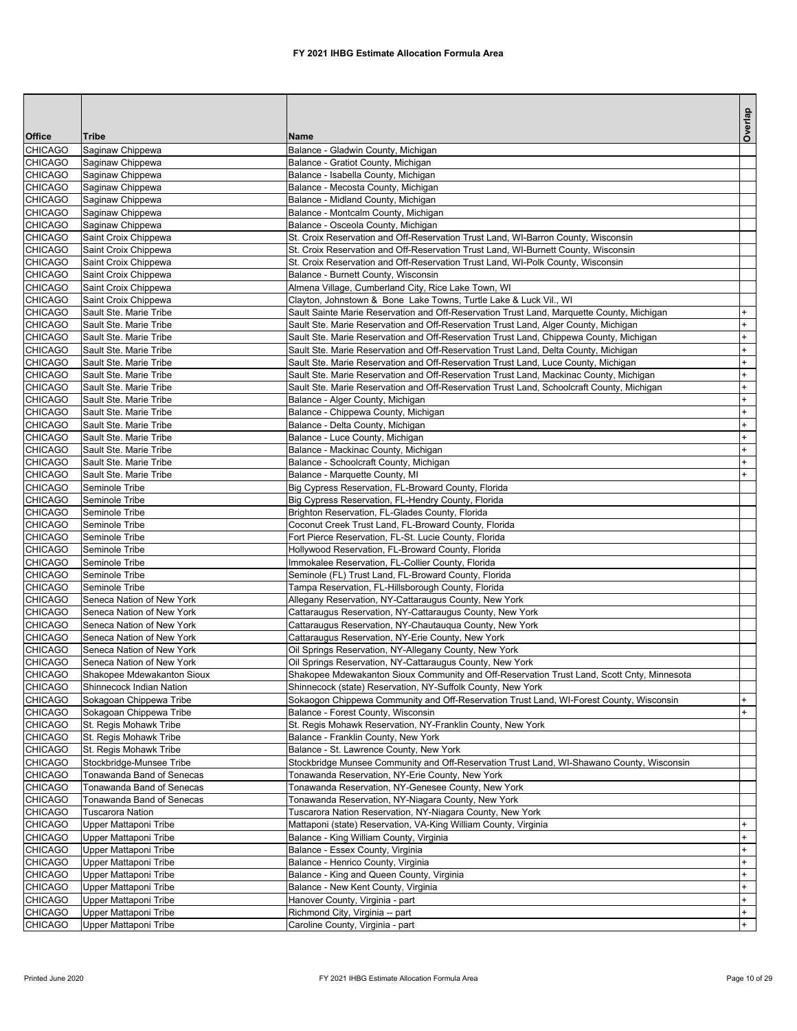# FY 2021 IHBG Estimate Allocation Formula Area

| Office | Tribe | Name | Overlap |
|---|---|---|---|
| CHICAGO | Saginaw Chippewa | Balance - Gladwin County, Michigan | |
| CHICAGO | Saginaw Chippewa | Balance - Gratiot County, Michigan | |
| CHICAGO | Saginaw Chippewa | Balance - Isabella County, Michigan | |
| CHICAGO | Saginaw Chippewa | Balance - Mecosta County, Michigan | |
| CHICAGO | Saginaw Chippewa | Balance - Midland County, Michigan | |
| CHICAGO | Saginaw Chippewa | Balance - Montcalm County, Michigan | |
| CHICAGO | Saginaw Chippewa | Balance - Osceola County, Michigan | |
| CHICAGO | Saint Croix Chippewa | St. Croix Reservation and Off-Reservation Trust Land, WI-Barron County, Wisconsin | |
| CHICAGO | Saint Croix Chippewa | St. Croix Reservation and Off-Reservation Trust Land, WI-Burnett County, Wisconsin | |
| CHICAGO | Saint Croix Chippewa | St. Croix Reservation and Off-Reservation Trust Land, WI-Polk County, Wisconsin | |
| CHICAGO | Saint Croix Chippewa | Balance - Burnett County, Wisconsin | |
| CHICAGO | Saint Croix Chippewa | Almena Village, Cumberland City, Rice Lake Town, WI | |
| CHICAGO | Saint Croix Chippewa | Clayton, Johnstown & Bone Lake Towns, Turtle Lake & Luck Vil., WI | |
| CHICAGO | Sault Ste. Marie Tribe | Sault Sainte Marie Reservation and Off-Reservation Trust Land, Marquette County, Michigan | + |
| CHICAGO | Sault Ste. Marie Tribe | Sault Ste. Marie Reservation and Off-Reservation Trust Land, Alger County, Michigan | + |
| CHICAGO | Sault Ste. Marie Tribe | Sault Ste. Marie Reservation and Off-Reservation Trust Land, Chippewa County, Michigan | + |
| CHICAGO | Sault Ste. Marie Tribe | Sault Ste. Marie Reservation and Off-Reservation Trust Land, Delta County, Michigan | + |
| CHICAGO | Sault Ste. Marie Tribe | Sault Ste. Marie Reservation and Off-Reservation Trust Land, Luce County, Michigan | + |
| CHICAGO | Sault Ste. Marie Tribe | Sault Ste. Marie Reservation and Off-Reservation Trust Land, Mackinac County, Michigan | + |
| CHICAGO | Sault Ste. Marie Tribe | Sault Ste. Marie Reservation and Off-Reservation Trust Land, Schoolcraft County, Michigan | + |
| CHICAGO | Sault Ste. Marie Tribe | Balance - Alger County, Michigan | + |
| CHICAGO | Sault Ste. Marie Tribe | Balance - Chippewa County, Michigan | + |
| CHICAGO | Sault Ste. Marie Tribe | Balance - Delta County, Michigan | + |
| CHICAGO | Sault Ste. Marie Tribe | Balance - Luce County, Michigan | + |
| CHICAGO | Sault Ste. Marie Tribe | Balance - Mackinac County, Michigan | + |
| CHICAGO | Sault Ste. Marie Tribe | Balance - Schoolcraft County, Michigan | + |
| CHICAGO | Sault Ste. Marie Tribe | Balance - Marquette County, MI | + |
| CHICAGO | Seminole Tribe | Big Cypress Reservation, FL-Broward County, Florida | |
| CHICAGO | Seminole Tribe | Big Cypress Reservation, FL-Hendry County, Florida | |
| CHICAGO | Seminole Tribe | Brighton Reservation, FL-Glades County, Florida | |
| CHICAGO | Seminole Tribe | Coconut Creek Trust Land, FL-Broward County, Florida | |
| CHICAGO | Seminole Tribe | Fort Pierce Reservation, FL-St. Lucie County, Florida | |
| CHICAGO | Seminole Tribe | Hollywood Reservation, FL-Broward County, Florida | |
| CHICAGO | Seminole Tribe | Immokalee Reservation, FL-Collier County, Florida | |
| CHICAGO | Seminole Tribe | Seminole (FL) Trust Land, FL-Broward County, Florida | |
| CHICAGO | Seminole Tribe | Tampa Reservation, FL-Hillsborough County, Florida | |
| CHICAGO | Seneca Nation of New York | Allegany Reservation, NY-Cattaraugus County, New York | |
| CHICAGO | Seneca Nation of New York | Cattaraugus Reservation, NY-Cattaraugus County, New York | |
| CHICAGO | Seneca Nation of New York | Cattaraugus Reservation, NY-Chautauqua County, New York | |
| CHICAGO | Seneca Nation of New York | Cattaraugus Reservation, NY-Erie County, New York | |
| CHICAGO | Seneca Nation of New York | Oil Springs Reservation, NY-Allegany County, New York | |
| CHICAGO | Seneca Nation of New York | Oil Springs Reservation, NY-Cattaraugus County, New York | |
| CHICAGO | Shakopee Mdewakanton Sioux | Shakopee Mdewakanton Sioux Community and Off-Reservation Trust Land, Scott Cnty, Minnesota | |
| CHICAGO | Shinnecock Indian Nation | Shinnecock (state) Reservation, NY-Suffolk County, New York | |
| CHICAGO | Sokagoan Chippewa Tribe | Sokaogon Chippewa Community and Off-Reservation Trust Land, WI-Forest County, Wisconsin | + |
| CHICAGO | Sokagoan Chippewa Tribe | Balance - Forest County, Wisconsin | + |
| CHICAGO | St. Regis Mohawk Tribe | St. Regis Mohawk Reservation, NY-Franklin County, New York | |
| CHICAGO | St. Regis Mohawk Tribe | Balance - Franklin County, New York | |
| CHICAGO | St. Regis Mohawk Tribe | Balance - St. Lawrence County, New York | |
| CHICAGO | Stockbridge-Munsee Tribe | Stockbridge Munsee Community and Off-Reservation Trust Land, WI-Shawano County, Wisconsin | |
| CHICAGO | Tonawanda Band of Senecas | Tonawanda Reservation, NY-Erie County, New York | |
| CHICAGO | Tonawanda Band of Senecas | Tonawanda Reservation, NY-Genesee County, New York | |
| CHICAGO | Tonawanda Band of Senecas | Tonawanda Reservation, NY-Niagara County, New York | |
| CHICAGO | Tuscarora Nation | Tuscarora Nation Reservation, NY-Niagara County, New York | |
| CHICAGO | Upper Mattaponi Tribe | Mattaponi (state) Reservation, VA-King William County, Virginia | + |
| CHICAGO | Upper Mattaponi Tribe | Balance - King William County, Virginia | + |
| CHICAGO | Upper Mattaponi Tribe | Balance - Essex County, Virginia | + |
| CHICAGO | Upper Mattaponi Tribe | Balance - Henrico County, Virginia | + |
| CHICAGO | Upper Mattaponi Tribe | Balance - King and Queen County, Virginia | + |
| CHICAGO | Upper Mattaponi Tribe | Balance - New Kent County, Virginia | + |
| CHICAGO | Upper Mattaponi Tribe | Hanover County, Virginia - part | + |
| CHICAGO | Upper Mattaponi Tribe | Richmond City, Virginia -- part | + |
| CHICAGO | Upper Mattaponi Tribe | Caroline County, Virginia - part | + |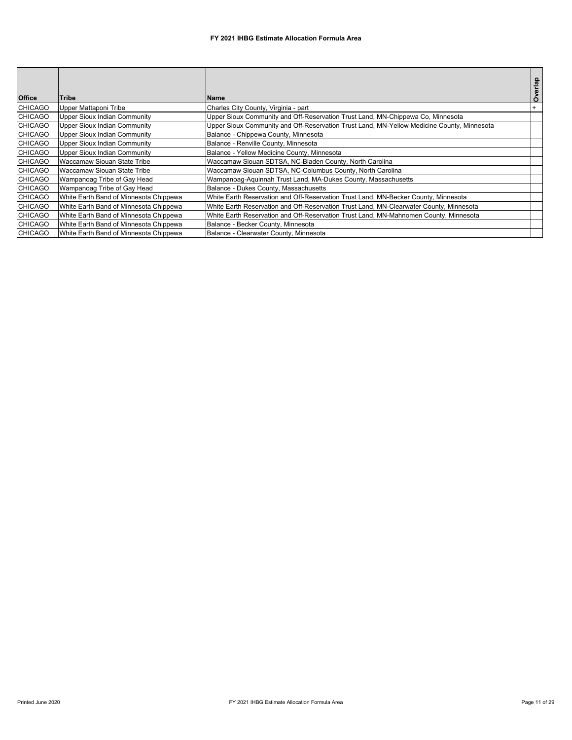**FY 2021 IHBG Estimate Allocation Formula Area**

| Office | Tribe | Name | Overlap |
|---|---|---|---|
| CHICAGO | Upper Mattaponi Tribe | Charles City County, Virginia - part | + |
| CHICAGO | Upper Sioux Indian Community | Upper Sioux Community and Off-Reservation Trust Land, MN-Chippewa Co, Minnesota | |
| CHICAGO | Upper Sioux Indian Community | Upper Sioux Community and Off-Reservation Trust Land, MN-Yellow Medicine County, Minnesota | |
| CHICAGO | Upper Sioux Indian Community | Balance - Chippewa County, Minnesota | |
| CHICAGO | Upper Sioux Indian Community | Balance - Renville County, Minnesota | |
| CHICAGO | Upper Sioux Indian Community | Balance - Yellow Medicine County, Minnesota | |
| CHICAGO | Waccamaw Siouan State Tribe | Waccamaw Siouan SDTSA, NC-Bladen County, North Carolina | |
| CHICAGO | Waccamaw Siouan State Tribe | Waccamaw Siouan SDTSA, NC-Columbus County, North Carolina | |
| CHICAGO | Wampanoag Tribe of Gay Head | Wampanoag-Aquinnah Trust Land, MA-Dukes County, Massachusetts | |
| CHICAGO | Wampanoag Tribe of Gay Head | Balance - Dukes County, Massachusetts | |
| CHICAGO | White Earth Band of Minnesota Chippewa | White Earth Reservation and Off-Reservation Trust Land, MN-Becker County, Minnesota | |
| CHICAGO | White Earth Band of Minnesota Chippewa | White Earth Reservation and Off-Reservation Trust Land, MN-Clearwater County, Minnesota | |
| CHICAGO | White Earth Band of Minnesota Chippewa | White Earth Reservation and Off-Reservation Trust Land, MN-Mahnomen County, Minnesota | |
| CHICAGO | White Earth Band of Minnesota Chippewa | Balance - Becker County, Minnesota | |
| CHICAGO | White Earth Band of Minnesota Chippewa | Balance - Clearwater County, Minnesota | |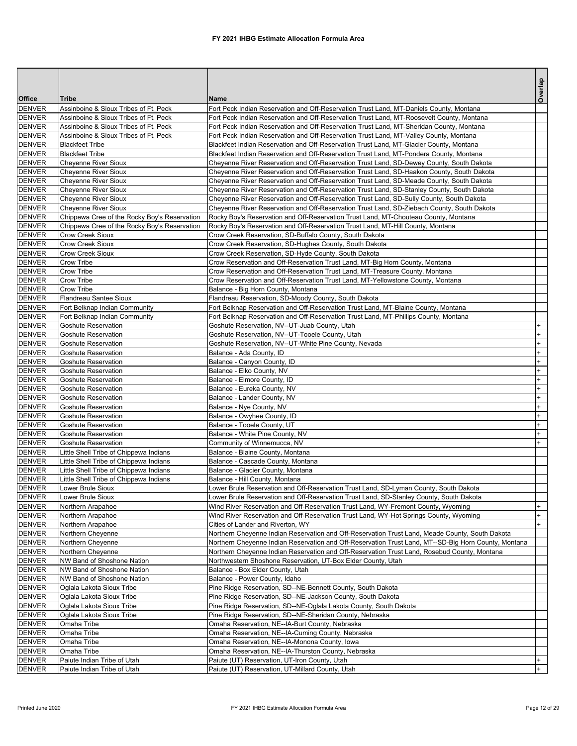# FY 2021 IHBG Estimate Allocation Formula Area

| Office | Tribe | Name | Overlap |
|---|---|---|---|
| DENVER | Assinboine & Sioux Tribes of Ft. Peck | Fort Peck Indian Reservation and Off-Reservation Trust Land, MT-Daniels County, Montana | |
| DENVER | Assinboine & Sioux Tribes of Ft. Peck | Fort Peck Indian Reservation and Off-Reservation Trust Land, MT-Roosevelt County, Montana | |
| DENVER | Assinboine & Sioux Tribes of Ft. Peck | Fort Peck Indian Reservation and Off-Reservation Trust Land, MT-Sheridan County, Montana | |
| DENVER | Assinboine & Sioux Tribes of Ft. Peck | Fort Peck Indian Reservation and Off-Reservation Trust Land, MT-Valley County, Montana | |
| DENVER | Blackfeet Tribe | Blackfeet Indian Reservation and Off-Reservation Trust Land, MT-Glacier County, Montana | |
| DENVER | Blackfeet Tribe | Blackfeet Indian Reservation and Off-Reservation Trust Land, MT-Pondera County, Montana | |
| DENVER | Cheyenne River Sioux | Cheyenne River Reservation and Off-Reservation Trust Land, SD-Dewey County, South Dakota | |
| DENVER | Cheyenne River Sioux | Cheyenne River Reservation and Off-Reservation Trust Land, SD-Haakon County, South Dakota | |
| DENVER | Cheyenne River Sioux | Cheyenne River Reservation and Off-Reservation Trust Land, SD-Meade County, South Dakota | |
| DENVER | Cheyenne River Sioux | Cheyenne River Reservation and Off-Reservation Trust Land, SD-Stanley County, South Dakota | |
| DENVER | Cheyenne River Sioux | Cheyenne River Reservation and Off-Reservation Trust Land, SD-Sully County, South Dakota | |
| DENVER | Cheyenne River Sioux | Cheyenne River Reservation and Off-Reservation Trust Land, SD-Ziebach County, South Dakota | |
| DENVER | Chippewa Cree of the Rocky Boy's Reservation | Rocky Boy's Reservation and Off-Reservation Trust Land, MT-Chouteau County, Montana | |
| DENVER | Chippewa Cree of the Rocky Boy's Reservation | Rocky Boy's Reservation and Off-Reservation Trust Land, MT-Hill County, Montana | |
| DENVER | Crow Creek Sioux | Crow Creek Reservation, SD-Buffalo County, South Dakota | |
| DENVER | Crow Creek Sioux | Crow Creek Reservation, SD-Hughes County, South Dakota | |
| DENVER | Crow Creek Sioux | Crow Creek Reservation, SD-Hyde County, South Dakota | |
| DENVER | Crow Tribe | Crow Reservation and Off-Reservation Trust Land, MT-Big Horn County, Montana | |
| DENVER | Crow Tribe | Crow Reservation and Off-Reservation Trust Land, MT-Treasure County, Montana | |
| DENVER | Crow Tribe | Crow Reservation and Off-Reservation Trust Land, MT-Yellowstone County, Montana | |
| DENVER | Crow Tribe | Balance - Big Horn County, Montana | |
| DENVER | Flandreau Santee Sioux | Flandreau Reservation, SD-Moody County, South Dakota | |
| DENVER | Fort Belknap Indian Community | Fort Belknap Reservation and Off-Reservation Trust Land, MT-Blaine County, Montana | |
| DENVER | Fort Belknap Indian Community | Fort Belknap Reservation and Off-Reservation Trust Land, MT-Phillips County, Montana | |
| DENVER | Goshute Reservation | Goshute Reservation, NV--UT-Juab County, Utah | + |
| DENVER | Goshute Reservation | Goshute Reservation, NV--UT-Tooele County, Utah | + |
| DENVER | Goshute Reservation | Goshute Reservation, NV--UT-White Pine County, Nevada | + |
| DENVER | Goshute Reservation | Balance - Ada County, ID | + |
| DENVER | Goshute Reservation | Balance - Canyon County, ID | + |
| DENVER | Goshute Reservation | Balance - Elko County, NV | + |
| DENVER | Goshute Reservation | Balance - Elmore County, ID | + |
| DENVER | Goshute Reservation | Balance - Eureka County, NV | + |
| DENVER | Goshute Reservation | Balance - Lander County, NV | + |
| DENVER | Goshute Reservation | Balance - Nye County, NV | + |
| DENVER | Goshute Reservation | Balance - Owyhee County, ID | + |
| DENVER | Goshute Reservation | Balance - Tooele County, UT | + |
| DENVER | Goshute Reservation | Balance - White Pine County, NV | + |
| DENVER | Goshute Reservation | Community of Winnemucca, NV | + |
| DENVER | Little Shell Tribe of Chippewa Indians | Balance - Blaine County, Montana | |
| DENVER | Little Shell Tribe of Chippewa Indians | Balance - Cascade County, Montana | |
| DENVER | Little Shell Tribe of Chippewa Indians | Balance - Glacier County, Montana | |
| DENVER | Little Shell Tribe of Chippewa Indians | Balance - Hill County, Montana | |
| DENVER | Lower Brule Sioux | Lower Brule Reservation and Off-Reservation Trust Land, SD-Lyman County, South Dakota | |
| DENVER | Lower Brule Sioux | Lower Brule Reservation and Off-Reservation Trust Land, SD-Stanley County, South Dakota | |
| DENVER | Northern Arapahoe | Wind River Reservation and Off-Reservation Trust Land, WY-Fremont County, Wyoming | + |
| DENVER | Northern Arapahoe | Wind River Reservation and Off-Reservation Trust Land, WY-Hot Springs County, Wyoming | + |
| DENVER | Northern Arapahoe | Cities of Lander and Riverton, WY | + |
| DENVER | Northern Cheyenne | Northern Cheyenne Indian Reservation and Off-Reservation Trust Land, Meade County, South Dakota | |
| DENVER | Northern Cheyenne | Northern Cheyenne Indian Reservation and Off-Reservation Trust Land, MT--SD-Big Horn County, Montana | |
| DENVER | Northern Cheyenne | Northern Cheyenne Indian Reservation and Off-Reservation Trust Land, Rosebud County, Montana | |
| DENVER | NW Band of Shoshone Nation | Northwestern Shoshone Reservation, UT-Box Elder County, Utah | |
| DENVER | NW Band of Shoshone Nation | Balance - Box Elder County, Utah | |
| DENVER | NW Band of Shoshone Nation | Balance - Power County, Idaho | |
| DENVER | Oglala Lakota Sioux Tribe | Pine Ridge Reservation, SD--NE-Bennett County, South Dakota | |
| DENVER | Oglala Lakota Sioux Tribe | Pine Ridge Reservation, SD--NE-Jackson County, South Dakota | |
| DENVER | Oglala Lakota Sioux Tribe | Pine Ridge Reservation, SD--NE-Oglala Lakota County, South Dakota | |
| DENVER | Oglala Lakota Sioux Tribe | Pine Ridge Reservation, SD--NE-Sheridan County, Nebraska | |
| DENVER | Omaha Tribe | Omaha Reservation, NE--IA-Burt County, Nebraska | |
| DENVER | Omaha Tribe | Omaha Reservation, NE--IA-Cuming County, Nebraska | |
| DENVER | Omaha Tribe | Omaha Reservation, NE--IA-Monona County, Iowa | |
| DENVER | Omaha Tribe | Omaha Reservation, NE--IA-Thurston County, Nebraska | |
| DENVER | Paiute Indian Tribe of Utah | Paiute (UT) Reservation, UT-Iron County, Utah | + |
| DENVER | Paiute Indian Tribe of Utah | Paiute (UT) Reservation, UT-Millard County, Utah | + |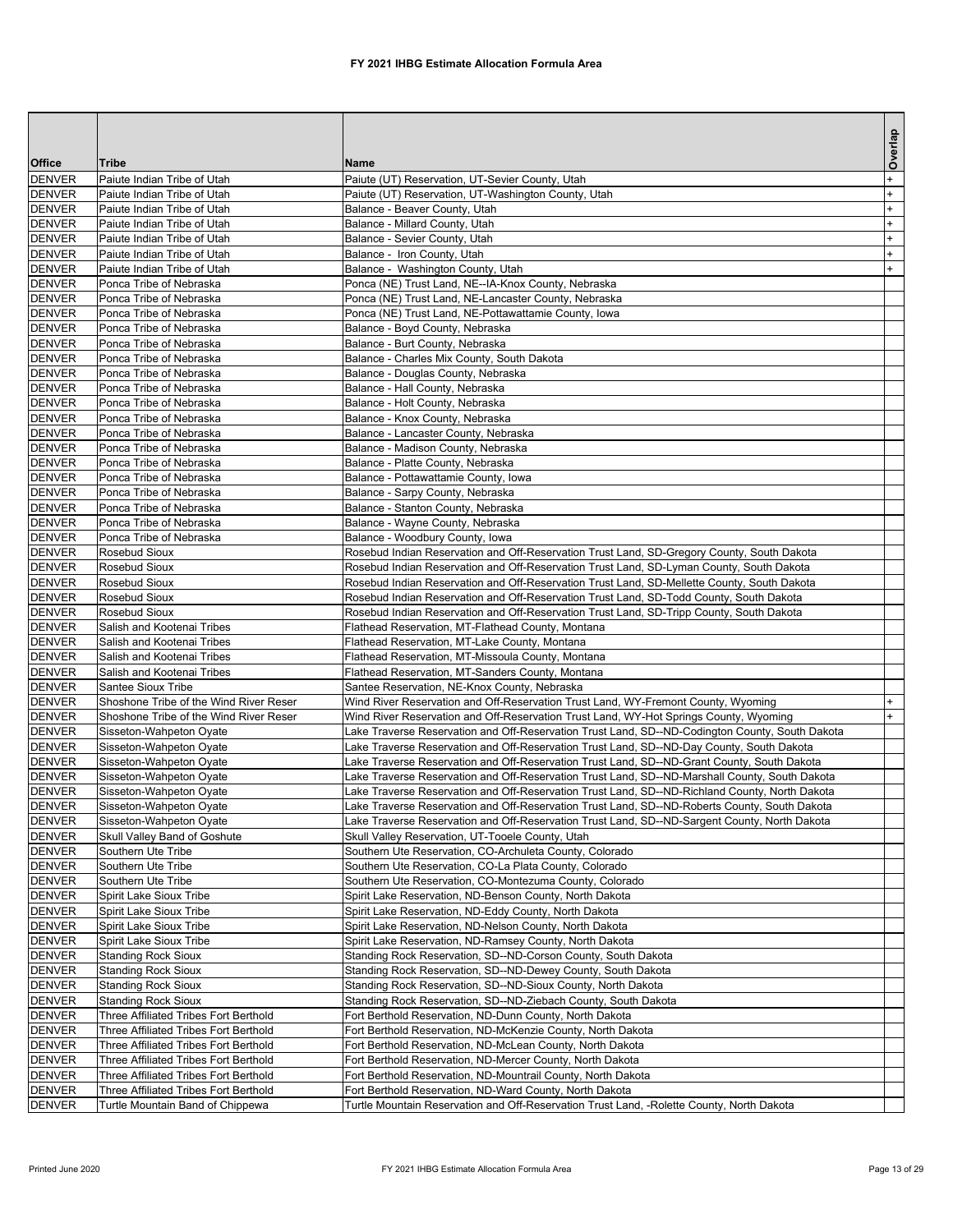# FY 2021 IHBG Estimate Allocation Formula Area

| Office | Tribe | Name | Overlap |
|---|---|---|---|
| DENVER | Paiute Indian Tribe of Utah | Paiute (UT) Reservation, UT-Sevier County, Utah | + |
| DENVER | Paiute Indian Tribe of Utah | Paiute (UT) Reservation, UT-Washington County, Utah | + |
| DENVER | Paiute Indian Tribe of Utah | Balance - Beaver County, Utah | + |
| DENVER | Paiute Indian Tribe of Utah | Balance - Millard County, Utah | + |
| DENVER | Paiute Indian Tribe of Utah | Balance - Sevier County, Utah | + |
| DENVER | Paiute Indian Tribe of Utah | Balance - Iron County, Utah | + |
| DENVER | Paiute Indian Tribe of Utah | Balance - Washington County, Utah | + |
| DENVER | Ponca Tribe of Nebraska | Ponca (NE) Trust Land, NE--IA-Knox County, Nebraska | |
| DENVER | Ponca Tribe of Nebraska | Ponca (NE) Trust Land, NE-Lancaster County, Nebraska | |
| DENVER | Ponca Tribe of Nebraska | Ponca (NE) Trust Land, NE-Pottawattamie County, Iowa | |
| DENVER | Ponca Tribe of Nebraska | Balance - Boyd County, Nebraska | |
| DENVER | Ponca Tribe of Nebraska | Balance - Burt County, Nebraska | |
| DENVER | Ponca Tribe of Nebraska | Balance - Charles Mix County, South Dakota | |
| DENVER | Ponca Tribe of Nebraska | Balance - Douglas County, Nebraska | |
| DENVER | Ponca Tribe of Nebraska | Balance - Hall County, Nebraska | |
| DENVER | Ponca Tribe of Nebraska | Balance - Holt County, Nebraska | |
| DENVER | Ponca Tribe of Nebraska | Balance - Knox County, Nebraska | |
| DENVER | Ponca Tribe of Nebraska | Balance - Lancaster County, Nebraska | |
| DENVER | Ponca Tribe of Nebraska | Balance - Madison County, Nebraska | |
| DENVER | Ponca Tribe of Nebraska | Balance - Platte County, Nebraska | |
| DENVER | Ponca Tribe of Nebraska | Balance - Pottawattamie County, Iowa | |
| DENVER | Ponca Tribe of Nebraska | Balance - Sarpy County, Nebraska | |
| DENVER | Ponca Tribe of Nebraska | Balance - Stanton County, Nebraska | |
| DENVER | Ponca Tribe of Nebraska | Balance - Wayne County, Nebraska | |
| DENVER | Ponca Tribe of Nebraska | Balance - Woodbury County, Iowa | |
| DENVER | Rosebud Sioux | Rosebud Indian Reservation and Off-Reservation Trust Land, SD-Gregory County, South Dakota | |
| DENVER | Rosebud Sioux | Rosebud Indian Reservation and Off-Reservation Trust Land, SD-Lyman County, South Dakota | |
| DENVER | Rosebud Sioux | Rosebud Indian Reservation and Off-Reservation Trust Land, SD-Mellette County, South Dakota | |
| DENVER | Rosebud Sioux | Rosebud Indian Reservation and Off-Reservation Trust Land, SD-Todd County, South Dakota | |
| DENVER | Rosebud Sioux | Rosebud Indian Reservation and Off-Reservation Trust Land, SD-Tripp County, South Dakota | |
| DENVER | Salish and Kootenai Tribes | Flathead Reservation, MT-Flathead County, Montana | |
| DENVER | Salish and Kootenai Tribes | Flathead Reservation, MT-Lake County, Montana | |
| DENVER | Salish and Kootenai Tribes | Flathead Reservation, MT-Missoula County, Montana | |
| DENVER | Salish and Kootenai Tribes | Flathead Reservation, MT-Sanders County, Montana | |
| DENVER | Santee Sioux Tribe | Santee Reservation, NE-Knox County, Nebraska | |
| DENVER | Shoshone Tribe of the Wind River Reser | Wind River Reservation and Off-Reservation Trust Land, WY-Fremont County, Wyoming | + |
| DENVER | Shoshone Tribe of the Wind River Reser | Wind River Reservation and Off-Reservation Trust Land, WY-Hot Springs County, Wyoming | + |
| DENVER | Sisseton-Wahpeton Oyate | Lake Traverse Reservation and Off-Reservation Trust Land, SD--ND-Codington County, South Dakota | |
| DENVER | Sisseton-Wahpeton Oyate | Lake Traverse Reservation and Off-Reservation Trust Land, SD--ND-Day County, South Dakota | |
| DENVER | Sisseton-Wahpeton Oyate | Lake Traverse Reservation and Off-Reservation Trust Land, SD--ND-Grant County, South Dakota | |
| DENVER | Sisseton-Wahpeton Oyate | Lake Traverse Reservation and Off-Reservation Trust Land, SD--ND-Marshall County, South Dakota | |
| DENVER | Sisseton-Wahpeton Oyate | Lake Traverse Reservation and Off-Reservation Trust Land, SD--ND-Richland County, North Dakota | |
| DENVER | Sisseton-Wahpeton Oyate | Lake Traverse Reservation and Off-Reservation Trust Land, SD--ND-Roberts County, South Dakota | |
| DENVER | Sisseton-Wahpeton Oyate | Lake Traverse Reservation and Off-Reservation Trust Land, SD--ND-Sargent County, North Dakota | |
| DENVER | Skull Valley Band of Goshute | Skull Valley Reservation, UT-Tooele County, Utah | |
| DENVER | Southern Ute Tribe | Southern Ute Reservation, CO-Archuleta County, Colorado | |
| DENVER | Southern Ute Tribe | Southern Ute Reservation, CO-La Plata County, Colorado | |
| DENVER | Southern Ute Tribe | Southern Ute Reservation, CO-Montezuma County, Colorado | |
| DENVER | Spirit Lake Sioux Tribe | Spirit Lake Reservation, ND-Benson County, North Dakota | |
| DENVER | Spirit Lake Sioux Tribe | Spirit Lake Reservation, ND-Eddy County, North Dakota | |
| DENVER | Spirit Lake Sioux Tribe | Spirit Lake Reservation, ND-Nelson County, North Dakota | |
| DENVER | Spirit Lake Sioux Tribe | Spirit Lake Reservation, ND-Ramsey County, North Dakota | |
| DENVER | Standing Rock Sioux | Standing Rock Reservation, SD--ND-Corson County, South Dakota | |
| DENVER | Standing Rock Sioux | Standing Rock Reservation, SD--ND-Dewey County, South Dakota | |
| DENVER | Standing Rock Sioux | Standing Rock Reservation, SD--ND-Sioux County, North Dakota | |
| DENVER | Standing Rock Sioux | Standing Rock Reservation, SD--ND-Ziebach County, South Dakota | |
| DENVER | Three Affiliated Tribes Fort Berthold | Fort Berthold Reservation, ND-Dunn County, North Dakota | |
| DENVER | Three Affiliated Tribes Fort Berthold | Fort Berthold Reservation, ND-McKenzie County, North Dakota | |
| DENVER | Three Affiliated Tribes Fort Berthold | Fort Berthold Reservation, ND-McLean County, North Dakota | |
| DENVER | Three Affiliated Tribes Fort Berthold | Fort Berthold Reservation, ND-Mercer County, North Dakota | |
| DENVER | Three Affiliated Tribes Fort Berthold | Fort Berthold Reservation, ND-Mountrail County, North Dakota | |
| DENVER | Three Affiliated Tribes Fort Berthold | Fort Berthold Reservation, ND-Ward County, North Dakota | |
| DENVER | Turtle Mountain Band of Chippewa | Turtle Mountain Reservation and Off-Reservation Trust Land, -Rolette County, North Dakota | |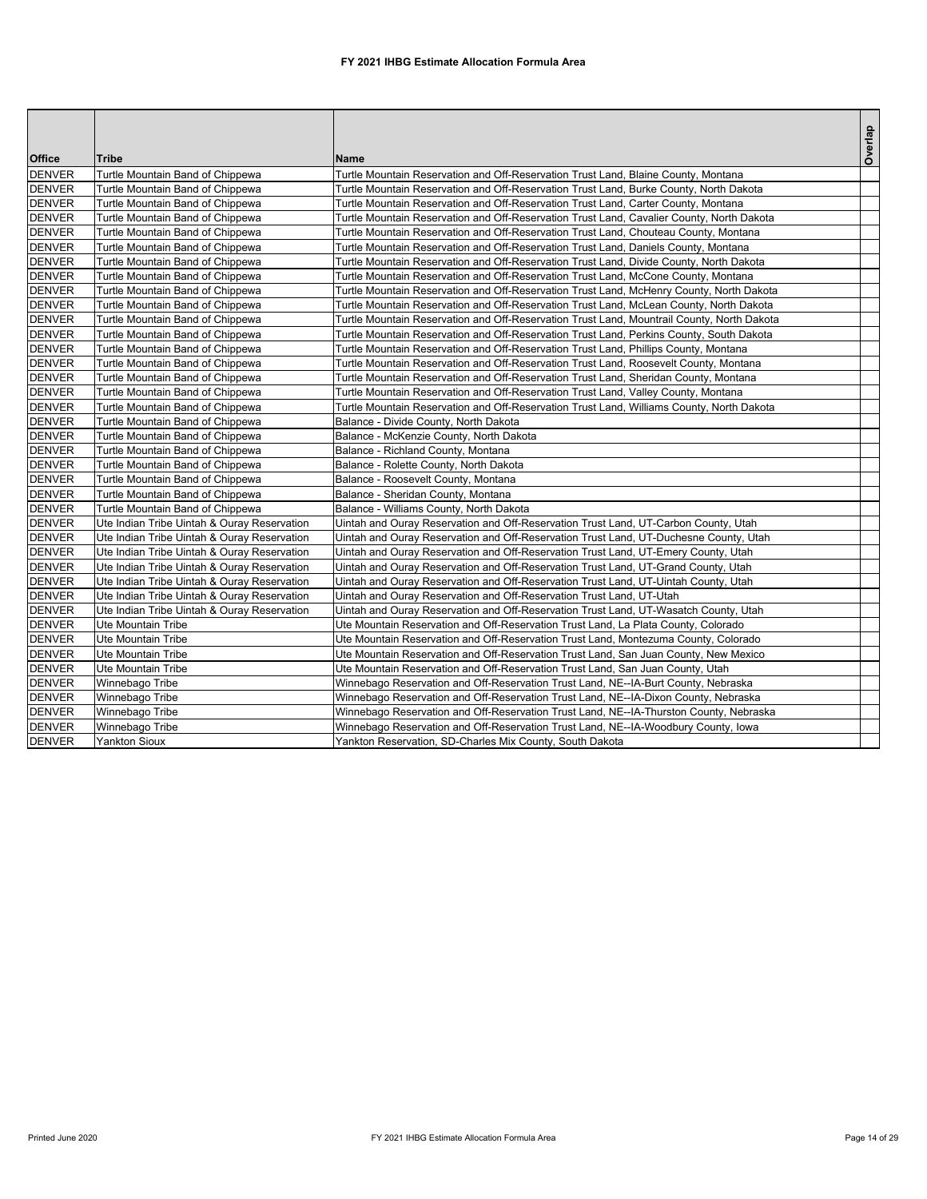# FY 2021 IHBG Estimate Allocation Formula Area

| Office | Tribe | Name | Overlap |
|---|---|---|---|
| DENVER | Turtle Mountain Band of Chippewa | Turtle Mountain Reservation and Off-Reservation Trust Land, Blaine County, Montana | |
| DENVER | Turtle Mountain Band of Chippewa | Turtle Mountain Reservation and Off-Reservation Trust Land, Burke County, North Dakota | |
| DENVER | Turtle Mountain Band of Chippewa | Turtle Mountain Reservation and Off-Reservation Trust Land, Carter County, Montana | |
| DENVER | Turtle Mountain Band of Chippewa | Turtle Mountain Reservation and Off-Reservation Trust Land, Cavalier County, North Dakota | |
| DENVER | Turtle Mountain Band of Chippewa | Turtle Mountain Reservation and Off-Reservation Trust Land, Chouteau County, Montana | |
| DENVER | Turtle Mountain Band of Chippewa | Turtle Mountain Reservation and Off-Reservation Trust Land, Daniels County, Montana | |
| DENVER | Turtle Mountain Band of Chippewa | Turtle Mountain Reservation and Off-Reservation Trust Land, Divide County, North Dakota | |
| DENVER | Turtle Mountain Band of Chippewa | Turtle Mountain Reservation and Off-Reservation Trust Land, McCone County, Montana | |
| DENVER | Turtle Mountain Band of Chippewa | Turtle Mountain Reservation and Off-Reservation Trust Land, McHenry County, North Dakota | |
| DENVER | Turtle Mountain Band of Chippewa | Turtle Mountain Reservation and Off-Reservation Trust Land, McLean County, North Dakota | |
| DENVER | Turtle Mountain Band of Chippewa | Turtle Mountain Reservation and Off-Reservation Trust Land, Mountrail County, North Dakota | |
| DENVER | Turtle Mountain Band of Chippewa | Turtle Mountain Reservation and Off-Reservation Trust Land, Perkins County, South Dakota | |
| DENVER | Turtle Mountain Band of Chippewa | Turtle Mountain Reservation and Off-Reservation Trust Land, Phillips County, Montana | |
| DENVER | Turtle Mountain Band of Chippewa | Turtle Mountain Reservation and Off-Reservation Trust Land, Roosevelt County, Montana | |
| DENVER | Turtle Mountain Band of Chippewa | Turtle Mountain Reservation and Off-Reservation Trust Land, Sheridan County, Montana | |
| DENVER | Turtle Mountain Band of Chippewa | Turtle Mountain Reservation and Off-Reservation Trust Land, Valley County, Montana | |
| DENVER | Turtle Mountain Band of Chippewa | Turtle Mountain Reservation and Off-Reservation Trust Land, Williams County, North Dakota | |
| DENVER | Turtle Mountain Band of Chippewa | Balance - Divide County, North Dakota | |
| DENVER | Turtle Mountain Band of Chippewa | Balance - McKenzie County, North Dakota | |
| DENVER | Turtle Mountain Band of Chippewa | Balance - Richland County, Montana | |
| DENVER | Turtle Mountain Band of Chippewa | Balance - Rolette County, North Dakota | |
| DENVER | Turtle Mountain Band of Chippewa | Balance - Roosevelt County, Montana | |
| DENVER | Turtle Mountain Band of Chippewa | Balance - Sheridan County, Montana | |
| DENVER | Turtle Mountain Band of Chippewa | Balance - Williams County, North Dakota | |
| DENVER | Ute Indian Tribe Uintah & Ouray Reservation | Uintah and Ouray Reservation and Off-Reservation Trust Land, UT-Carbon County, Utah | |
| DENVER | Ute Indian Tribe Uintah & Ouray Reservation | Uintah and Ouray Reservation and Off-Reservation Trust Land, UT-Duchesne County, Utah | |
| DENVER | Ute Indian Tribe Uintah & Ouray Reservation | Uintah and Ouray Reservation and Off-Reservation Trust Land, UT-Emery County, Utah | |
| DENVER | Ute Indian Tribe Uintah & Ouray Reservation | Uintah and Ouray Reservation and Off-Reservation Trust Land, UT-Grand County, Utah | |
| DENVER | Ute Indian Tribe Uintah & Ouray Reservation | Uintah and Ouray Reservation and Off-Reservation Trust Land, UT-Uintah County, Utah | |
| DENVER | Ute Indian Tribe Uintah & Ouray Reservation | Uintah and Ouray Reservation and Off-Reservation Trust Land, UT-Utah | |
| DENVER | Ute Indian Tribe Uintah & Ouray Reservation | Uintah and Ouray Reservation and Off-Reservation Trust Land, UT-Wasatch County, Utah | |
| DENVER | Ute Mountain Tribe | Ute Mountain Reservation and Off-Reservation Trust Land, La Plata County, Colorado | |
| DENVER | Ute Mountain Tribe | Ute Mountain Reservation and Off-Reservation Trust Land, Montezuma County, Colorado | |
| DENVER | Ute Mountain Tribe | Ute Mountain Reservation and Off-Reservation Trust Land, San Juan County, New Mexico | |
| DENVER | Ute Mountain Tribe | Ute Mountain Reservation and Off-Reservation Trust Land, San Juan County, Utah | |
| DENVER | Winnebago Tribe | Winnebago Reservation and Off-Reservation Trust Land, NE--IA-Burt County, Nebraska | |
| DENVER | Winnebago Tribe | Winnebago Reservation and Off-Reservation Trust Land, NE--IA-Dixon County, Nebraska | |
| DENVER | Winnebago Tribe | Winnebago Reservation and Off-Reservation Trust Land, NE--IA-Thurston County, Nebraska | |
| DENVER | Winnebago Tribe | Winnebago Reservation and Off-Reservation Trust Land, NE--IA-Woodbury County, Iowa | |
| DENVER | Yankton Sioux | Yankton Reservation, SD-Charles Mix County, South Dakota | |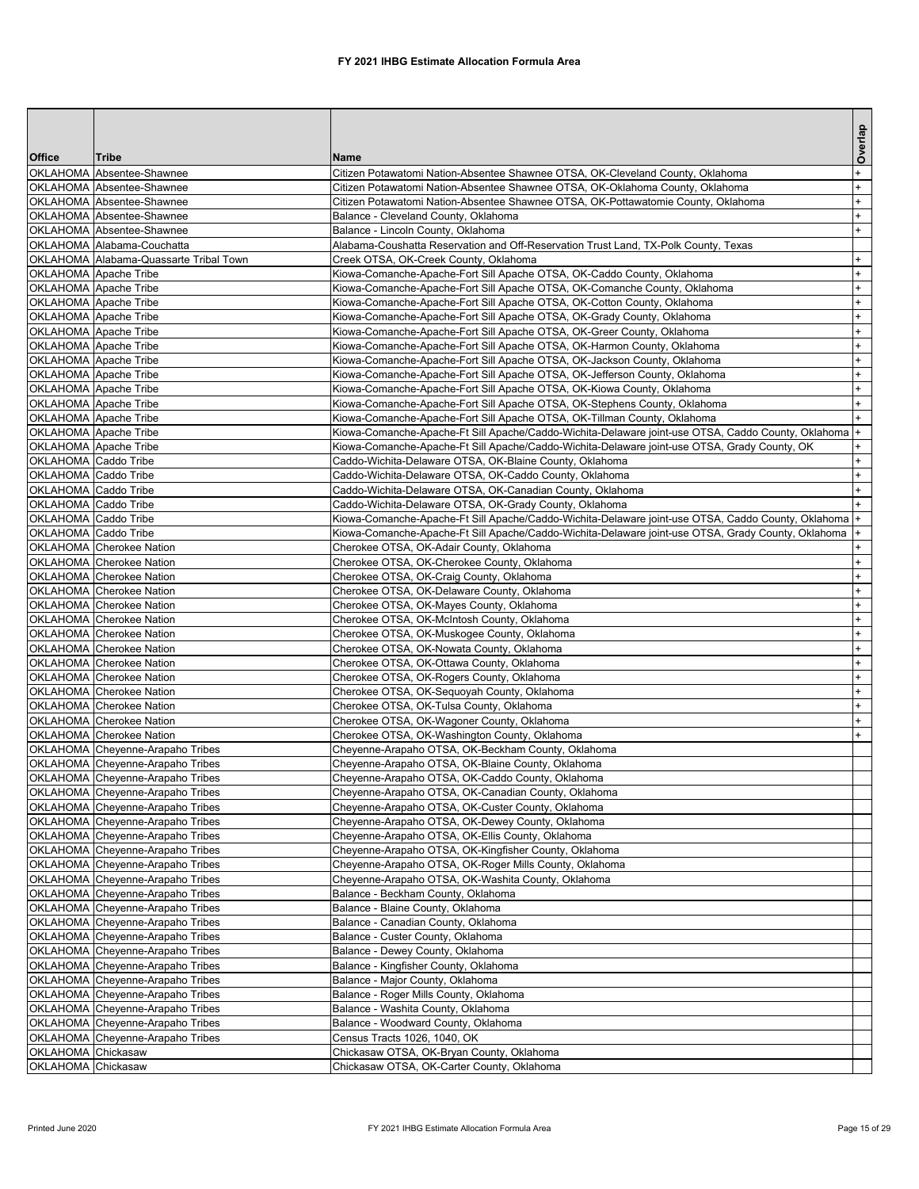# FY 2021 IHBG Estimate Allocation Formula Area

| Office | Tribe | Name | Overlap |
|---|---|---|---|
| OKLAHOMA | Absentee-Shawnee | Citizen Potawatomi Nation-Absentee Shawnee OTSA, OK-Cleveland County, Oklahoma | + |
| OKLAHOMA | Absentee-Shawnee | Citizen Potawatomi Nation-Absentee Shawnee OTSA, OK-Oklahoma County, Oklahoma | + |
| OKLAHOMA | Absentee-Shawnee | Citizen Potawatomi Nation-Absentee Shawnee OTSA, OK-Pottawatomie County, Oklahoma | + |
| OKLAHOMA | Absentee-Shawnee | Balance - Cleveland County, Oklahoma | + |
| OKLAHOMA | Absentee-Shawnee | Balance - Lincoln County, Oklahoma | + |
| OKLAHOMA | Alabama-Couchatta | Alabama-Coushatta Reservation and Off-Reservation Trust Land, TX-Polk County, Texas | |
| OKLAHOMA | Alabama-Quassarte Tribal Town | Creek OTSA, OK-Creek County, Oklahoma | + |
| OKLAHOMA | Apache Tribe | Kiowa-Comanche-Apache-Fort Sill Apache OTSA, OK-Caddo County, Oklahoma | + |
| OKLAHOMA | Apache Tribe | Kiowa-Comanche-Apache-Fort Sill Apache OTSA, OK-Comanche County, Oklahoma | + |
| OKLAHOMA | Apache Tribe | Kiowa-Comanche-Apache-Fort Sill Apache OTSA, OK-Cotton County, Oklahoma | + |
| OKLAHOMA | Apache Tribe | Kiowa-Comanche-Apache-Fort Sill Apache OTSA, OK-Grady County, Oklahoma | + |
| OKLAHOMA | Apache Tribe | Kiowa-Comanche-Apache-Fort Sill Apache OTSA, OK-Greer County, Oklahoma | + |
| OKLAHOMA | Apache Tribe | Kiowa-Comanche-Apache-Fort Sill Apache OTSA, OK-Harmon County, Oklahoma | + |
| OKLAHOMA | Apache Tribe | Kiowa-Comanche-Apache-Fort Sill Apache OTSA, OK-Jackson County, Oklahoma | + |
| OKLAHOMA | Apache Tribe | Kiowa-Comanche-Apache-Fort Sill Apache OTSA, OK-Jefferson County, Oklahoma | + |
| OKLAHOMA | Apache Tribe | Kiowa-Comanche-Apache-Fort Sill Apache OTSA, OK-Kiowa County, Oklahoma | + |
| OKLAHOMA | Apache Tribe | Kiowa-Comanche-Apache-Fort Sill Apache OTSA, OK-Stephens County, Oklahoma | + |
| OKLAHOMA | Apache Tribe | Kiowa-Comanche-Apache-Fort Sill Apache OTSA, OK-Tillman County, Oklahoma | + |
| OKLAHOMA | Apache Tribe | Kiowa-Comanche-Apache-Ft Sill Apache/Caddo-Wichita-Delaware joint-use OTSA, Caddo County, Oklahoma | + |
| OKLAHOMA | Apache Tribe | Kiowa-Comanche-Apache-Ft Sill Apache/Caddo-Wichita-Delaware joint-use OTSA, Grady County, OK | + |
| OKLAHOMA | Caddo Tribe | Caddo-Wichita-Delaware OTSA, OK-Blaine County, Oklahoma | + |
| OKLAHOMA | Caddo Tribe | Caddo-Wichita-Delaware OTSA, OK-Caddo County, Oklahoma | + |
| OKLAHOMA | Caddo Tribe | Caddo-Wichita-Delaware OTSA, OK-Canadian County, Oklahoma | + |
| OKLAHOMA | Caddo Tribe | Caddo-Wichita-Delaware OTSA, OK-Grady County, Oklahoma | + |
| OKLAHOMA | Caddo Tribe | Kiowa-Comanche-Apache-Ft Sill Apache/Caddo-Wichita-Delaware joint-use OTSA, Caddo County, Oklahoma | + |
| OKLAHOMA | Caddo Tribe | Kiowa-Comanche-Apache-Ft Sill Apache/Caddo-Wichita-Delaware joint-use OTSA, Grady County, Oklahoma | + |
| OKLAHOMA | Cherokee Nation | Cherokee OTSA, OK-Adair County, Oklahoma | + |
| OKLAHOMA | Cherokee Nation | Cherokee OTSA, OK-Cherokee County, Oklahoma | + |
| OKLAHOMA | Cherokee Nation | Cherokee OTSA, OK-Craig County, Oklahoma | + |
| OKLAHOMA | Cherokee Nation | Cherokee OTSA, OK-Delaware County, Oklahoma | + |
| OKLAHOMA | Cherokee Nation | Cherokee OTSA, OK-Mayes County, Oklahoma | + |
| OKLAHOMA | Cherokee Nation | Cherokee OTSA, OK-McIntosh County, Oklahoma | + |
| OKLAHOMA | Cherokee Nation | Cherokee OTSA, OK-Muskogee County, Oklahoma | + |
| OKLAHOMA | Cherokee Nation | Cherokee OTSA, OK-Nowata County, Oklahoma | + |
| OKLAHOMA | Cherokee Nation | Cherokee OTSA, OK-Ottawa County, Oklahoma | + |
| OKLAHOMA | Cherokee Nation | Cherokee OTSA, OK-Rogers County, Oklahoma | + |
| OKLAHOMA | Cherokee Nation | Cherokee OTSA, OK-Sequoyah County, Oklahoma | + |
| OKLAHOMA | Cherokee Nation | Cherokee OTSA, OK-Tulsa County, Oklahoma | + |
| OKLAHOMA | Cherokee Nation | Cherokee OTSA, OK-Wagoner County, Oklahoma | + |
| OKLAHOMA | Cherokee Nation | Cherokee OTSA, OK-Washington County, Oklahoma | + |
| OKLAHOMA | Cheyenne-Arapaho Tribes | Cheyenne-Arapaho OTSA, OK-Beckham County, Oklahoma | |
| OKLAHOMA | Cheyenne-Arapaho Tribes | Cheyenne-Arapaho OTSA, OK-Blaine County, Oklahoma | |
| OKLAHOMA | Cheyenne-Arapaho Tribes | Cheyenne-Arapaho OTSA, OK-Caddo County, Oklahoma | |
| OKLAHOMA | Cheyenne-Arapaho Tribes | Cheyenne-Arapaho OTSA, OK-Canadian County, Oklahoma | |
| OKLAHOMA | Cheyenne-Arapaho Tribes | Cheyenne-Arapaho OTSA, OK-Custer County, Oklahoma | |
| OKLAHOMA | Cheyenne-Arapaho Tribes | Cheyenne-Arapaho OTSA, OK-Dewey County, Oklahoma | |
| OKLAHOMA | Cheyenne-Arapaho Tribes | Cheyenne-Arapaho OTSA, OK-Ellis County, Oklahoma | |
| OKLAHOMA | Cheyenne-Arapaho Tribes | Cheyenne-Arapaho OTSA, OK-Kingfisher County, Oklahoma | |
| OKLAHOMA | Cheyenne-Arapaho Tribes | Cheyenne-Arapaho OTSA, OK-Roger Mills County, Oklahoma | |
| OKLAHOMA | Cheyenne-Arapaho Tribes | Cheyenne-Arapaho OTSA, OK-Washita County, Oklahoma | |
| OKLAHOMA | Cheyenne-Arapaho Tribes | Balance - Beckham County, Oklahoma | |
| OKLAHOMA | Cheyenne-Arapaho Tribes | Balance - Blaine County, Oklahoma | |
| OKLAHOMA | Cheyenne-Arapaho Tribes | Balance - Canadian County, Oklahoma | |
| OKLAHOMA | Cheyenne-Arapaho Tribes | Balance - Custer County, Oklahoma | |
| OKLAHOMA | Cheyenne-Arapaho Tribes | Balance - Dewey County, Oklahoma | |
| OKLAHOMA | Cheyenne-Arapaho Tribes | Balance - Kingfisher County, Oklahoma | |
| OKLAHOMA | Cheyenne-Arapaho Tribes | Balance - Major County, Oklahoma | |
| OKLAHOMA | Cheyenne-Arapaho Tribes | Balance - Roger Mills County, Oklahoma | |
| OKLAHOMA | Cheyenne-Arapaho Tribes | Balance - Washita County, Oklahoma | |
| OKLAHOMA | Cheyenne-Arapaho Tribes | Balance - Woodward County, Oklahoma | |
| OKLAHOMA | Cheyenne-Arapaho Tribes | Census Tracts 1026, 1040, OK | |
| OKLAHOMA | Chickasaw | Chickasaw OTSA, OK-Bryan County, Oklahoma | |
| OKLAHOMA | Chickasaw | Chickasaw OTSA, OK-Carter County, Oklahoma | |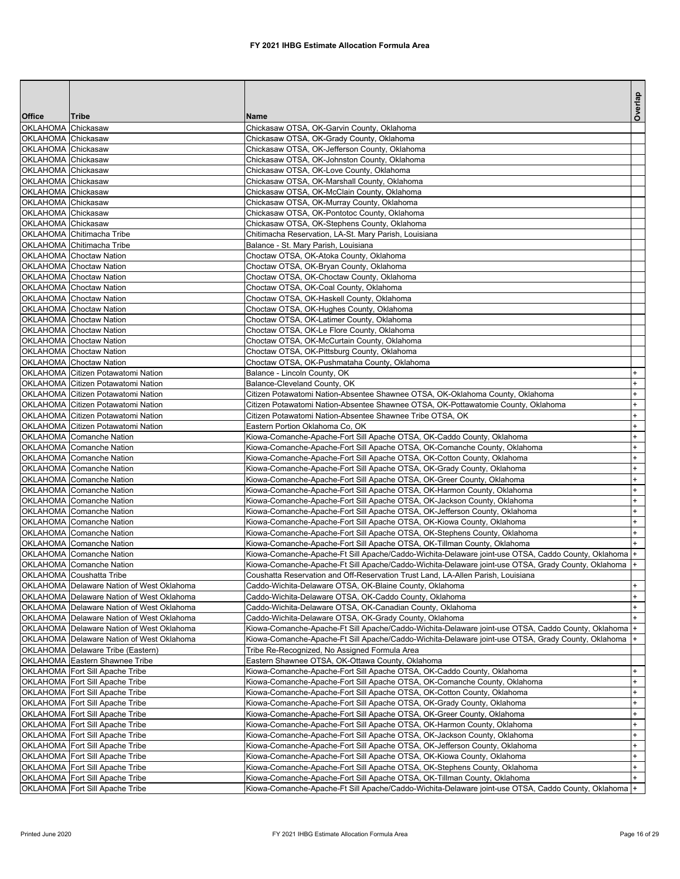# FY 2021 IHBG Estimate Allocation Formula Area

| Office | Tribe | Name | Overlap |
|---|---|---|---|
| OKLAHOMA | Chickasaw | Chickasaw OTSA, OK-Garvin County, Oklahoma | |
| OKLAHOMA | Chickasaw | Chickasaw OTSA, OK-Grady County, Oklahoma | |
| OKLAHOMA | Chickasaw | Chickasaw OTSA, OK-Jefferson County, Oklahoma | |
| OKLAHOMA | Chickasaw | Chickasaw OTSA, OK-Johnston County, Oklahoma | |
| OKLAHOMA | Chickasaw | Chickasaw OTSA, OK-Love County, Oklahoma | |
| OKLAHOMA | Chickasaw | Chickasaw OTSA, OK-Marshall County, Oklahoma | |
| OKLAHOMA | Chickasaw | Chickasaw OTSA, OK-McClain County, Oklahoma | |
| OKLAHOMA | Chickasaw | Chickasaw OTSA, OK-Murray County, Oklahoma | |
| OKLAHOMA | Chickasaw | Chickasaw OTSA, OK-Pontotoc County, Oklahoma | |
| OKLAHOMA | Chickasaw | Chickasaw OTSA, OK-Stephens County, Oklahoma | |
| OKLAHOMA | Chitimacha Tribe | Chitimacha Reservation, LA-St. Mary Parish, Louisiana | |
| OKLAHOMA | Chitimacha Tribe | Balance - St. Mary Parish, Louisiana | |
| OKLAHOMA | Choctaw Nation | Choctaw OTSA, OK-Atoka County, Oklahoma | |
| OKLAHOMA | Choctaw Nation | Choctaw OTSA, OK-Bryan County, Oklahoma | |
| OKLAHOMA | Choctaw Nation | Choctaw OTSA, OK-Choctaw County, Oklahoma | |
| OKLAHOMA | Choctaw Nation | Choctaw OTSA, OK-Coal County, Oklahoma | |
| OKLAHOMA | Choctaw Nation | Choctaw OTSA, OK-Haskell County, Oklahoma | |
| OKLAHOMA | Choctaw Nation | Choctaw OTSA, OK-Hughes County, Oklahoma | |
| OKLAHOMA | Choctaw Nation | Choctaw OTSA, OK-Latimer County, Oklahoma | |
| OKLAHOMA | Choctaw Nation | Choctaw OTSA, OK-Le Flore County, Oklahoma | |
| OKLAHOMA | Choctaw Nation | Choctaw OTSA, OK-McCurtain County, Oklahoma | |
| OKLAHOMA | Choctaw Nation | Choctaw OTSA, OK-Pittsburg County, Oklahoma | |
| OKLAHOMA | Choctaw Nation | Choctaw OTSA, OK-Pushmataha County, Oklahoma | |
| OKLAHOMA | Citizen Potawatomi Nation | Balance - Lincoln County, OK | + |
| OKLAHOMA | Citizen Potawatomi Nation | Balance-Cleveland County, OK | + |
| OKLAHOMA | Citizen Potawatomi Nation | Citizen Potawatomi Nation-Absentee Shawnee OTSA, OK-Oklahoma County, Oklahoma | + |
| OKLAHOMA | Citizen Potawatomi Nation | Citizen Potawatomi Nation-Absentee Shawnee OTSA, OK-Pottawatomie County, Oklahoma | + |
| OKLAHOMA | Citizen Potawatomi Nation | Citizen Potawatomi Nation-Absentee Shawnee Tribe OTSA, OK | + |
| OKLAHOMA | Citizen Potawatomi Nation | Eastern Portion Oklahoma Co, OK | + |
| OKLAHOMA | Comanche Nation | Kiowa-Comanche-Apache-Fort Sill Apache OTSA, OK-Caddo County, Oklahoma | + |
| OKLAHOMA | Comanche Nation | Kiowa-Comanche-Apache-Fort Sill Apache OTSA, OK-Comanche County, Oklahoma | + |
| OKLAHOMA | Comanche Nation | Kiowa-Comanche-Apache-Fort Sill Apache OTSA, OK-Cotton County, Oklahoma | + |
| OKLAHOMA | Comanche Nation | Kiowa-Comanche-Apache-Fort Sill Apache OTSA, OK-Grady County, Oklahoma | + |
| OKLAHOMA | Comanche Nation | Kiowa-Comanche-Apache-Fort Sill Apache OTSA, OK-Greer County, Oklahoma | + |
| OKLAHOMA | Comanche Nation | Kiowa-Comanche-Apache-Fort Sill Apache OTSA, OK-Harmon County, Oklahoma | + |
| OKLAHOMA | Comanche Nation | Kiowa-Comanche-Apache-Fort Sill Apache OTSA, OK-Jackson County, Oklahoma | + |
| OKLAHOMA | Comanche Nation | Kiowa-Comanche-Apache-Fort Sill Apache OTSA, OK-Jefferson County, Oklahoma | + |
| OKLAHOMA | Comanche Nation | Kiowa-Comanche-Apache-Fort Sill Apache OTSA, OK-Kiowa County, Oklahoma | + |
| OKLAHOMA | Comanche Nation | Kiowa-Comanche-Apache-Fort Sill Apache OTSA, OK-Stephens County, Oklahoma | + |
| OKLAHOMA | Comanche Nation | Kiowa-Comanche-Apache-Fort Sill Apache OTSA, OK-Tillman County, Oklahoma | + |
| OKLAHOMA | Comanche Nation | Kiowa-Comanche-Apache-Ft Sill Apache/Caddo-Wichita-Delaware joint-use OTSA, Caddo County, Oklahoma | + |
| OKLAHOMA | Comanche Nation | Kiowa-Comanche-Apache-Ft Sill Apache/Caddo-Wichita-Delaware joint-use OTSA, Grady County, Oklahoma | + |
| OKLAHOMA | Coushatta Tribe | Coushatta Reservation and Off-Reservation Trust Land, LA-Allen Parish, Louisiana | |
| OKLAHOMA | Delaware Nation of West Oklahoma | Caddo-Wichita-Delaware OTSA, OK-Blaine County, Oklahoma | + |
| OKLAHOMA | Delaware Nation of West Oklahoma | Caddo-Wichita-Delaware OTSA, OK-Caddo County, Oklahoma | + |
| OKLAHOMA | Delaware Nation of West Oklahoma | Caddo-Wichita-Delaware OTSA, OK-Canadian County, Oklahoma | + |
| OKLAHOMA | Delaware Nation of West Oklahoma | Caddo-Wichita-Delaware OTSA, OK-Grady County, Oklahoma | + |
| OKLAHOMA | Delaware Nation of West Oklahoma | Kiowa-Comanche-Apache-Ft Sill Apache/Caddo-Wichita-Delaware joint-use OTSA, Caddo County, Oklahoma | + |
| OKLAHOMA | Delaware Nation of West Oklahoma | Kiowa-Comanche-Apache-Ft Sill Apache/Caddo-Wichita-Delaware joint-use OTSA, Grady County, Oklahoma | + |
| OKLAHOMA | Delaware Tribe (Eastern) | Tribe Re-Recognized, No Assigned Formula Area | |
| OKLAHOMA | Eastern Shawnee Tribe | Eastern Shawnee OTSA, OK-Ottawa County, Oklahoma | |
| OKLAHOMA | Fort Sill Apache Tribe | Kiowa-Comanche-Apache-Fort Sill Apache OTSA, OK-Caddo County, Oklahoma | + |
| OKLAHOMA | Fort Sill Apache Tribe | Kiowa-Comanche-Apache-Fort Sill Apache OTSA, OK-Comanche County, Oklahoma | + |
| OKLAHOMA | Fort Sill Apache Tribe | Kiowa-Comanche-Apache-Fort Sill Apache OTSA, OK-Cotton County, Oklahoma | + |
| OKLAHOMA | Fort Sill Apache Tribe | Kiowa-Comanche-Apache-Fort Sill Apache OTSA, OK-Grady County, Oklahoma | + |
| OKLAHOMA | Fort Sill Apache Tribe | Kiowa-Comanche-Apache-Fort Sill Apache OTSA, OK-Greer County, Oklahoma | + |
| OKLAHOMA | Fort Sill Apache Tribe | Kiowa-Comanche-Apache-Fort Sill Apache OTSA, OK-Harmon County, Oklahoma | + |
| OKLAHOMA | Fort Sill Apache Tribe | Kiowa-Comanche-Apache-Fort Sill Apache OTSA, OK-Jackson County, Oklahoma | + |
| OKLAHOMA | Fort Sill Apache Tribe | Kiowa-Comanche-Apache-Fort Sill Apache OTSA, OK-Jefferson County, Oklahoma | + |
| OKLAHOMA | Fort Sill Apache Tribe | Kiowa-Comanche-Apache-Fort Sill Apache OTSA, OK-Kiowa County, Oklahoma | + |
| OKLAHOMA | Fort Sill Apache Tribe | Kiowa-Comanche-Apache-Fort Sill Apache OTSA, OK-Stephens County, Oklahoma | + |
| OKLAHOMA | Fort Sill Apache Tribe | Kiowa-Comanche-Apache-Fort Sill Apache OTSA, OK-Tillman County, Oklahoma | + |
| OKLAHOMA | Fort Sill Apache Tribe | Kiowa-Comanche-Apache-Ft Sill Apache/Caddo-Wichita-Delaware joint-use OTSA, Caddo County, Oklahoma | + |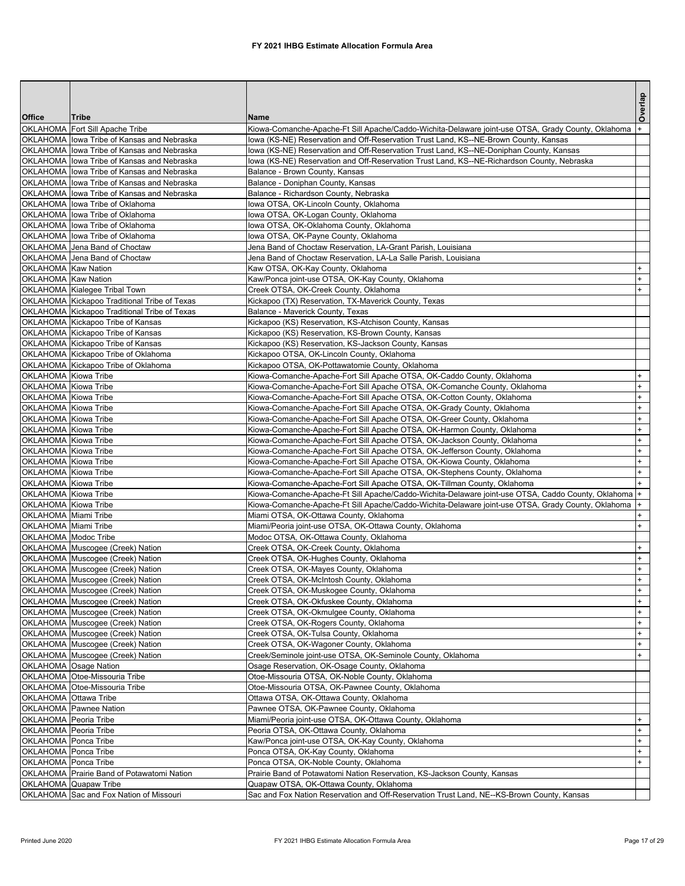# FY 2021 IHBG Estimate Allocation Formula Area

| Office | Tribe | Name | Overlap |
|---|---|---|---|
| OKLAHOMA | Fort Sill Apache Tribe | Kiowa-Comanche-Apache-Ft Sill Apache/Caddo-Wichita-Delaware joint-use OTSA, Grady County, Oklahoma | + |
| OKLAHOMA | Iowa Tribe of Kansas and Nebraska | Iowa (KS-NE) Reservation and Off-Reservation Trust Land, KS--NE-Brown County, Kansas | |
| OKLAHOMA | Iowa Tribe of Kansas and Nebraska | Iowa (KS-NE) Reservation and Off-Reservation Trust Land, KS--NE-Doniphan County, Kansas | |
| OKLAHOMA | Iowa Tribe of Kansas and Nebraska | Iowa (KS-NE) Reservation and Off-Reservation Trust Land, KS--NE-Richardson County, Nebraska | |
| OKLAHOMA | Iowa Tribe of Kansas and Nebraska | Balance - Brown County, Kansas | |
| OKLAHOMA | Iowa Tribe of Kansas and Nebraska | Balance - Doniphan County, Kansas | |
| OKLAHOMA | Iowa Tribe of Kansas and Nebraska | Balance - Richardson County, Nebraska | |
| OKLAHOMA | Iowa Tribe of Oklahoma | Iowa OTSA, OK-Lincoln County, Oklahoma | |
| OKLAHOMA | Iowa Tribe of Oklahoma | Iowa OTSA, OK-Logan County, Oklahoma | |
| OKLAHOMA | Iowa Tribe of Oklahoma | Iowa OTSA, OK-Oklahoma County, Oklahoma | |
| OKLAHOMA | Iowa Tribe of Oklahoma | Iowa OTSA, OK-Payne County, Oklahoma | |
| OKLAHOMA | Jena Band of Choctaw | Jena Band of Choctaw Reservation, LA-Grant Parish, Louisiana | |
| OKLAHOMA | Jena Band of Choctaw | Jena Band of Choctaw Reservation, LA-La Salle Parish, Louisiana | |
| OKLAHOMA | Kaw Nation | Kaw OTSA, OK-Kay County, Oklahoma | + |
| OKLAHOMA | Kaw Nation | Kaw/Ponca joint-use OTSA, OK-Kay County, Oklahoma | + |
| OKLAHOMA | Kialegee Tribal Town | Creek OTSA, OK-Creek County, Oklahoma | + |
| OKLAHOMA | Kickapoo Traditional Tribe of Texas | Kickapoo (TX) Reservation, TX-Maverick County, Texas | |
| OKLAHOMA | Kickapoo Traditional Tribe of Texas | Balance - Maverick County, Texas | |
| OKLAHOMA | Kickapoo Tribe of Kansas | Kickapoo (KS) Reservation, KS-Atchison County, Kansas | |
| OKLAHOMA | Kickapoo Tribe of Kansas | Kickapoo (KS) Reservation, KS-Brown County, Kansas | |
| OKLAHOMA | Kickapoo Tribe of Kansas | Kickapoo (KS) Reservation, KS-Jackson County, Kansas | |
| OKLAHOMA | Kickapoo Tribe of Oklahoma | Kickapoo OTSA, OK-Lincoln County, Oklahoma | |
| OKLAHOMA | Kickapoo Tribe of Oklahoma | Kickapoo OTSA, OK-Pottawatomie County, Oklahoma | |
| OKLAHOMA | Kiowa Tribe | Kiowa-Comanche-Apache-Fort Sill Apache OTSA, OK-Caddo County, Oklahoma | + |
| OKLAHOMA | Kiowa Tribe | Kiowa-Comanche-Apache-Fort Sill Apache OTSA, OK-Comanche County, Oklahoma | + |
| OKLAHOMA | Kiowa Tribe | Kiowa-Comanche-Apache-Fort Sill Apache OTSA, OK-Cotton County, Oklahoma | + |
| OKLAHOMA | Kiowa Tribe | Kiowa-Comanche-Apache-Fort Sill Apache OTSA, OK-Grady County, Oklahoma | + |
| OKLAHOMA | Kiowa Tribe | Kiowa-Comanche-Apache-Fort Sill Apache OTSA, OK-Greer County, Oklahoma | + |
| OKLAHOMA | Kiowa Tribe | Kiowa-Comanche-Apache-Fort Sill Apache OTSA, OK-Harmon County, Oklahoma | + |
| OKLAHOMA | Kiowa Tribe | Kiowa-Comanche-Apache-Fort Sill Apache OTSA, OK-Jackson County, Oklahoma | + |
| OKLAHOMA | Kiowa Tribe | Kiowa-Comanche-Apache-Fort Sill Apache OTSA, OK-Jefferson County, Oklahoma | + |
| OKLAHOMA | Kiowa Tribe | Kiowa-Comanche-Apache-Fort Sill Apache OTSA, OK-Kiowa County, Oklahoma | + |
| OKLAHOMA | Kiowa Tribe | Kiowa-Comanche-Apache-Fort Sill Apache OTSA, OK-Stephens County, Oklahoma | + |
| OKLAHOMA | Kiowa Tribe | Kiowa-Comanche-Apache-Fort Sill Apache OTSA, OK-Tillman County, Oklahoma | + |
| OKLAHOMA | Kiowa Tribe | Kiowa-Comanche-Apache-Ft Sill Apache/Caddo-Wichita-Delaware joint-use OTSA, Caddo County, Oklahoma | + |
| OKLAHOMA | Kiowa Tribe | Kiowa-Comanche-Apache-Ft Sill Apache/Caddo-Wichita-Delaware joint-use OTSA, Grady County, Oklahoma | + |
| OKLAHOMA | Miami Tribe | Miami OTSA, OK-Ottawa County, Oklahoma | + |
| OKLAHOMA | Miami Tribe | Miami/Peoria joint-use OTSA, OK-Ottawa County, Oklahoma | + |
| OKLAHOMA | Modoc Tribe | Modoc OTSA, OK-Ottawa County, Oklahoma | |
| OKLAHOMA | Muscogee (Creek) Nation | Creek OTSA, OK-Creek County, Oklahoma | + |
| OKLAHOMA | Muscogee (Creek) Nation | Creek OTSA, OK-Hughes County, Oklahoma | + |
| OKLAHOMA | Muscogee (Creek) Nation | Creek OTSA, OK-Mayes County, Oklahoma | + |
| OKLAHOMA | Muscogee (Creek) Nation | Creek OTSA, OK-McIntosh County, Oklahoma | + |
| OKLAHOMA | Muscogee (Creek) Nation | Creek OTSA, OK-Muskogee County, Oklahoma | + |
| OKLAHOMA | Muscogee (Creek) Nation | Creek OTSA, OK-Okfuskee County, Oklahoma | + |
| OKLAHOMA | Muscogee (Creek) Nation | Creek OTSA, OK-Okmulgee County, Oklahoma | + |
| OKLAHOMA | Muscogee (Creek) Nation | Creek OTSA, OK-Rogers County, Oklahoma | + |
| OKLAHOMA | Muscogee (Creek) Nation | Creek OTSA, OK-Tulsa County, Oklahoma | + |
| OKLAHOMA | Muscogee (Creek) Nation | Creek OTSA, OK-Wagoner County, Oklahoma | + |
| OKLAHOMA | Muscogee (Creek) Nation | Creek/Seminole joint-use OTSA, OK-Seminole County, Oklahoma | + |
| OKLAHOMA | Osage Nation | Osage Reservation, OK-Osage County, Oklahoma | |
| OKLAHOMA | Otoe-Missouria Tribe | Otoe-Missouria OTSA, OK-Noble County, Oklahoma | |
| OKLAHOMA | Otoe-Missouria Tribe | Otoe-Missouria OTSA, OK-Pawnee County, Oklahoma | |
| OKLAHOMA | Ottawa Tribe | Ottawa OTSA, OK-Ottawa County, Oklahoma | |
| OKLAHOMA | Pawnee Nation | Pawnee OTSA, OK-Pawnee County, Oklahoma | |
| OKLAHOMA | Peoria Tribe | Miami/Peoria joint-use OTSA, OK-Ottawa County, Oklahoma | + |
| OKLAHOMA | Peoria Tribe | Peoria OTSA, OK-Ottawa County, Oklahoma | + |
| OKLAHOMA | Ponca Tribe | Kaw/Ponca joint-use OTSA, OK-Kay County, Oklahoma | + |
| OKLAHOMA | Ponca Tribe | Ponca OTSA, OK-Kay County, Oklahoma | + |
| OKLAHOMA | Ponca Tribe | Ponca OTSA, OK-Noble County, Oklahoma | + |
| OKLAHOMA | Prairie Band of Potawatomi Nation | Prairie Band of Potawatomi Nation Reservation, KS-Jackson County, Kansas | |
| OKLAHOMA | Quapaw Tribe | Quapaw OTSA, OK-Ottawa County, Oklahoma | |
| OKLAHOMA | Sac and Fox Nation of Missouri | Sac and Fox Nation Reservation and Off-Reservation Trust Land, NE--KS-Brown County, Kansas | |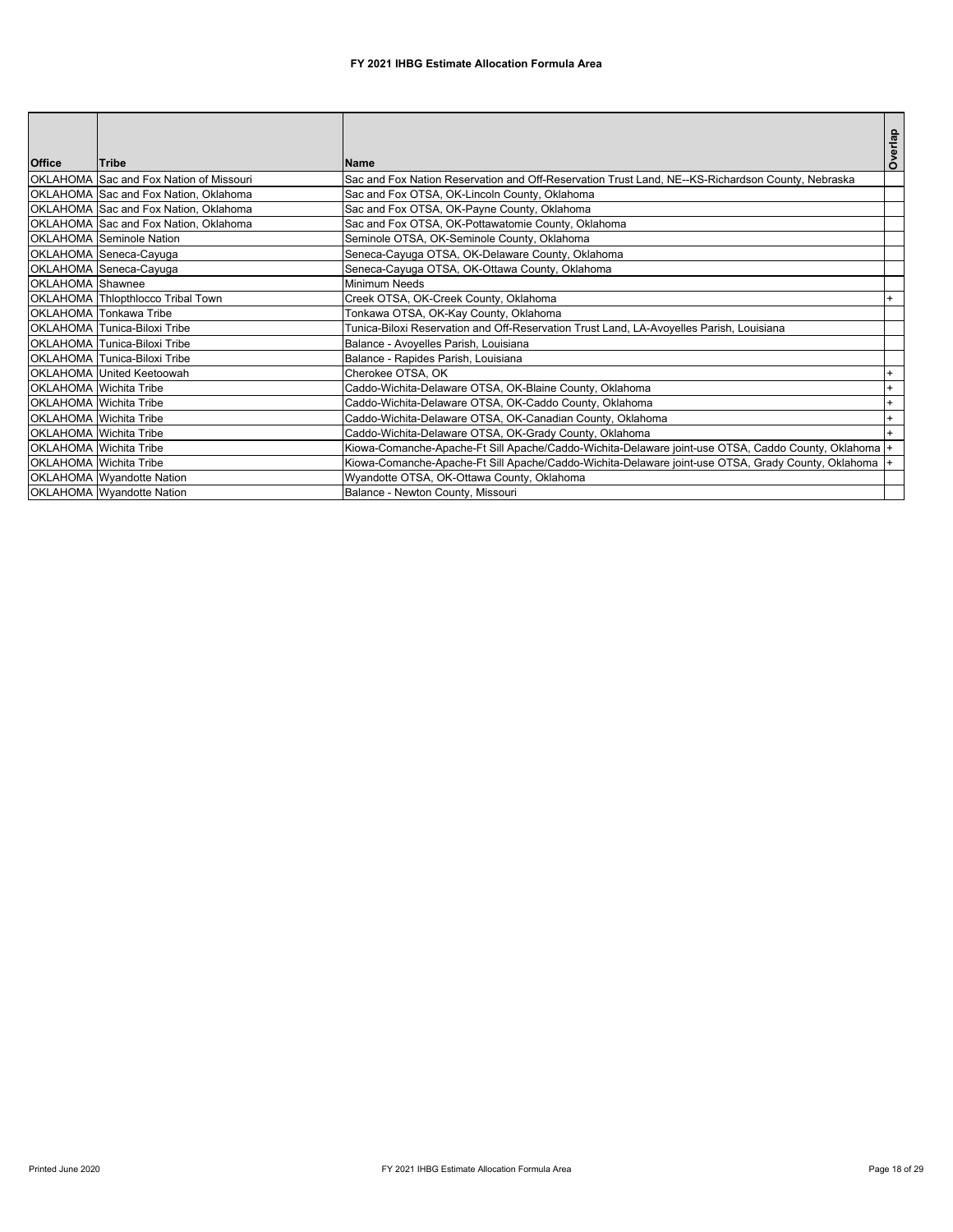# FY 2021 IHBG Estimate Allocation Formula Area

| Office | Tribe | Name | Overlap |
|---|---|---|---|
| OKLAHOMA | Sac and Fox Nation of Missouri | Sac and Fox Nation Reservation and Off-Reservation Trust Land, NE--KS-Richardson County, Nebraska | |
| OKLAHOMA | Sac and Fox Nation, Oklahoma | Sac and Fox OTSA, OK-Lincoln County, Oklahoma | |
| OKLAHOMA | Sac and Fox Nation, Oklahoma | Sac and Fox OTSA, OK-Payne County, Oklahoma | |
| OKLAHOMA | Sac and Fox Nation, Oklahoma | Sac and Fox OTSA, OK-Pottawatomie County, Oklahoma | |
| OKLAHOMA | Seminole Nation | Seminole OTSA, OK-Seminole County, Oklahoma | |
| OKLAHOMA | Seneca-Cayuga | Seneca-Cayuga OTSA, OK-Delaware County, Oklahoma | |
| OKLAHOMA | Seneca-Cayuga | Seneca-Cayuga OTSA, OK-Ottawa County, Oklahoma | |
| OKLAHOMA | Shawnee | Minimum Needs | |
| OKLAHOMA | Thlopthlocco Tribal Town | Creek OTSA, OK-Creek County, Oklahoma | + |
| OKLAHOMA | Tonkawa Tribe | Tonkawa OTSA, OK-Kay County, Oklahoma | |
| OKLAHOMA | Tunica-Biloxi Tribe | Tunica-Biloxi Reservation and Off-Reservation Trust Land, LA-Avoyelles Parish, Louisiana | |
| OKLAHOMA | Tunica-Biloxi Tribe | Balance - Avoyelles Parish, Louisiana | |
| OKLAHOMA | Tunica-Biloxi Tribe | Balance - Rapides Parish, Louisiana | |
| OKLAHOMA | United Keetoowah | Cherokee OTSA, OK | + |
| OKLAHOMA | Wichita Tribe | Caddo-Wichita-Delaware OTSA, OK-Blaine County, Oklahoma | + |
| OKLAHOMA | Wichita Tribe | Caddo-Wichita-Delaware OTSA, OK-Caddo County, Oklahoma | + |
| OKLAHOMA | Wichita Tribe | Caddo-Wichita-Delaware OTSA, OK-Canadian County, Oklahoma | + |
| OKLAHOMA | Wichita Tribe | Caddo-Wichita-Delaware OTSA, OK-Grady County, Oklahoma | + |
| OKLAHOMA | Wichita Tribe | Kiowa-Comanche-Apache-Ft Sill Apache/Caddo-Wichita-Delaware joint-use OTSA, Caddo County, Oklahoma | + |
| OKLAHOMA | Wichita Tribe | Kiowa-Comanche-Apache-Ft Sill Apache/Caddo-Wichita-Delaware joint-use OTSA, Grady County, Oklahoma | + |
| OKLAHOMA | Wyandotte Nation | Wyandotte OTSA, OK-Ottawa County, Oklahoma | |
| OKLAHOMA | Wyandotte Nation | Balance - Newton County, Missouri | |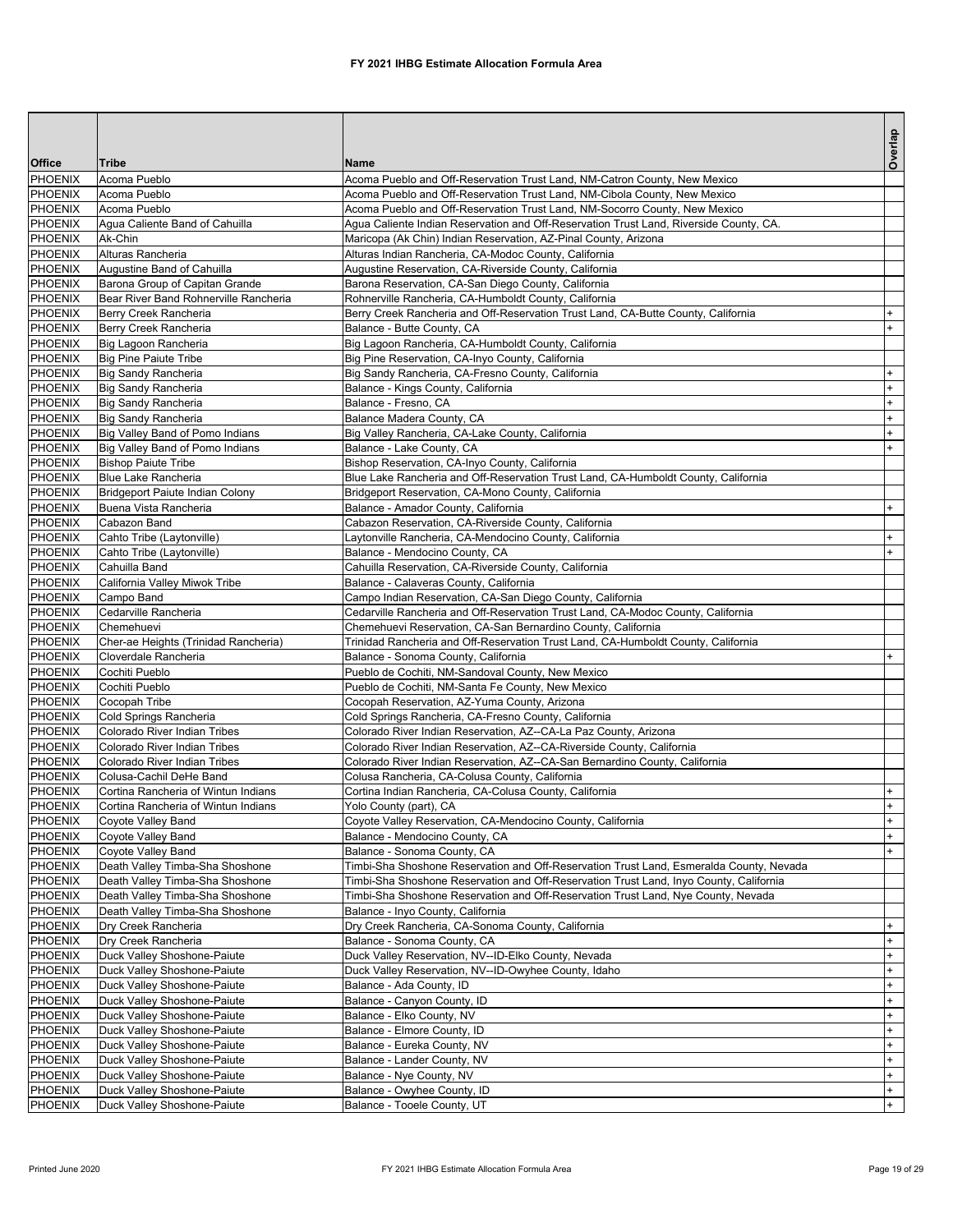# FY 2021 IHBG Estimate Allocation Formula Area

| Office | Tribe | Name | Overlap |
|---|---|---|---|
| PHOENIX | Acoma Pueblo | Acoma Pueblo and Off-Reservation Trust Land, NM-Catron County, New Mexico | |
| PHOENIX | Acoma Pueblo | Acoma Pueblo and Off-Reservation Trust Land, NM-Cibola County, New Mexico | |
| PHOENIX | Acoma Pueblo | Acoma Pueblo and Off-Reservation Trust Land, NM-Socorro County, New Mexico | |
| PHOENIX | Agua Caliente Band of Cahuilla | Agua Caliente Indian Reservation and Off-Reservation Trust Land, Riverside County, CA. | |
| PHOENIX | Ak-Chin | Maricopa (Ak Chin) Indian Reservation, AZ-Pinal County, Arizona | |
| PHOENIX | Alturas Rancheria | Alturas Indian Rancheria, CA-Modoc County, California | |
| PHOENIX | Augustine Band of Cahuilla | Augustine Reservation, CA-Riverside County, California | |
| PHOENIX | Barona Group of Capitan Grande | Barona Reservation, CA-San Diego County, California | |
| PHOENIX | Bear River Band Rohnerville Rancheria | Rohnerville Rancheria, CA-Humboldt County, California | |
| PHOENIX | Berry Creek Rancheria | Berry Creek Rancheria and Off-Reservation Trust Land, CA-Butte County, California | + |
| PHOENIX | Berry Creek Rancheria | Balance - Butte County, CA | + |
| PHOENIX | Big Lagoon Rancheria | Big Lagoon Rancheria, CA-Humboldt County, California | |
| PHOENIX | Big Pine Paiute Tribe | Big Pine Reservation, CA-Inyo County, California | |
| PHOENIX | Big Sandy Rancheria | Big Sandy Rancheria, CA-Fresno County, California | + |
| PHOENIX | Big Sandy Rancheria | Balance - Kings County, California | + |
| PHOENIX | Big Sandy Rancheria | Balance - Fresno, CA | + |
| PHOENIX | Big Sandy Rancheria | Balance Madera County, CA | + |
| PHOENIX | Big Valley Band of Pomo Indians | Big Valley Rancheria, CA-Lake County, California | + |
| PHOENIX | Big Valley Band of Pomo Indians | Balance - Lake County, CA | + |
| PHOENIX | Bishop Paiute Tribe | Bishop Reservation, CA-Inyo County, California | |
| PHOENIX | Blue Lake Rancheria | Blue Lake Rancheria and Off-Reservation Trust Land, CA-Humboldt County, California | |
| PHOENIX | Bridgeport Paiute Indian Colony | Bridgeport Reservation, CA-Mono County, California | |
| PHOENIX | Buena Vista Rancheria | Balance - Amador County, California | + |
| PHOENIX | Cabazon Band | Cabazon Reservation, CA-Riverside County, California | |
| PHOENIX | Cahto Tribe (Laytonville) | Laytonville Rancheria, CA-Mendocino County, California | + |
| PHOENIX | Cahto Tribe (Laytonville) | Balance - Mendocino County, CA | + |
| PHOENIX | Cahuilla Band | Cahuilla Reservation, CA-Riverside County, California | |
| PHOENIX | California Valley Miwok Tribe | Balance - Calaveras County, California | |
| PHOENIX | Campo Band | Campo Indian Reservation, CA-San Diego County, California | |
| PHOENIX | Cedarville Rancheria | Cedarville Rancheria and Off-Reservation Trust Land, CA-Modoc County, California | |
| PHOENIX | Chemehuevi | Chemehuevi Reservation, CA-San Bernardino County, California | |
| PHOENIX | Cher-ae Heights (Trinidad Rancheria) | Trinidad Rancheria and Off-Reservation Trust Land, CA-Humboldt County, California | |
| PHOENIX | Cloverdale Rancheria | Balance - Sonoma County, California | + |
| PHOENIX | Cochiti Pueblo | Pueblo de Cochiti, NM-Sandoval County, New Mexico | |
| PHOENIX | Cochiti Pueblo | Pueblo de Cochiti, NM-Santa Fe County, New Mexico | |
| PHOENIX | Cocopah Tribe | Cocopah Reservation, AZ-Yuma County, Arizona | |
| PHOENIX | Cold Springs Rancheria | Cold Springs Rancheria, CA-Fresno County, California | |
| PHOENIX | Colorado River Indian Tribes | Colorado River Indian Reservation, AZ--CA-La Paz County, Arizona | |
| PHOENIX | Colorado River Indian Tribes | Colorado River Indian Reservation, AZ--CA-Riverside County, California | |
| PHOENIX | Colorado River Indian Tribes | Colorado River Indian Reservation, AZ--CA-San Bernardino County, California | |
| PHOENIX | Colusa-Cachil DeHe Band | Colusa Rancheria, CA-Colusa County, California | |
| PHOENIX | Cortina Rancheria of Wintun Indians | Cortina Indian Rancheria, CA-Colusa County, California | + |
| PHOENIX | Cortina Rancheria of Wintun Indians | Yolo County (part), CA | + |
| PHOENIX | Coyote Valley Band | Coyote Valley Reservation, CA-Mendocino County, California | + |
| PHOENIX | Coyote Valley Band | Balance - Mendocino County, CA | + |
| PHOENIX | Coyote Valley Band | Balance - Sonoma County, CA | + |
| PHOENIX | Death Valley Timba-Sha Shoshone | Timbi-Sha Shoshone Reservation and Off-Reservation Trust Land, Esmeralda County, Nevada | |
| PHOENIX | Death Valley Timba-Sha Shoshone | Timbi-Sha Shoshone Reservation and Off-Reservation Trust Land, Inyo County, California | |
| PHOENIX | Death Valley Timba-Sha Shoshone | Timbi-Sha Shoshone Reservation and Off-Reservation Trust Land, Nye County, Nevada | |
| PHOENIX | Death Valley Timba-Sha Shoshone | Balance - Inyo County, California | |
| PHOENIX | Dry Creek Rancheria | Dry Creek Rancheria, CA-Sonoma County, California | + |
| PHOENIX | Dry Creek Rancheria | Balance - Sonoma County, CA | + |
| PHOENIX | Duck Valley Shoshone-Paiute | Duck Valley Reservation, NV--ID-Elko County, Nevada | + |
| PHOENIX | Duck Valley Shoshone-Paiute | Duck Valley Reservation, NV--ID-Owyhee County, Idaho | + |
| PHOENIX | Duck Valley Shoshone-Paiute | Balance - Ada County, ID | + |
| PHOENIX | Duck Valley Shoshone-Paiute | Balance - Canyon County, ID | + |
| PHOENIX | Duck Valley Shoshone-Paiute | Balance - Elko County, NV | + |
| PHOENIX | Duck Valley Shoshone-Paiute | Balance - Elmore County, ID | + |
| PHOENIX | Duck Valley Shoshone-Paiute | Balance - Eureka County, NV | + |
| PHOENIX | Duck Valley Shoshone-Paiute | Balance - Lander County, NV | + |
| PHOENIX | Duck Valley Shoshone-Paiute | Balance - Nye County, NV | + |
| PHOENIX | Duck Valley Shoshone-Paiute | Balance - Owyhee County, ID | + |
| PHOENIX | Duck Valley Shoshone-Paiute | Balance - Tooele County, UT | + |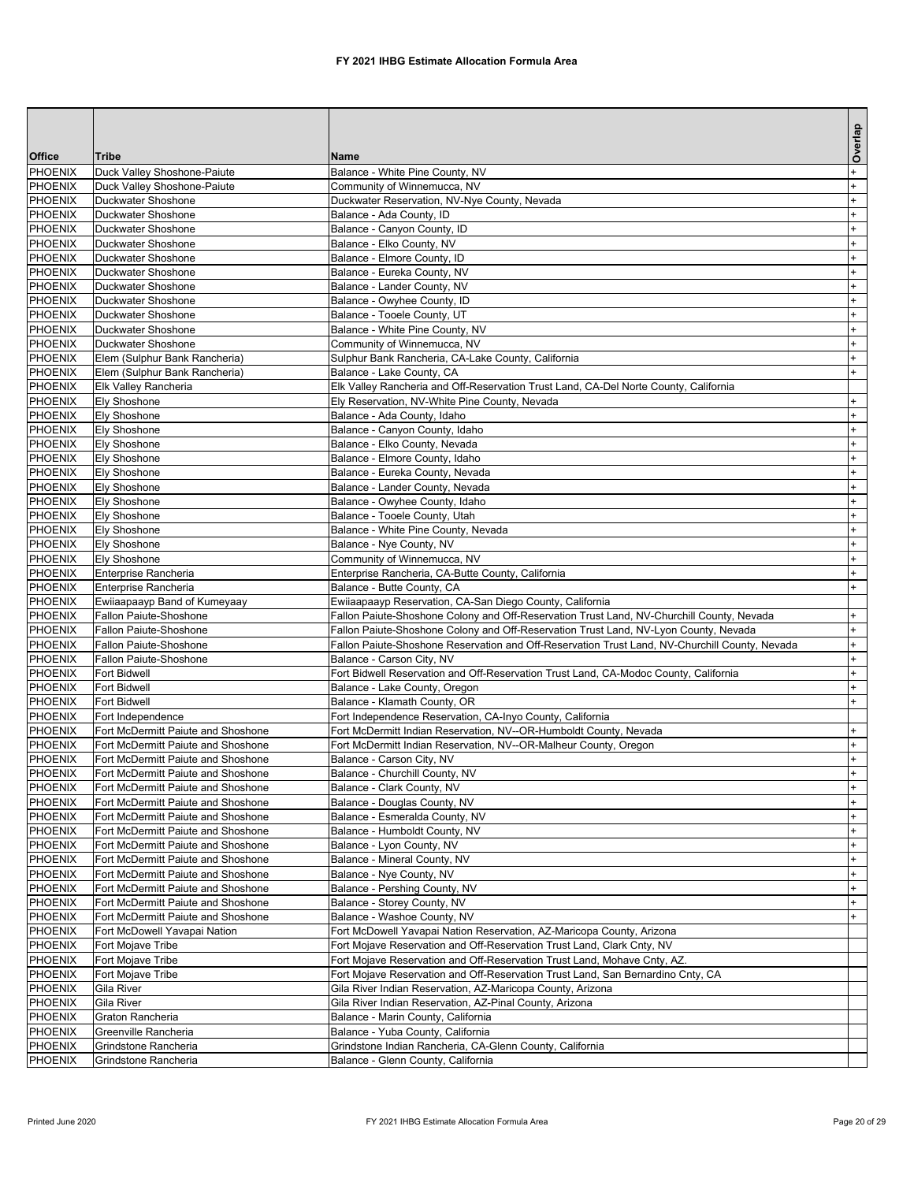# FY 2021 IHBG Estimate Allocation Formula Area

| Office | Tribe | Name | Overlap |
|---|---|---|---|
| PHOENIX | Duck Valley Shoshone-Paiute | Balance - White Pine County, NV | + |
| PHOENIX | Duck Valley Shoshone-Paiute | Community of Winnemucca, NV | + |
| PHOENIX | Duckwater Shoshone | Duckwater Reservation, NV-Nye County, Nevada | + |
| PHOENIX | Duckwater Shoshone | Balance - Ada County, ID | + |
| PHOENIX | Duckwater Shoshone | Balance - Canyon County, ID | + |
| PHOENIX | Duckwater Shoshone | Balance - Elko County, NV | + |
| PHOENIX | Duckwater Shoshone | Balance - Elmore County, ID | + |
| PHOENIX | Duckwater Shoshone | Balance - Eureka County, NV | + |
| PHOENIX | Duckwater Shoshone | Balance - Lander County, NV | + |
| PHOENIX | Duckwater Shoshone | Balance - Owyhee County, ID | + |
| PHOENIX | Duckwater Shoshone | Balance - Tooele County, UT | + |
| PHOENIX | Duckwater Shoshone | Balance - White Pine County, NV | + |
| PHOENIX | Duckwater Shoshone | Community of Winnemucca, NV | + |
| PHOENIX | Elem (Sulphur Bank Rancheria) | Sulphur Bank Rancheria, CA-Lake County, California | + |
| PHOENIX | Elem (Sulphur Bank Rancheria) | Balance - Lake County, CA | + |
| PHOENIX | Elk Valley Rancheria | Elk Valley Rancheria and Off-Reservation Trust Land, CA-Del Norte County, California | |
| PHOENIX | Ely Shoshone | Ely Reservation, NV-White Pine County, Nevada | + |
| PHOENIX | Ely Shoshone | Balance - Ada County, Idaho | + |
| PHOENIX | Ely Shoshone | Balance - Canyon County, Idaho | + |
| PHOENIX | Ely Shoshone | Balance - Elko County, Nevada | + |
| PHOENIX | Ely Shoshone | Balance - Elmore County, Idaho | + |
| PHOENIX | Ely Shoshone | Balance - Eureka County, Nevada | + |
| PHOENIX | Ely Shoshone | Balance - Lander County, Nevada | + |
| PHOENIX | Ely Shoshone | Balance - Owyhee County, Idaho | + |
| PHOENIX | Ely Shoshone | Balance - Tooele County, Utah | + |
| PHOENIX | Ely Shoshone | Balance - White Pine County, Nevada | + |
| PHOENIX | Ely Shoshone | Balance - Nye County, NV | + |
| PHOENIX | Ely Shoshone | Community of Winnemucca, NV | + |
| PHOENIX | Enterprise Rancheria | Enterprise Rancheria, CA-Butte County, California | + |
| PHOENIX | Enterprise Rancheria | Balance - Butte County, CA | + |
| PHOENIX | Ewiiaapaayp Band of Kumeyaay | Ewiiaapaayp Reservation, CA-San Diego County, California | |
| PHOENIX | Fallon Paiute-Shoshone | Fallon Paiute-Shoshone Colony and Off-Reservation Trust Land, NV-Churchill County, Nevada | + |
| PHOENIX | Fallon Paiute-Shoshone | Fallon Paiute-Shoshone Colony and Off-Reservation Trust Land, NV-Lyon County, Nevada | + |
| PHOENIX | Fallon Paiute-Shoshone | Fallon Paiute-Shoshone Reservation and Off-Reservation Trust Land, NV-Churchill County, Nevada | + |
| PHOENIX | Fallon Paiute-Shoshone | Balance - Carson City, NV | + |
| PHOENIX | Fort Bidwell | Fort Bidwell Reservation and Off-Reservation Trust Land, CA-Modoc County, California | + |
| PHOENIX | Fort Bidwell | Balance - Lake County, Oregon | + |
| PHOENIX | Fort Bidwell | Balance - Klamath County, OR | + |
| PHOENIX | Fort Independence | Fort Independence Reservation, CA-Inyo County, California | |
| PHOENIX | Fort McDermitt Paiute and Shoshone | Fort McDermitt Indian Reservation, NV--OR-Humboldt County, Nevada | + |
| PHOENIX | Fort McDermitt Paiute and Shoshone | Fort McDermitt Indian Reservation, NV--OR-Malheur County, Oregon | + |
| PHOENIX | Fort McDermitt Paiute and Shoshone | Balance - Carson City, NV | + |
| PHOENIX | Fort McDermitt Paiute and Shoshone | Balance - Churchill County, NV | + |
| PHOENIX | Fort McDermitt Paiute and Shoshone | Balance - Clark County, NV | + |
| PHOENIX | Fort McDermitt Paiute and Shoshone | Balance - Douglas County, NV | + |
| PHOENIX | Fort McDermitt Paiute and Shoshone | Balance - Esmeralda County, NV | + |
| PHOENIX | Fort McDermitt Paiute and Shoshone | Balance - Humboldt County, NV | + |
| PHOENIX | Fort McDermitt Paiute and Shoshone | Balance - Lyon County, NV | + |
| PHOENIX | Fort McDermitt Paiute and Shoshone | Balance - Mineral County, NV | + |
| PHOENIX | Fort McDermitt Paiute and Shoshone | Balance - Nye County, NV | + |
| PHOENIX | Fort McDermitt Paiute and Shoshone | Balance - Pershing County, NV | + |
| PHOENIX | Fort McDermitt Paiute and Shoshone | Balance - Storey County, NV | + |
| PHOENIX | Fort McDermitt Paiute and Shoshone | Balance - Washoe County, NV | + |
| PHOENIX | Fort McDowell Yavapai Nation | Fort McDowell Yavapai Nation Reservation, AZ-Maricopa County, Arizona | |
| PHOENIX | Fort Mojave Tribe | Fort Mojave Reservation and Off-Reservation Trust Land, Clark Cnty, NV | |
| PHOENIX | Fort Mojave Tribe | Fort Mojave Reservation and Off-Reservation Trust Land, Mohave Cnty, AZ. | |
| PHOENIX | Fort Mojave Tribe | Fort Mojave Reservation and Off-Reservation Trust Land, San Bernardino Cnty, CA | |
| PHOENIX | Gila River | Gila River Indian Reservation, AZ-Maricopa County, Arizona | |
| PHOENIX | Gila River | Gila River Indian Reservation, AZ-Pinal County, Arizona | |
| PHOENIX | Graton Rancheria | Balance - Marin County, California | |
| PHOENIX | Greenville Rancheria | Balance - Yuba County, California | |
| PHOENIX | Grindstone Rancheria | Grindstone Indian Rancheria, CA-Glenn County, California | |
| PHOENIX | Grindstone Rancheria | Balance - Glenn County, California | |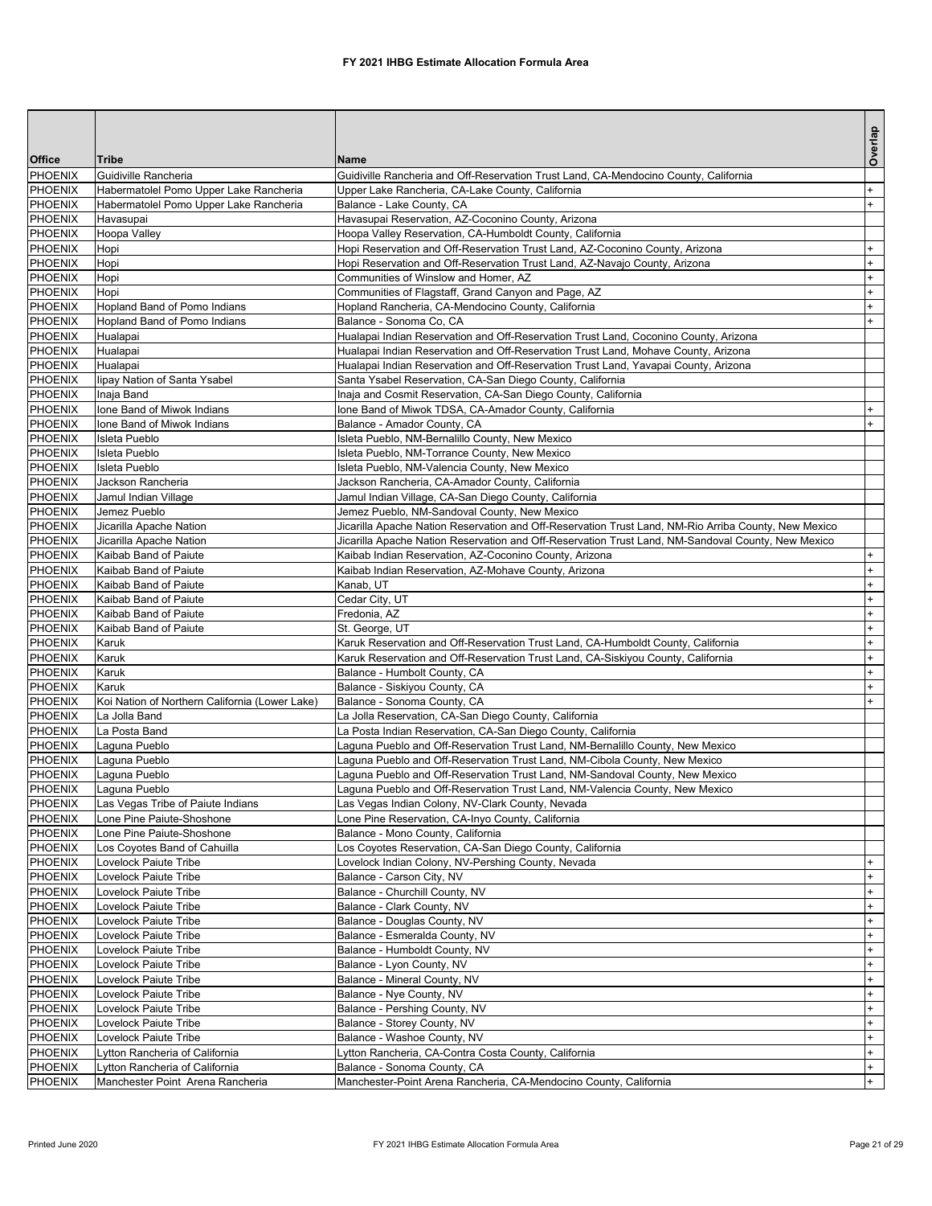# FY 2021 IHBG Estimate Allocation Formula Area

| Office | Tribe | Name | Overlap |
|---|---|---|---|
| PHOENIX | Guidiville Rancheria | Guidiville Rancheria and Off-Reservation Trust Land, CA-Mendocino County, California | |
| PHOENIX | Habermatolel Pomo Upper Lake Rancheria | Upper Lake Rancheria, CA-Lake County, California | + |
| PHOENIX | Habermatolel Pomo Upper Lake Rancheria | Balance - Lake County, CA | + |
| PHOENIX | Havasupai | Havasupai Reservation, AZ-Coconino County, Arizona | |
| PHOENIX | Hoopa Valley | Hoopa Valley Reservation, CA-Humboldt County, California | |
| PHOENIX | Hopi | Hopi Reservation and Off-Reservation Trust Land, AZ-Coconino County, Arizona | + |
| PHOENIX | Hopi | Hopi Reservation and Off-Reservation Trust Land, AZ-Navajo County, Arizona | + |
| PHOENIX | Hopi | Communities of Winslow and Homer, AZ | + |
| PHOENIX | Hopi | Communities of Flagstaff, Grand Canyon and Page, AZ | + |
| PHOENIX | Hopland Band of Pomo Indians | Hopland Rancheria, CA-Mendocino County, California | + |
| PHOENIX | Hopland Band of Pomo Indians | Balance - Sonoma Co, CA | + |
| PHOENIX | Hualapai | Hualapai Indian Reservation and Off-Reservation Trust Land, Coconino County, Arizona | |
| PHOENIX | Hualapai | Hualapai Indian Reservation and Off-Reservation Trust Land, Mohave County, Arizona | |
| PHOENIX | Hualapai | Hualapai Indian Reservation and Off-Reservation Trust Land, Yavapai County, Arizona | |
| PHOENIX | Iipay Nation of Santa Ysabel | Santa Ysabel Reservation, CA-San Diego County, California | |
| PHOENIX | Inaja Band | Inaja and Cosmit Reservation, CA-San Diego County, California | |
| PHOENIX | Ione Band of Miwok Indians | Ione Band of Miwok TDSA, CA-Amador County, California | + |
| PHOENIX | Ione Band of Miwok Indians | Balance - Amador County, CA | + |
| PHOENIX | Isleta Pueblo | Isleta Pueblo, NM-Bernalillo County, New Mexico | |
| PHOENIX | Isleta Pueblo | Isleta Pueblo, NM-Torrance County, New Mexico | |
| PHOENIX | Isleta Pueblo | Isleta Pueblo, NM-Valencia County, New Mexico | |
| PHOENIX | Jackson Rancheria | Jackson Rancheria, CA-Amador County, California | |
| PHOENIX | Jamul Indian Village | Jamul Indian Village, CA-San Diego County, California | |
| PHOENIX | Jemez Pueblo | Jemez Pueblo, NM-Sandoval County, New Mexico | |
| PHOENIX | Jicarilla Apache Nation | Jicarilla Apache Nation Reservation and Off-Reservation Trust Land, NM-Rio Arriba County, New Mexico | |
| PHOENIX | Jicarilla Apache Nation | Jicarilla Apache Nation Reservation and Off-Reservation Trust Land, NM-Sandoval County, New Mexico | |
| PHOENIX | Kaibab Band of Paiute | Kaibab Indian Reservation, AZ-Coconino County, Arizona | + |
| PHOENIX | Kaibab Band of Paiute | Kaibab Indian Reservation, AZ-Mohave County, Arizona | + |
| PHOENIX | Kaibab Band of Paiute | Kanab, UT | + |
| PHOENIX | Kaibab Band of Paiute | Cedar City, UT | + |
| PHOENIX | Kaibab Band of Paiute | Fredonia, AZ | + |
| PHOENIX | Kaibab Band of Paiute | St. George, UT | + |
| PHOENIX | Karuk | Karuk Reservation and Off-Reservation Trust Land, CA-Humboldt County, California | + |
| PHOENIX | Karuk | Karuk Reservation and Off-Reservation Trust Land, CA-Siskiyou County, California | + |
| PHOENIX | Karuk | Balance - Humbolt County, CA | + |
| PHOENIX | Karuk | Balance - Siskiyou County, CA | + |
| PHOENIX | Koi Nation of Northern California (Lower Lake) | Balance - Sonoma County, CA | + |
| PHOENIX | La Jolla Band | La Jolla Reservation, CA-San Diego County, California | |
| PHOENIX | La Posta Band | La Posta Indian Reservation, CA-San Diego County, California | |
| PHOENIX | Laguna Pueblo | Laguna Pueblo and Off-Reservation Trust Land, NM-Bernalillo County, New Mexico | |
| PHOENIX | Laguna Pueblo | Laguna Pueblo and Off-Reservation Trust Land, NM-Cibola County, New Mexico | |
| PHOENIX | Laguna Pueblo | Laguna Pueblo and Off-Reservation Trust Land, NM-Sandoval County, New Mexico | |
| PHOENIX | Laguna Pueblo | Laguna Pueblo and Off-Reservation Trust Land, NM-Valencia County, New Mexico | |
| PHOENIX | Las Vegas Tribe of Paiute Indians | Las Vegas Indian Colony, NV-Clark County, Nevada | |
| PHOENIX | Lone Pine Paiute-Shoshone | Lone Pine Reservation, CA-Inyo County, California | |
| PHOENIX | Lone Pine Paiute-Shoshone | Balance - Mono County, California | |
| PHOENIX | Los Coyotes Band of Cahuilla | Los Coyotes Reservation, CA-San Diego County, California | |
| PHOENIX | Lovelock Paiute Tribe | Lovelock Indian Colony, NV-Pershing County, Nevada | + |
| PHOENIX | Lovelock Paiute Tribe | Balance - Carson City, NV | + |
| PHOENIX | Lovelock Paiute Tribe | Balance - Churchill County, NV | + |
| PHOENIX | Lovelock Paiute Tribe | Balance - Clark County, NV | + |
| PHOENIX | Lovelock Paiute Tribe | Balance - Douglas County, NV | + |
| PHOENIX | Lovelock Paiute Tribe | Balance - Esmeralda County, NV | + |
| PHOENIX | Lovelock Paiute Tribe | Balance - Humboldt County, NV | + |
| PHOENIX | Lovelock Paiute Tribe | Balance - Lyon County, NV | + |
| PHOENIX | Lovelock Paiute Tribe | Balance - Mineral County, NV | + |
| PHOENIX | Lovelock Paiute Tribe | Balance - Nye County, NV | + |
| PHOENIX | Lovelock Paiute Tribe | Balance - Pershing County, NV | + |
| PHOENIX | Lovelock Paiute Tribe | Balance - Storey County, NV | + |
| PHOENIX | Lovelock Paiute Tribe | Balance - Washoe County, NV | + |
| PHOENIX | Lytton Rancheria of California | Lytton Rancheria, CA-Contra Costa County, California | + |
| PHOENIX | Lytton Rancheria of California | Balance - Sonoma County, CA | + |
| PHOENIX | Manchester Point Arena Rancheria | Manchester-Point Arena Rancheria, CA-Mendocino County, California | + |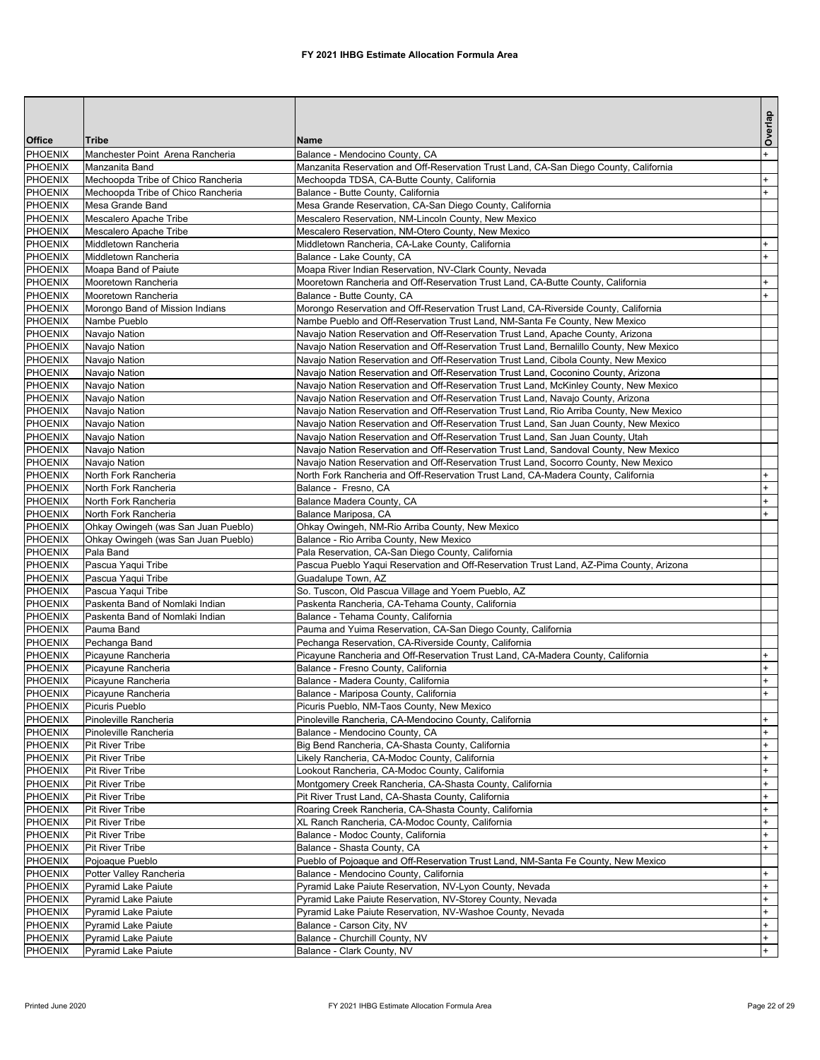# FY 2021 IHBG Estimate Allocation Formula Area

| Office | Tribe | Name | Overlap |
|---|---|---|---|
| PHOENIX | Manchester Point Arena Rancheria | Balance - Mendocino County, CA | + |
| PHOENIX | Manzanita Band | Manzanita Reservation and Off-Reservation Trust Land, CA-San Diego County, California | |
| PHOENIX | Mechoopda Tribe of Chico Rancheria | Mechoopda TDSA, CA-Butte County, California | + |
| PHOENIX | Mechoopda Tribe of Chico Rancheria | Balance - Butte County, California | + |
| PHOENIX | Mesa Grande Band | Mesa Grande Reservation, CA-San Diego County, California | |
| PHOENIX | Mescalero Apache Tribe | Mescalero Reservation, NM-Lincoln County, New Mexico | |
| PHOENIX | Mescalero Apache Tribe | Mescalero Reservation, NM-Otero County, New Mexico | |
| PHOENIX | Middletown Rancheria | Middletown Rancheria, CA-Lake County, California | + |
| PHOENIX | Middletown Rancheria | Balance - Lake County, CA | + |
| PHOENIX | Moapa Band of Paiute | Moapa River Indian Reservation, NV-Clark County, Nevada | |
| PHOENIX | Mooretown Rancheria | Mooretown Rancheria and Off-Reservation Trust Land, CA-Butte County, California | + |
| PHOENIX | Mooretown Rancheria | Balance - Butte County, CA | + |
| PHOENIX | Morongo Band of Mission Indians | Morongo Reservation and Off-Reservation Trust Land, CA-Riverside County, California | |
| PHOENIX | Nambe Pueblo | Nambe Pueblo and Off-Reservation Trust Land, NM-Santa Fe County, New Mexico | |
| PHOENIX | Navajo Nation | Navajo Nation Reservation and Off-Reservation Trust Land, Apache County, Arizona | |
| PHOENIX | Navajo Nation | Navajo Nation Reservation and Off-Reservation Trust Land, Bernalillo County, New Mexico | |
| PHOENIX | Navajo Nation | Navajo Nation Reservation and Off-Reservation Trust Land, Cibola County, New Mexico | |
| PHOENIX | Navajo Nation | Navajo Nation Reservation and Off-Reservation Trust Land, Coconino County, Arizona | |
| PHOENIX | Navajo Nation | Navajo Nation Reservation and Off-Reservation Trust Land, McKinley County, New Mexico | |
| PHOENIX | Navajo Nation | Navajo Nation Reservation and Off-Reservation Trust Land, Navajo County, Arizona | |
| PHOENIX | Navajo Nation | Navajo Nation Reservation and Off-Reservation Trust Land, Rio Arriba County, New Mexico | |
| PHOENIX | Navajo Nation | Navajo Nation Reservation and Off-Reservation Trust Land, San Juan County, New Mexico | |
| PHOENIX | Navajo Nation | Navajo Nation Reservation and Off-Reservation Trust Land, San Juan County, Utah | |
| PHOENIX | Navajo Nation | Navajo Nation Reservation and Off-Reservation Trust Land, Sandoval County, New Mexico | |
| PHOENIX | Navajo Nation | Navajo Nation Reservation and Off-Reservation Trust Land, Socorro County, New Mexico | |
| PHOENIX | North Fork Rancheria | North Fork Rancheria and Off-Reservation Trust Land, CA-Madera County, California | + |
| PHOENIX | North Fork Rancheria | Balance - Fresno, CA | + |
| PHOENIX | North Fork Rancheria | Balance Madera County, CA | + |
| PHOENIX | North Fork Rancheria | Balance Mariposa, CA | + |
| PHOENIX | Ohkay Owingeh (was San Juan Pueblo) | Ohkay Owingeh, NM-Rio Arriba County, New Mexico | |
| PHOENIX | Ohkay Owingeh (was San Juan Pueblo) | Balance - Rio Arriba County, New Mexico | |
| PHOENIX | Pala Band | Pala Reservation, CA-San Diego County, California | |
| PHOENIX | Pascua Yaqui Tribe | Pascua Pueblo Yaqui Reservation and Off-Reservation Trust Land, AZ-Pima County, Arizona | |
| PHOENIX | Pascua Yaqui Tribe | Guadalupe Town, AZ | |
| PHOENIX | Pascua Yaqui Tribe | So. Tuscon, Old Pascua Village and Yoem Pueblo, AZ | |
| PHOENIX | Paskenta Band of Nomlaki Indian | Paskenta Rancheria, CA-Tehama County, California | |
| PHOENIX | Paskenta Band of Nomlaki Indian | Balance - Tehama County, California | |
| PHOENIX | Pauma Band | Pauma and Yuima Reservation, CA-San Diego County, California | |
| PHOENIX | Pechanga Band | Pechanga Reservation, CA-Riverside County, California | |
| PHOENIX | Picayune Rancheria | Picayune Rancheria and Off-Reservation Trust Land, CA-Madera County, California | + |
| PHOENIX | Picayune Rancheria | Balance - Fresno County, California | + |
| PHOENIX | Picayune Rancheria | Balance - Madera County, California | + |
| PHOENIX | Picayune Rancheria | Balance - Mariposa County, California | + |
| PHOENIX | Picuris Pueblo | Picuris Pueblo, NM-Taos County, New Mexico | |
| PHOENIX | Pinoleville Rancheria | Pinoleville Rancheria, CA-Mendocino County, California | + |
| PHOENIX | Pinoleville Rancheria | Balance - Mendocino County, CA | + |
| PHOENIX | Pit River Tribe | Big Bend Rancheria, CA-Shasta County, California | + |
| PHOENIX | Pit River Tribe | Likely Rancheria, CA-Modoc County, California | + |
| PHOENIX | Pit River Tribe | Lookout Rancheria, CA-Modoc County, California | + |
| PHOENIX | Pit River Tribe | Montgomery Creek Rancheria, CA-Shasta County, California | + |
| PHOENIX | Pit River Tribe | Pit River Trust Land, CA-Shasta County, California | + |
| PHOENIX | Pit River Tribe | Roaring Creek Rancheria, CA-Shasta County, California | + |
| PHOENIX | Pit River Tribe | XL Ranch Rancheria, CA-Modoc County, California | + |
| PHOENIX | Pit River Tribe | Balance - Modoc County, California | + |
| PHOENIX | Pit River Tribe | Balance - Shasta County, CA | + |
| PHOENIX | Pojoaque Pueblo | Pueblo of Pojoaque and Off-Reservation Trust Land, NM-Santa Fe County, New Mexico | |
| PHOENIX | Potter Valley Rancheria | Balance - Mendocino County, California | + |
| PHOENIX | Pyramid Lake Paiute | Pyramid Lake Paiute Reservation, NV-Lyon County, Nevada | + |
| PHOENIX | Pyramid Lake Paiute | Pyramid Lake Paiute Reservation, NV-Storey County, Nevada | + |
| PHOENIX | Pyramid Lake Paiute | Pyramid Lake Paiute Reservation, NV-Washoe County, Nevada | + |
| PHOENIX | Pyramid Lake Paiute | Balance - Carson City, NV | + |
| PHOENIX | Pyramid Lake Paiute | Balance - Churchill County, NV | + |
| PHOENIX | Pyramid Lake Paiute | Balance - Clark County, NV | + |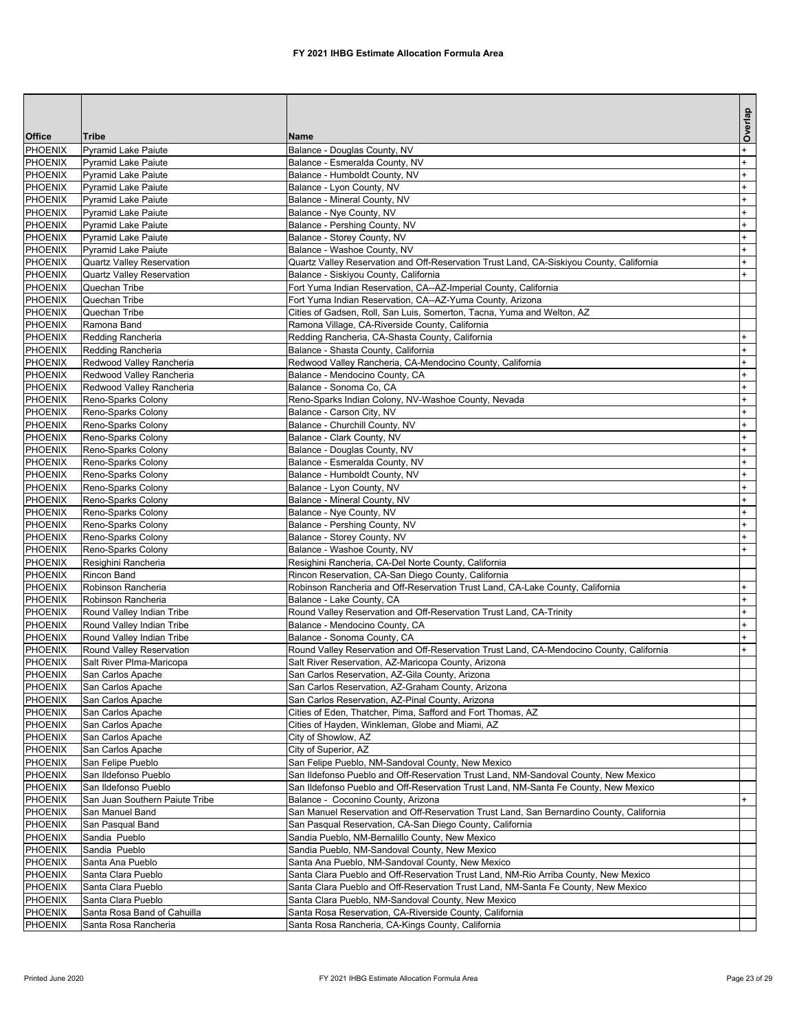**FY 2021 IHBG Estimate Allocation Formula Area**

| Office | Tribe | Name | Overlap |
|---|---|---|---|
| PHOENIX | Pyramid Lake Paiute | Balance - Douglas County, NV | + |
| PHOENIX | Pyramid Lake Paiute | Balance - Esmeralda County, NV | + |
| PHOENIX | Pyramid Lake Paiute | Balance - Humboldt County, NV | + |
| PHOENIX | Pyramid Lake Paiute | Balance - Lyon County, NV | + |
| PHOENIX | Pyramid Lake Paiute | Balance - Mineral County, NV | + |
| PHOENIX | Pyramid Lake Paiute | Balance - Nye County, NV | + |
| PHOENIX | Pyramid Lake Paiute | Balance - Pershing County, NV | + |
| PHOENIX | Pyramid Lake Paiute | Balance - Storey County, NV | + |
| PHOENIX | Pyramid Lake Paiute | Balance - Washoe County, NV | + |
| PHOENIX | Quartz Valley Reservation | Quartz Valley Reservation and Off-Reservation Trust Land, CA-Siskiyou County, California | + |
| PHOENIX | Quartz Valley Reservation | Balance - Siskiyou County, California | + |
| PHOENIX | Quechan Tribe | Fort Yuma Indian Reservation, CA--AZ-Imperial County, California | |
| PHOENIX | Quechan Tribe | Fort Yuma Indian Reservation, CA--AZ-Yuma County, Arizona | |
| PHOENIX | Quechan Tribe | Cities of Gadsen, Roll, San Luis, Somerton, Tacna, Yuma and Welton, AZ | |
| PHOENIX | Ramona Band | Ramona Village, CA-Riverside County, California | |
| PHOENIX | Redding Rancheria | Redding Rancheria, CA-Shasta County, California | + |
| PHOENIX | Redding Rancheria | Balance - Shasta County, California | + |
| PHOENIX | Redwood Valley Rancheria | Redwood Valley Rancheria, CA-Mendocino County, California | + |
| PHOENIX | Redwood Valley Rancheria | Balance - Mendocino County, CA | + |
| PHOENIX | Redwood Valley Rancheria | Balance - Sonoma Co, CA | + |
| PHOENIX | Reno-Sparks Colony | Reno-Sparks Indian Colony, NV-Washoe County, Nevada | + |
| PHOENIX | Reno-Sparks Colony | Balance - Carson City, NV | + |
| PHOENIX | Reno-Sparks Colony | Balance - Churchill County, NV | + |
| PHOENIX | Reno-Sparks Colony | Balance - Clark County, NV | + |
| PHOENIX | Reno-Sparks Colony | Balance - Douglas County, NV | + |
| PHOENIX | Reno-Sparks Colony | Balance - Esmeralda County, NV | + |
| PHOENIX | Reno-Sparks Colony | Balance - Humboldt County, NV | + |
| PHOENIX | Reno-Sparks Colony | Balance - Lyon County, NV | + |
| PHOENIX | Reno-Sparks Colony | Balance - Mineral County, NV | + |
| PHOENIX | Reno-Sparks Colony | Balance - Nye County, NV | + |
| PHOENIX | Reno-Sparks Colony | Balance - Pershing County, NV | + |
| PHOENIX | Reno-Sparks Colony | Balance - Storey County, NV | + |
| PHOENIX | Reno-Sparks Colony | Balance - Washoe County, NV | + |
| PHOENIX | Resighini Rancheria | Resighini Rancheria, CA-Del Norte County, California | |
| PHOENIX | Rincon Band | Rincon Reservation, CA-San Diego County, California | |
| PHOENIX | Robinson Rancheria | Robinson Rancheria and Off-Reservation Trust Land, CA-Lake County, California | + |
| PHOENIX | Robinson Rancheria | Balance - Lake County, CA | + |
| PHOENIX | Round Valley Indian Tribe | Round Valley Reservation and Off-Reservation Trust Land, CA-Trinity | + |
| PHOENIX | Round Valley Indian Tribe | Balance - Mendocino County, CA | + |
| PHOENIX | Round Valley Indian Tribe | Balance - Sonoma County, CA | + |
| PHOENIX | Round Valley Reservation | Round Valley Reservation and Off-Reservation Trust Land, CA-Mendocino County, California | + |
| PHOENIX | Salt River PIma-Maricopa | Salt River Reservation, AZ-Maricopa County, Arizona | |
| PHOENIX | San Carlos Apache | San Carlos Reservation, AZ-Gila County, Arizona | |
| PHOENIX | San Carlos Apache | San Carlos Reservation, AZ-Graham County, Arizona | |
| PHOENIX | San Carlos Apache | San Carlos Reservation, AZ-Pinal County, Arizona | |
| PHOENIX | San Carlos Apache | Cities of Eden, Thatcher, Pima, Safford and Fort Thomas, AZ | |
| PHOENIX | San Carlos Apache | Cities of Hayden, Winkleman, Globe and Miami, AZ | |
| PHOENIX | San Carlos Apache | City of Showlow, AZ | |
| PHOENIX | San Carlos Apache | City of Superior, AZ | |
| PHOENIX | San Felipe Pueblo | San Felipe Pueblo, NM-Sandoval County, New Mexico | |
| PHOENIX | San Ildefonso Pueblo | San Ildefonso Pueblo and Off-Reservation Trust Land, NM-Sandoval County, New Mexico | |
| PHOENIX | San Ildefonso Pueblo | San Ildefonso Pueblo and Off-Reservation Trust Land, NM-Santa Fe County, New Mexico | |
| PHOENIX | San Juan Southern Paiute Tribe | Balance - Coconino County, Arizona | + |
| PHOENIX | San Manuel Band | San Manuel Reservation and Off-Reservation Trust Land, San Bernardino County, California | |
| PHOENIX | San Pasqual Band | San Pasqual Reservation, CA-San Diego County, California | |
| PHOENIX | Sandia Pueblo | Sandia Pueblo, NM-Bernalillo County, New Mexico | |
| PHOENIX | Sandia Pueblo | Sandia Pueblo, NM-Sandoval County, New Mexico | |
| PHOENIX | Santa Ana Pueblo | Santa Ana Pueblo, NM-Sandoval County, New Mexico | |
| PHOENIX | Santa Clara Pueblo | Santa Clara Pueblo and Off-Reservation Trust Land, NM-Rio Arriba County, New Mexico | |
| PHOENIX | Santa Clara Pueblo | Santa Clara Pueblo and Off-Reservation Trust Land, NM-Santa Fe County, New Mexico | |
| PHOENIX | Santa Clara Pueblo | Santa Clara Pueblo, NM-Sandoval County, New Mexico | |
| PHOENIX | Santa Rosa Band of Cahuilla | Santa Rosa Reservation, CA-Riverside County, California | |
| PHOENIX | Santa Rosa Rancheria | Santa Rosa Rancheria, CA-Kings County, California | |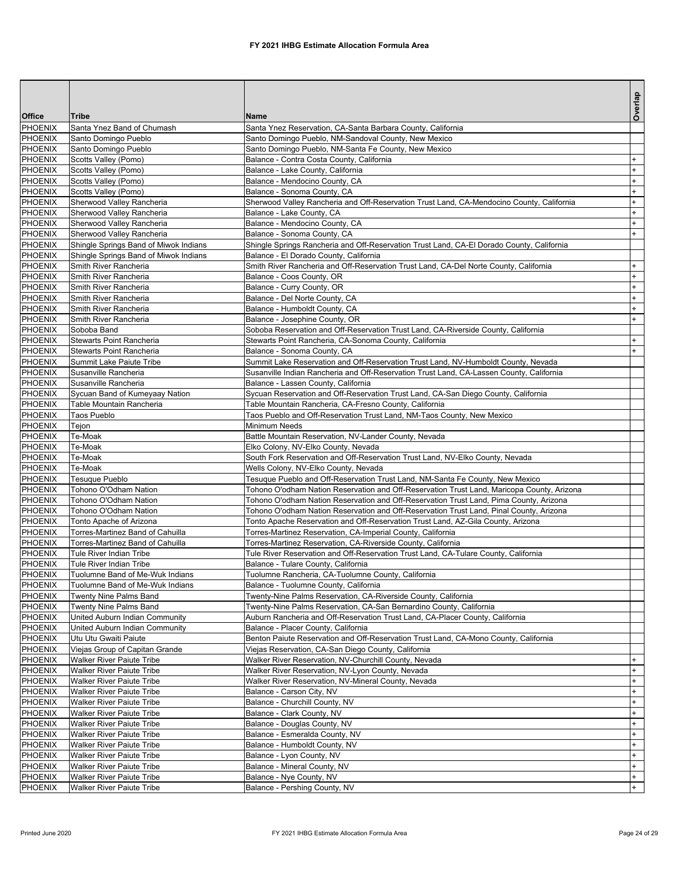**FY 2021 IHBG Estimate Allocation Formula Area**

| Office | Tribe | Name | Overlap |
|---|---|---|---|
| PHOENIX | Santa Ynez Band of Chumash | Santa Ynez Reservation, CA-Santa Barbara County, California | |
| PHOENIX | Santo Domingo Pueblo | Santo Domingo Pueblo, NM-Sandoval County, New Mexico | |
| PHOENIX | Santo Domingo Pueblo | Santo Domingo Pueblo, NM-Santa Fe County, New Mexico | |
| PHOENIX | Scotts Valley (Pomo) | Balance - Contra Costa County, California | + |
| PHOENIX | Scotts Valley (Pomo) | Balance - Lake County, California | + |
| PHOENIX | Scotts Valley (Pomo) | Balance - Mendocino County, CA | + |
| PHOENIX | Scotts Valley (Pomo) | Balance - Sonoma County, CA | + |
| PHOENIX | Sherwood Valley Rancheria | Sherwood Valley Rancheria and Off-Reservation Trust Land, CA-Mendocino County, California | + |
| PHOENIX | Sherwood Valley Rancheria | Balance - Lake County, CA | + |
| PHOENIX | Sherwood Valley Rancheria | Balance - Mendocino County, CA | + |
| PHOENIX | Sherwood Valley Rancheria | Balance - Sonoma County, CA | + |
| PHOENIX | Shingle Springs Band of Miwok Indians | Shingle Springs Rancheria and Off-Reservation Trust Land, CA-El Dorado County, California | |
| PHOENIX | Shingle Springs Band of Miwok Indians | Balance - El Dorado County, California | |
| PHOENIX | Smith River Rancheria | Smith River Rancheria and Off-Reservation Trust Land, CA-Del Norte County, California | + |
| PHOENIX | Smith River Rancheria | Balance - Coos County, OR | + |
| PHOENIX | Smith River Rancheria | Balance - Curry County, OR | + |
| PHOENIX | Smith River Rancheria | Balance - Del Norte County, CA | + |
| PHOENIX | Smith River Rancheria | Balance - Humboldt County, CA | + |
| PHOENIX | Smith River Rancheria | Balance - Josephine County, OR | + |
| PHOENIX | Soboba Band | Soboba Reservation and Off-Reservation Trust Land, CA-Riverside County, California | |
| PHOENIX | Stewarts Point Rancheria | Stewarts Point Rancheria, CA-Sonoma County, California | + |
| PHOENIX | Stewarts Point Rancheria | Balance - Sonoma County, CA | + |
| PHOENIX | Summit Lake Paiute Tribe | Summit Lake Reservation and Off-Reservation Trust Land, NV-Humboldt County, Nevada | |
| PHOENIX | Susanville Rancheria | Susanville Indian Rancheria and Off-Reservation Trust Land, CA-Lassen County, California | |
| PHOENIX | Susanville Rancheria | Balance - Lassen County, California | |
| PHOENIX | Sycuan Band of Kumeyaay Nation | Sycuan Reservation and Off-Reservation Trust Land, CA-San Diego County, California | |
| PHOENIX | Table Mountain Rancheria | Table Mountain Rancheria, CA-Fresno County, California | |
| PHOENIX | Taos Pueblo | Taos Pueblo and Off-Reservation Trust Land, NM-Taos County, New Mexico | |
| PHOENIX | Tejon | Minimum Needs | |
| PHOENIX | Te-Moak | Battle Mountain Reservation, NV-Lander County, Nevada | |
| PHOENIX | Te-Moak | Elko Colony, NV-Elko County, Nevada | |
| PHOENIX | Te-Moak | South Fork Reservation and Off-Reservation Trust Land, NV-Elko County, Nevada | |
| PHOENIX | Te-Moak | Wells Colony, NV-Elko County, Nevada | |
| PHOENIX | Tesuque Pueblo | Tesuque Pueblo and Off-Reservation Trust Land, NM-Santa Fe County, New Mexico | |
| PHOENIX | Tohono O'Odham Nation | Tohono O'odham Nation Reservation and Off-Reservation Trust Land, Maricopa County, Arizona | |
| PHOENIX | Tohono O'Odham Nation | Tohono O'odham Nation Reservation and Off-Reservation Trust Land, Pima County, Arizona | |
| PHOENIX | Tohono O'Odham Nation | Tohono O'odham Nation Reservation and Off-Reservation Trust Land, Pinal County, Arizona | |
| PHOENIX | Tonto Apache of Arizona | Tonto Apache Reservation and Off-Reservation Trust Land, AZ-Gila County, Arizona | |
| PHOENIX | Torres-Martinez Band of Cahuilla | Torres-Martinez Reservation, CA-Imperial County, California | |
| PHOENIX | Torres-Martinez Band of Cahuilla | Torres-Martinez Reservation, CA-Riverside County, California | |
| PHOENIX | Tule River Indian Tribe | Tule River Reservation and Off-Reservation Trust Land, CA-Tulare County, California | |
| PHOENIX | Tule River Indian Tribe | Balance - Tulare County, California | |
| PHOENIX | Tuolumne Band of Me-Wuk Indians | Tuolumne Rancheria, CA-Tuolumne County, California | |
| PHOENIX | Tuolumne Band of Me-Wuk Indians | Balance - Tuolumne County, California | |
| PHOENIX | Twenty Nine Palms Band | Twenty-Nine Palms Reservation, CA-Riverside County, California | |
| PHOENIX | Twenty Nine Palms Band | Twenty-Nine Palms Reservation, CA-San Bernardino County, California | |
| PHOENIX | United Auburn Indian Community | Auburn Rancheria and Off-Reservation Trust Land, CA-Placer County, California | |
| PHOENIX | United Auburn Indian Community | Balance - Placer County, California | |
| PHOENIX | Utu Utu Gwaiti Paiute | Benton Paiute Reservation and Off-Reservation Trust Land, CA-Mono County, California | |
| PHOENIX | Viejas Group of Capitan Grande | Viejas Reservation, CA-San Diego County, California | |
| PHOENIX | Walker River Paiute Tribe | Walker River Reservation, NV-Churchill County, Nevada | + |
| PHOENIX | Walker River Paiute Tribe | Walker River Reservation, NV-Lyon County, Nevada | + |
| PHOENIX | Walker River Paiute Tribe | Walker River Reservation, NV-Mineral County, Nevada | + |
| PHOENIX | Walker River Paiute Tribe | Balance - Carson City, NV | + |
| PHOENIX | Walker River Paiute Tribe | Balance - Churchill County, NV | + |
| PHOENIX | Walker River Paiute Tribe | Balance - Clark County, NV | + |
| PHOENIX | Walker River Paiute Tribe | Balance - Douglas County, NV | + |
| PHOENIX | Walker River Paiute Tribe | Balance - Esmeralda County, NV | + |
| PHOENIX | Walker River Paiute Tribe | Balance - Humboldt County, NV | + |
| PHOENIX | Walker River Paiute Tribe | Balance - Lyon County, NV | + |
| PHOENIX | Walker River Paiute Tribe | Balance - Mineral County, NV | + |
| PHOENIX | Walker River Paiute Tribe | Balance - Nye County, NV | + |
| PHOENIX | Walker River Paiute Tribe | Balance - Pershing County, NV | + |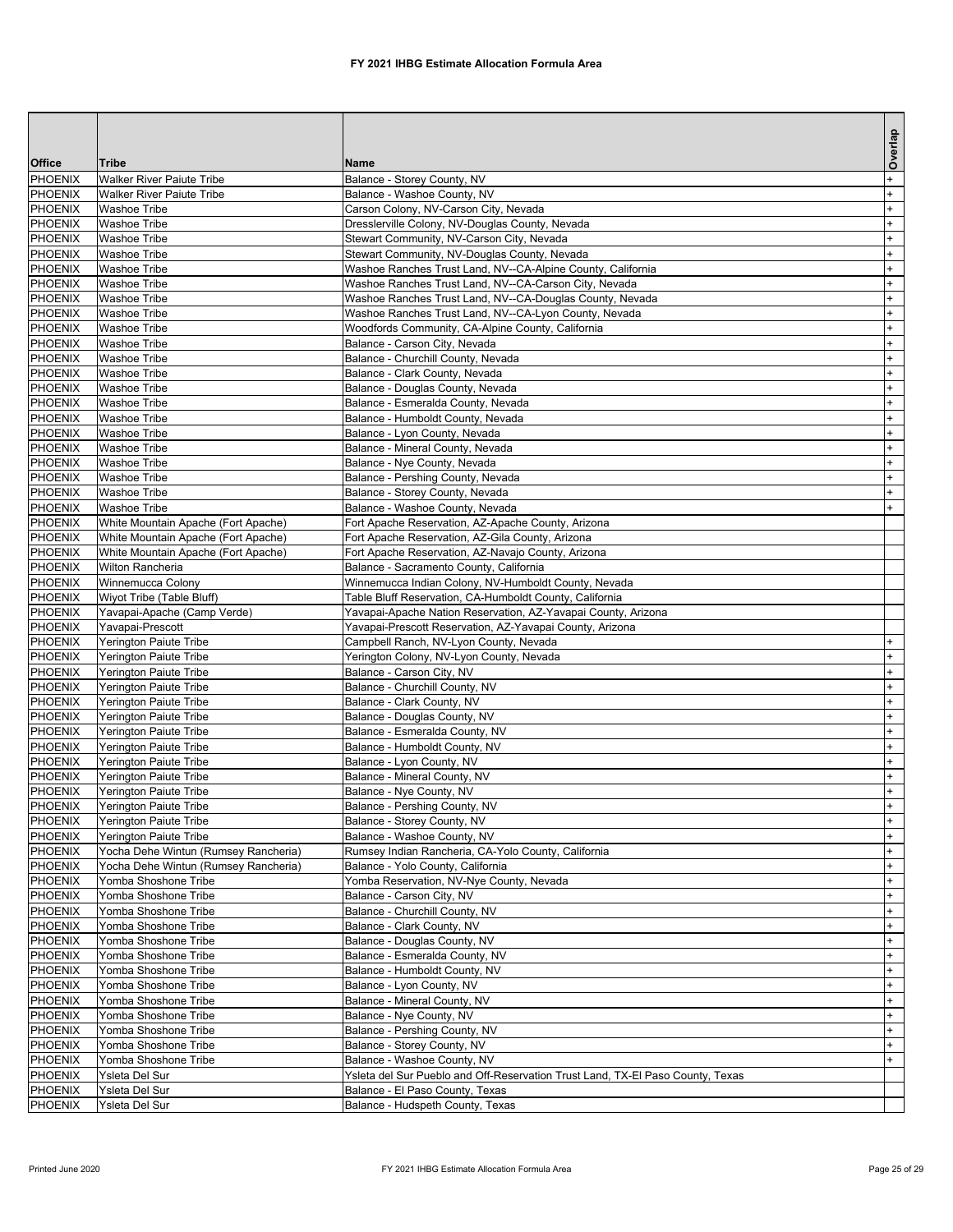# FY 2021 IHBG Estimate Allocation Formula Area

| Office | Tribe | Name | Overlap |
|---|---|---|---|
| PHOENIX | Walker River Paiute Tribe | Balance - Storey County, NV | + |
| PHOENIX | Walker River Paiute Tribe | Balance - Washoe County, NV | + |
| PHOENIX | Washoe Tribe | Carson Colony, NV-Carson City, Nevada | + |
| PHOENIX | Washoe Tribe | Dresslerville Colony, NV-Douglas County, Nevada | + |
| PHOENIX | Washoe Tribe | Stewart Community, NV-Carson City, Nevada | + |
| PHOENIX | Washoe Tribe | Stewart Community, NV-Douglas County, Nevada | + |
| PHOENIX | Washoe Tribe | Washoe Ranches Trust Land, NV--CA-Alpine County, California | + |
| PHOENIX | Washoe Tribe | Washoe Ranches Trust Land, NV--CA-Carson City, Nevada | + |
| PHOENIX | Washoe Tribe | Washoe Ranches Trust Land, NV--CA-Douglas County, Nevada | + |
| PHOENIX | Washoe Tribe | Washoe Ranches Trust Land, NV--CA-Lyon County, Nevada | + |
| PHOENIX | Washoe Tribe | Woodfords Community, CA-Alpine County, California | + |
| PHOENIX | Washoe Tribe | Balance - Carson City, Nevada | + |
| PHOENIX | Washoe Tribe | Balance - Churchill County, Nevada | + |
| PHOENIX | Washoe Tribe | Balance - Clark County, Nevada | + |
| PHOENIX | Washoe Tribe | Balance - Douglas County, Nevada | + |
| PHOENIX | Washoe Tribe | Balance - Esmeralda County, Nevada | + |
| PHOENIX | Washoe Tribe | Balance - Humboldt County, Nevada | + |
| PHOENIX | Washoe Tribe | Balance - Lyon County, Nevada | + |
| PHOENIX | Washoe Tribe | Balance - Mineral County, Nevada | + |
| PHOENIX | Washoe Tribe | Balance - Nye County, Nevada | + |
| PHOENIX | Washoe Tribe | Balance - Pershing County, Nevada | + |
| PHOENIX | Washoe Tribe | Balance - Storey County, Nevada | + |
| PHOENIX | Washoe Tribe | Balance - Washoe County, Nevada | + |
| PHOENIX | White Mountain Apache (Fort Apache) | Fort Apache Reservation, AZ-Apache County, Arizona | |
| PHOENIX | White Mountain Apache (Fort Apache) | Fort Apache Reservation, AZ-Gila County, Arizona | |
| PHOENIX | White Mountain Apache (Fort Apache) | Fort Apache Reservation, AZ-Navajo County, Arizona | |
| PHOENIX | Wilton Rancheria | Balance - Sacramento County, California | |
| PHOENIX | Winnemucca Colony | Winnemucca Indian Colony, NV-Humboldt County, Nevada | |
| PHOENIX | Wiyot Tribe (Table Bluff) | Table Bluff Reservation, CA-Humboldt County, California | |
| PHOENIX | Yavapai-Apache (Camp Verde) | Yavapai-Apache Nation Reservation, AZ-Yavapai County, Arizona | |
| PHOENIX | Yavapai-Prescott | Yavapai-Prescott Reservation, AZ-Yavapai County, Arizona | |
| PHOENIX | Yerington Paiute Tribe | Campbell Ranch, NV-Lyon County, Nevada | + |
| PHOENIX | Yerington Paiute Tribe | Yerington Colony, NV-Lyon County, Nevada | + |
| PHOENIX | Yerington Paiute Tribe | Balance - Carson City, NV | + |
| PHOENIX | Yerington Paiute Tribe | Balance - Churchill County, NV | + |
| PHOENIX | Yerington Paiute Tribe | Balance - Clark County, NV | + |
| PHOENIX | Yerington Paiute Tribe | Balance - Douglas County, NV | + |
| PHOENIX | Yerington Paiute Tribe | Balance - Esmeralda County, NV | + |
| PHOENIX | Yerington Paiute Tribe | Balance - Humboldt County, NV | + |
| PHOENIX | Yerington Paiute Tribe | Balance - Lyon County, NV | + |
| PHOENIX | Yerington Paiute Tribe | Balance - Mineral County, NV | + |
| PHOENIX | Yerington Paiute Tribe | Balance - Nye County, NV | + |
| PHOENIX | Yerington Paiute Tribe | Balance - Pershing County, NV | + |
| PHOENIX | Yerington Paiute Tribe | Balance - Storey County, NV | + |
| PHOENIX | Yerington Paiute Tribe | Balance - Washoe County, NV | + |
| PHOENIX | Yocha Dehe Wintun (Rumsey Rancheria) | Rumsey Indian Rancheria, CA-Yolo County, California | + |
| PHOENIX | Yocha Dehe Wintun (Rumsey Rancheria) | Balance - Yolo County, California | + |
| PHOENIX | Yomba Shoshone Tribe | Yomba Reservation, NV-Nye County, Nevada | + |
| PHOENIX | Yomba Shoshone Tribe | Balance - Carson City, NV | + |
| PHOENIX | Yomba Shoshone Tribe | Balance - Churchill County, NV | + |
| PHOENIX | Yomba Shoshone Tribe | Balance - Clark County, NV | + |
| PHOENIX | Yomba Shoshone Tribe | Balance - Douglas County, NV | + |
| PHOENIX | Yomba Shoshone Tribe | Balance - Esmeralda County, NV | + |
| PHOENIX | Yomba Shoshone Tribe | Balance - Humboldt County, NV | + |
| PHOENIX | Yomba Shoshone Tribe | Balance - Lyon County, NV | + |
| PHOENIX | Yomba Shoshone Tribe | Balance - Mineral County, NV | + |
| PHOENIX | Yomba Shoshone Tribe | Balance - Nye County, NV | + |
| PHOENIX | Yomba Shoshone Tribe | Balance - Pershing County, NV | + |
| PHOENIX | Yomba Shoshone Tribe | Balance - Storey County, NV | + |
| PHOENIX | Yomba Shoshone Tribe | Balance - Washoe County, NV | + |
| PHOENIX | Ysleta Del Sur | Ysleta del Sur Pueblo and Off-Reservation Trust Land, TX-El Paso County, Texas | |
| PHOENIX | Ysleta Del Sur | Balance - El Paso County, Texas | |
| PHOENIX | Ysleta Del Sur | Balance - Hudspeth County, Texas | |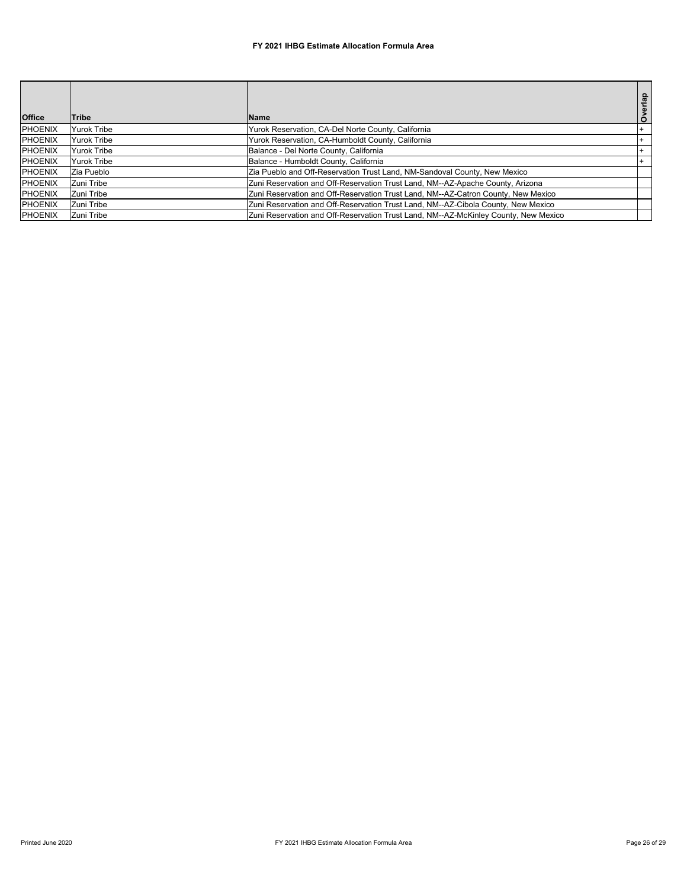**FY 2021 IHBG Estimate Allocation Formula Area**

| Office | Tribe | Name | Overlap |
|---|---|---|---|
| PHOENIX | Yurok Tribe | Yurok Reservation, CA-Del Norte County, California | + |
| PHOENIX | Yurok Tribe | Yurok Reservation, CA-Humboldt County, California | + |
| PHOENIX | Yurok Tribe | Balance - Del Norte County, California | + |
| PHOENIX | Yurok Tribe | Balance - Humboldt County, California | + |
| PHOENIX | Zia Pueblo | Zia Pueblo and Off-Reservation Trust Land, NM-Sandoval County, New Mexico | |
| PHOENIX | Zuni Tribe | Zuni Reservation and Off-Reservation Trust Land, NM--AZ-Apache County, Arizona | |
| PHOENIX | Zuni Tribe | Zuni Reservation and Off-Reservation Trust Land, NM--AZ-Catron County, New Mexico | |
| PHOENIX | Zuni Tribe | Zuni Reservation and Off-Reservation Trust Land, NM--AZ-Cibola County, New Mexico | |
| PHOENIX | Zuni Tribe | Zuni Reservation and Off-Reservation Trust Land, NM--AZ-McKinley County, New Mexico | |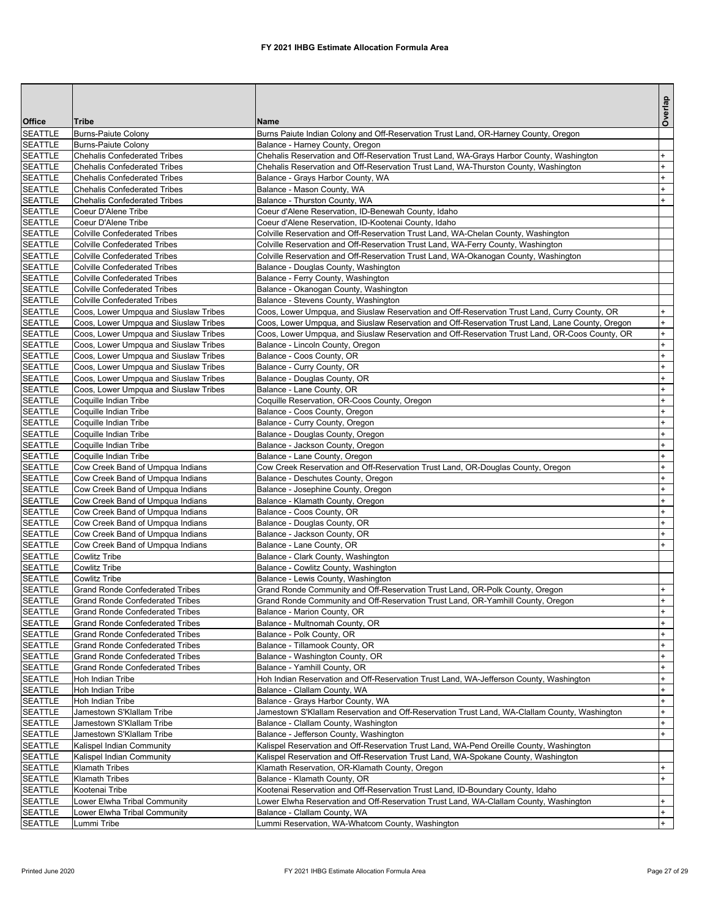# FY 2021 IHBG Estimate Allocation Formula Area

| Office | Tribe | Name | Overlap |
|---|---|---|---|
| SEATTLE | Burns-Paiute Colony | Burns Paiute Indian Colony and Off-Reservation Trust Land, OR-Harney County, Oregon | |
| SEATTLE | Burns-Paiute Colony | Balance - Harney County, Oregon | |
| SEATTLE | Chehalis Confederated Tribes | Chehalis Reservation and Off-Reservation Trust Land, WA-Grays Harbor County, Washington | + |
| SEATTLE | Chehalis Confederated Tribes | Chehalis Reservation and Off-Reservation Trust Land, WA-Thurston County, Washington | + |
| SEATTLE | Chehalis Confederated Tribes | Balance - Grays Harbor County, WA | + |
| SEATTLE | Chehalis Confederated Tribes | Balance - Mason County, WA | + |
| SEATTLE | Chehalis Confederated Tribes | Balance - Thurston County, WA | + |
| SEATTLE | Coeur D'Alene Tribe | Coeur d'Alene Reservation, ID-Benewah County, Idaho | |
| SEATTLE | Coeur D'Alene Tribe | Coeur d'Alene Reservation, ID-Kootenai County, Idaho | |
| SEATTLE | Colville Confederated Tribes | Colville Reservation and Off-Reservation Trust Land, WA-Chelan County, Washington | |
| SEATTLE | Colville Confederated Tribes | Colville Reservation and Off-Reservation Trust Land, WA-Ferry County, Washington | |
| SEATTLE | Colville Confederated Tribes | Colville Reservation and Off-Reservation Trust Land, WA-Okanogan County, Washington | |
| SEATTLE | Colville Confederated Tribes | Balance - Douglas County, Washington | |
| SEATTLE | Colville Confederated Tribes | Balance - Ferry County, Washington | |
| SEATTLE | Colville Confederated Tribes | Balance - Okanogan County, Washington | |
| SEATTLE | Colville Confederated Tribes | Balance - Stevens County, Washington | |
| SEATTLE | Coos, Lower Umpqua and Siuslaw Tribes | Coos, Lower Umpqua, and Siuslaw Reservation and Off-Reservation Trust Land, Curry County, OR | + |
| SEATTLE | Coos, Lower Umpqua and Siuslaw Tribes | Coos, Lower Umpqua, and Siuslaw Reservation and Off-Reservation Trust Land, Lane County, Oregon | + |
| SEATTLE | Coos, Lower Umpqua and Siuslaw Tribes | Coos, Lower Umpqua, and Siuslaw Reservation and Off-Reservation Trust Land, OR-Coos County, OR | + |
| SEATTLE | Coos, Lower Umpqua and Siuslaw Tribes | Balance - Lincoln County, Oregon | + |
| SEATTLE | Coos, Lower Umpqua and Siuslaw Tribes | Balance - Coos County, OR | + |
| SEATTLE | Coos, Lower Umpqua and Siuslaw Tribes | Balance - Curry County, OR | + |
| SEATTLE | Coos, Lower Umpqua and Siuslaw Tribes | Balance - Douglas County, OR | + |
| SEATTLE | Coos, Lower Umpqua and Siuslaw Tribes | Balance - Lane County, OR | + |
| SEATTLE | Coquille Indian Tribe | Coquille Reservation, OR-Coos County, Oregon | + |
| SEATTLE | Coquille Indian Tribe | Balance - Coos County, Oregon | + |
| SEATTLE | Coquille Indian Tribe | Balance - Curry County, Oregon | + |
| SEATTLE | Coquille Indian Tribe | Balance - Douglas County, Oregon | + |
| SEATTLE | Coquille Indian Tribe | Balance - Jackson County, Oregon | + |
| SEATTLE | Coquille Indian Tribe | Balance - Lane County, Oregon | + |
| SEATTLE | Cow Creek Band of Umpqua Indians | Cow Creek Reservation and Off-Reservation Trust Land, OR-Douglas County, Oregon | + |
| SEATTLE | Cow Creek Band of Umpqua Indians | Balance - Deschutes County, Oregon | + |
| SEATTLE | Cow Creek Band of Umpqua Indians | Balance - Josephine County, Oregon | + |
| SEATTLE | Cow Creek Band of Umpqua Indians | Balance - Klamath County, Oregon | + |
| SEATTLE | Cow Creek Band of Umpqua Indians | Balance - Coos County, OR | + |
| SEATTLE | Cow Creek Band of Umpqua Indians | Balance - Douglas County, OR | + |
| SEATTLE | Cow Creek Band of Umpqua Indians | Balance - Jackson County, OR | + |
| SEATTLE | Cow Creek Band of Umpqua Indians | Balance - Lane County, OR | + |
| SEATTLE | Cowlitz Tribe | Balance - Clark County, Washington | |
| SEATTLE | Cowlitz Tribe | Balance - Cowlitz County, Washington | |
| SEATTLE | Cowlitz Tribe | Balance - Lewis County, Washington | |
| SEATTLE | Grand Ronde Confederated Tribes | Grand Ronde Community and Off-Reservation Trust Land, OR-Polk County, Oregon | + |
| SEATTLE | Grand Ronde Confederated Tribes | Grand Ronde Community and Off-Reservation Trust Land, OR-Yamhill County, Oregon | + |
| SEATTLE | Grand Ronde Confederated Tribes | Balance - Marion County, OR | + |
| SEATTLE | Grand Ronde Confederated Tribes | Balance - Multnomah County, OR | + |
| SEATTLE | Grand Ronde Confederated Tribes | Balance - Polk County, OR | + |
| SEATTLE | Grand Ronde Confederated Tribes | Balance - Tillamook County, OR | + |
| SEATTLE | Grand Ronde Confederated Tribes | Balance - Washington County, OR | + |
| SEATTLE | Grand Ronde Confederated Tribes | Balance - Yamhill County, OR | + |
| SEATTLE | Hoh Indian Tribe | Hoh Indian Reservation and Off-Reservation Trust Land, WA-Jefferson County, Washington | + |
| SEATTLE | Hoh Indian Tribe | Balance - Clallam County, WA | + |
| SEATTLE | Hoh Indian Tribe | Balance - Grays Harbor County, WA | + |
| SEATTLE | Jamestown S'Klallam Tribe | Jamestown S'Klallam Reservation and Off-Reservation Trust Land, WA-Clallam County, Washington | + |
| SEATTLE | Jamestown S'Klallam Tribe | Balance - Clallam County, Washington | + |
| SEATTLE | Jamestown S'Klallam Tribe | Balance - Jefferson County, Washington | + |
| SEATTLE | Kalispel Indian Community | Kalispel Reservation and Off-Reservation Trust Land, WA-Pend Oreille County, Washington | |
| SEATTLE | Kalispel Indian Community | Kalispel Reservation and Off-Reservation Trust Land, WA-Spokane County, Washington | |
| SEATTLE | Klamath Tribes | Klamath Reservation, OR-Klamath County, Oregon | + |
| SEATTLE | Klamath Tribes | Balance - Klamath County, OR | + |
| SEATTLE | Kootenai Tribe | Kootenai Reservation and Off-Reservation Trust Land, ID-Boundary County, Idaho | |
| SEATTLE | Lower Elwha Tribal Community | Lower Elwha Reservation and Off-Reservation Trust Land, WA-Clallam County, Washington | + |
| SEATTLE | Lower Elwha Tribal Community | Balance - Clallam County, WA | + |
| SEATTLE | Lummi Tribe | Lummi Reservation, WA-Whatcom County, Washington | + |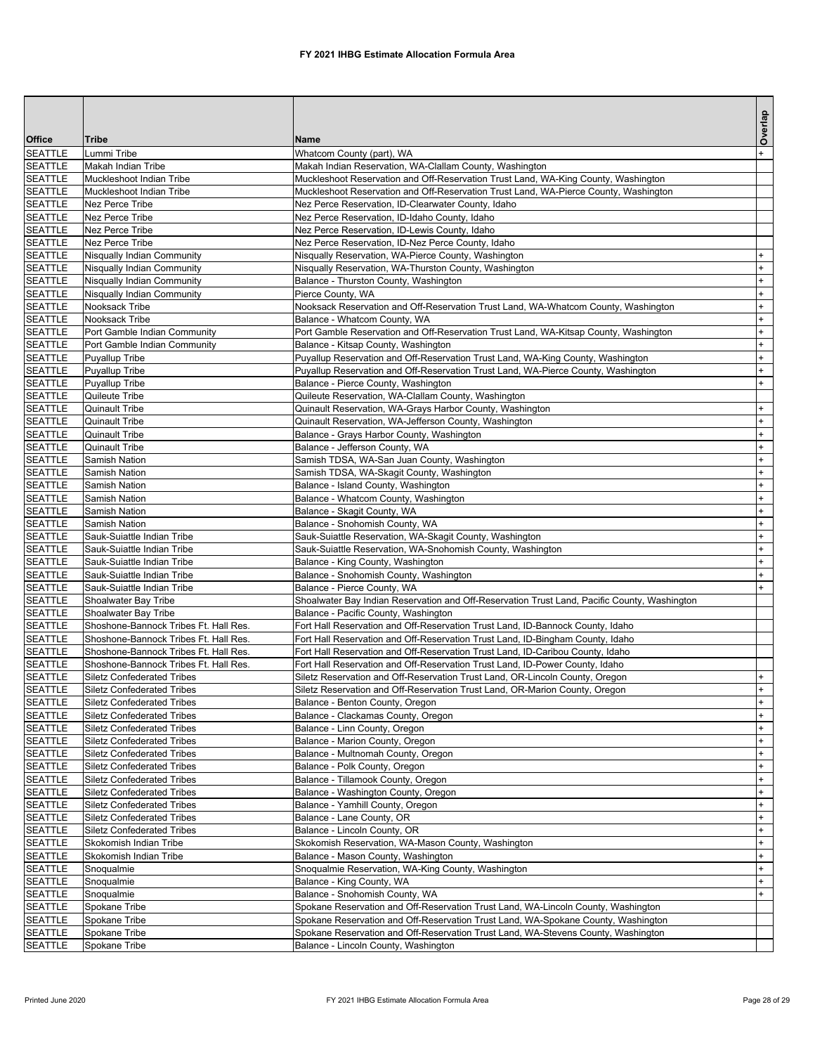# FY 2021 IHBG Estimate Allocation Formula Area

| Office | Tribe | Name | Overlap |
|---|---|---|---|
| SEATTLE | Lummi Tribe | Whatcom County (part), WA | + |
| SEATTLE | Makah Indian Tribe | Makah Indian Reservation, WA-Clallam County, Washington | |
| SEATTLE | Muckleshoot Indian Tribe | Muckleshoot Reservation and Off-Reservation Trust Land, WA-King County, Washington | |
| SEATTLE | Muckleshoot Indian Tribe | Muckleshoot Reservation and Off-Reservation Trust Land, WA-Pierce County, Washington | |
| SEATTLE | Nez Perce Tribe | Nez Perce Reservation, ID-Clearwater County, Idaho | |
| SEATTLE | Nez Perce Tribe | Nez Perce Reservation, ID-Idaho County, Idaho | |
| SEATTLE | Nez Perce Tribe | Nez Perce Reservation, ID-Lewis County, Idaho | |
| SEATTLE | Nez Perce Tribe | Nez Perce Reservation, ID-Nez Perce County, Idaho | |
| SEATTLE | Nisqually Indian Community | Nisqually Reservation, WA-Pierce County, Washington | + |
| SEATTLE | Nisqually Indian Community | Nisqually Reservation, WA-Thurston County, Washington | + |
| SEATTLE | Nisqually Indian Community | Balance - Thurston County, Washington | + |
| SEATTLE | Nisqually Indian Community | Pierce County, WA | + |
| SEATTLE | Nooksack Tribe | Nooksack Reservation and Off-Reservation Trust Land, WA-Whatcom County, Washington | + |
| SEATTLE | Nooksack Tribe | Balance - Whatcom County, WA | + |
| SEATTLE | Port Gamble Indian Community | Port Gamble Reservation and Off-Reservation Trust Land, WA-Kitsap County, Washington | + |
| SEATTLE | Port Gamble Indian Community | Balance - Kitsap County, Washington | + |
| SEATTLE | Puyallup Tribe | Puyallup Reservation and Off-Reservation Trust Land, WA-King County, Washington | + |
| SEATTLE | Puyallup Tribe | Puyallup Reservation and Off-Reservation Trust Land, WA-Pierce County, Washington | + |
| SEATTLE | Puyallup Tribe | Balance - Pierce County, Washington | + |
| SEATTLE | Quileute Tribe | Quileute Reservation, WA-Clallam County, Washington | |
| SEATTLE | Quinault Tribe | Quinault Reservation, WA-Grays Harbor County, Washington | + |
| SEATTLE | Quinault Tribe | Quinault Reservation, WA-Jefferson County, Washington | + |
| SEATTLE | Quinault Tribe | Balance - Grays Harbor County, Washington | + |
| SEATTLE | Quinault Tribe | Balance - Jefferson County, WA | + |
| SEATTLE | Samish Nation | Samish TDSA, WA-San Juan County, Washington | + |
| SEATTLE | Samish Nation | Samish TDSA, WA-Skagit County, Washington | + |
| SEATTLE | Samish Nation | Balance - Island County, Washington | + |
| SEATTLE | Samish Nation | Balance - Whatcom County, Washington | + |
| SEATTLE | Samish Nation | Balance - Skagit County, WA | + |
| SEATTLE | Samish Nation | Balance - Snohomish County, WA | + |
| SEATTLE | Sauk-Suiattle Indian Tribe | Sauk-Suiattle Reservation, WA-Skagit County, Washington | + |
| SEATTLE | Sauk-Suiattle Indian Tribe | Sauk-Suiattle Reservation, WA-Snohomish County, Washington | + |
| SEATTLE | Sauk-Suiattle Indian Tribe | Balance - King County, Washington | + |
| SEATTLE | Sauk-Suiattle Indian Tribe | Balance - Snohomish County, Washington | + |
| SEATTLE | Sauk-Suiattle Indian Tribe | Balance - Pierce County, WA | + |
| SEATTLE | Shoalwater Bay Tribe | Shoalwater Bay Indian Reservation and Off-Reservation Trust Land, Pacific County, Washington | |
| SEATTLE | Shoalwater Bay Tribe | Balance - Pacific County, Washington | |
| SEATTLE | Shoshone-Bannock Tribes Ft. Hall Res. | Fort Hall Reservation and Off-Reservation Trust Land, ID-Bannock County, Idaho | |
| SEATTLE | Shoshone-Bannock Tribes Ft. Hall Res. | Fort Hall Reservation and Off-Reservation Trust Land, ID-Bingham County, Idaho | |
| SEATTLE | Shoshone-Bannock Tribes Ft. Hall Res. | Fort Hall Reservation and Off-Reservation Trust Land, ID-Caribou County, Idaho | |
| SEATTLE | Shoshone-Bannock Tribes Ft. Hall Res. | Fort Hall Reservation and Off-Reservation Trust Land, ID-Power County, Idaho | |
| SEATTLE | Siletz Confederated Tribes | Siletz Reservation and Off-Reservation Trust Land, OR-Lincoln County, Oregon | + |
| SEATTLE | Siletz Confederated Tribes | Siletz Reservation and Off-Reservation Trust Land, OR-Marion County, Oregon | + |
| SEATTLE | Siletz Confederated Tribes | Balance - Benton County, Oregon | + |
| SEATTLE | Siletz Confederated Tribes | Balance - Clackamas County, Oregon | + |
| SEATTLE | Siletz Confederated Tribes | Balance - Linn County, Oregon | + |
| SEATTLE | Siletz Confederated Tribes | Balance - Marion County, Oregon | + |
| SEATTLE | Siletz Confederated Tribes | Balance - Multnomah County, Oregon | + |
| SEATTLE | Siletz Confederated Tribes | Balance - Polk County, Oregon | + |
| SEATTLE | Siletz Confederated Tribes | Balance - Tillamook County, Oregon | + |
| SEATTLE | Siletz Confederated Tribes | Balance - Washington County, Oregon | + |
| SEATTLE | Siletz Confederated Tribes | Balance - Yamhill County, Oregon | + |
| SEATTLE | Siletz Confederated Tribes | Balance - Lane County, OR | + |
| SEATTLE | Siletz Confederated Tribes | Balance - Lincoln County, OR | + |
| SEATTLE | Skokomish Indian Tribe | Skokomish Reservation, WA-Mason County, Washington | + |
| SEATTLE | Skokomish Indian Tribe | Balance - Mason County, Washington | + |
| SEATTLE | Snoqualmie | Snoqualmie Reservation, WA-King County, Washington | + |
| SEATTLE | Snoqualmie | Balance - King County, WA | + |
| SEATTLE | Snoqualmie | Balance - Snohomish County, WA | + |
| SEATTLE | Spokane Tribe | Spokane Reservation and Off-Reservation Trust Land, WA-Lincoln County, Washington | |
| SEATTLE | Spokane Tribe | Spokane Reservation and Off-Reservation Trust Land, WA-Spokane County, Washington | |
| SEATTLE | Spokane Tribe | Spokane Reservation and Off-Reservation Trust Land, WA-Stevens County, Washington | |
| SEATTLE | Spokane Tribe | Balance - Lincoln County, Washington | |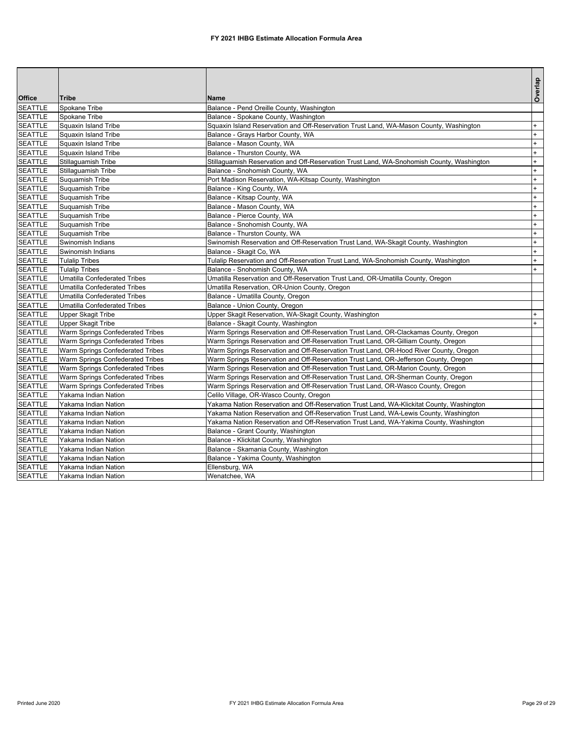# FY 2021 IHBG Estimate Allocation Formula Area

| Office | Tribe | Name | Overlap |
|---|---|---|---|
| SEATTLE | Spokane Tribe | Balance - Pend Oreille County, Washington | |
| SEATTLE | Spokane Tribe | Balance - Spokane County, Washington | |
| SEATTLE | Squaxin Island Tribe | Squaxin Island Reservation and Off-Reservation Trust Land, WA-Mason County, Washington | + |
| SEATTLE | Squaxin Island Tribe | Balance - Grays Harbor County, WA | + |
| SEATTLE | Squaxin Island Tribe | Balance - Mason County, WA | + |
| SEATTLE | Squaxin Island Tribe | Balance - Thurston County, WA | + |
| SEATTLE | Stillaguamish Tribe | Stillaguamish Reservation and Off-Reservation Trust Land, WA-Snohomish County, Washington | + |
| SEATTLE | Stillaguamish Tribe | Balance - Snohomish County, WA | + |
| SEATTLE | Suquamish Tribe | Port Madison Reservation, WA-Kitsap County, Washington | + |
| SEATTLE | Suquamish Tribe | Balance - King County, WA | + |
| SEATTLE | Suquamish Tribe | Balance - Kitsap County, WA | + |
| SEATTLE | Suquamish Tribe | Balance - Mason County, WA | + |
| SEATTLE | Suquamish Tribe | Balance - Pierce County, WA | + |
| SEATTLE | Suquamish Tribe | Balance - Snohomish County, WA | + |
| SEATTLE | Suquamish Tribe | Balance - Thurston County, WA | + |
| SEATTLE | Swinomish Indians | Swinomish Reservation and Off-Reservation Trust Land, WA-Skagit County, Washington | + |
| SEATTLE | Swinomish Indians | Balance - Skagit Co, WA | + |
| SEATTLE | Tulalip Tribes | Tulalip Reservation and Off-Reservation Trust Land, WA-Snohomish County, Washington | + |
| SEATTLE | Tulalip Tribes | Balance - Snohomish County, WA | + |
| SEATTLE | Umatilla Confederated Tribes | Umatilla Reservation and Off-Reservation Trust Land, OR-Umatilla County, Oregon | |
| SEATTLE | Umatilla Confederated Tribes | Umatilla Reservation, OR-Union County, Oregon | |
| SEATTLE | Umatilla Confederated Tribes | Balance - Umatilla County, Oregon | |
| SEATTLE | Umatilla Confederated Tribes | Balance - Union County, Oregon | |
| SEATTLE | Upper Skagit Tribe | Upper Skagit Reservation, WA-Skagit County, Washington | + |
| SEATTLE | Upper Skagit Tribe | Balance - Skagit County, Washington | + |
| SEATTLE | Warm Springs Confederated Tribes | Warm Springs Reservation and Off-Reservation Trust Land, OR-Clackamas County, Oregon | |
| SEATTLE | Warm Springs Confederated Tribes | Warm Springs Reservation and Off-Reservation Trust Land, OR-Gilliam County, Oregon | |
| SEATTLE | Warm Springs Confederated Tribes | Warm Springs Reservation and Off-Reservation Trust Land, OR-Hood River County, Oregon | |
| SEATTLE | Warm Springs Confederated Tribes | Warm Springs Reservation and Off-Reservation Trust Land, OR-Jefferson County, Oregon | |
| SEATTLE | Warm Springs Confederated Tribes | Warm Springs Reservation and Off-Reservation Trust Land, OR-Marion County, Oregon | |
| SEATTLE | Warm Springs Confederated Tribes | Warm Springs Reservation and Off-Reservation Trust Land, OR-Sherman County, Oregon | |
| SEATTLE | Warm Springs Confederated Tribes | Warm Springs Reservation and Off-Reservation Trust Land, OR-Wasco County, Oregon | |
| SEATTLE | Yakama Indian Nation | Celilo Village, OR-Wasco County, Oregon | |
| SEATTLE | Yakama Indian Nation | Yakama Nation Reservation and Off-Reservation Trust Land, WA-Klickitat County, Washington | |
| SEATTLE | Yakama Indian Nation | Yakama Nation Reservation and Off-Reservation Trust Land, WA-Lewis County, Washington | |
| SEATTLE | Yakama Indian Nation | Yakama Nation Reservation and Off-Reservation Trust Land, WA-Yakima County, Washington | |
| SEATTLE | Yakama Indian Nation | Balance - Grant County, Washington | |
| SEATTLE | Yakama Indian Nation | Balance - Klickitat County, Washington | |
| SEATTLE | Yakama Indian Nation | Balance - Skamania County, Washington | |
| SEATTLE | Yakama Indian Nation | Balance - Yakima County, Washington | |
| SEATTLE | Yakama Indian Nation | Ellensburg, WA | |
| SEATTLE | Yakama Indian Nation | Wenatchee, WA | |